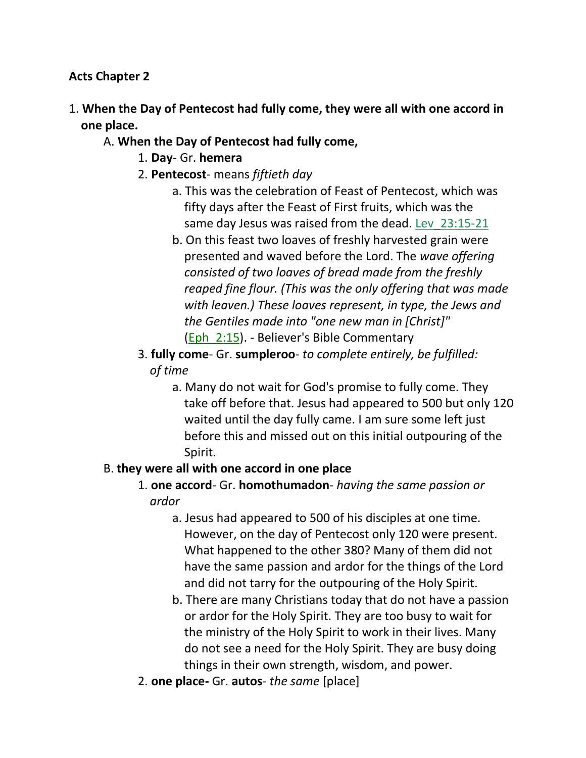**Acts Chapter 2**

1. **When the Day of Pentecost had fully come, they were all with one accord in one place.**
    - A. **When the Day of Pentecost had fully come,**
        1. **Day**- Gr. **hemera**
        2. **Pentecost**- means *fiftieth day*
            - a. This was the celebration of Feast of Pentecost, which was fifty days after the Feast of First fruits, which was the same day Jesus was raised from the dead. Lev_23:15-21
            - b. On this feast two loaves of freshly harvested grain were presented and waved before the Lord. The *wave offering consisted of two loaves of bread made from the freshly reaped fine flour. (This was the only offering that was made with leaven.) These loaves represent, in type, the Jews and the Gentiles made into "one new man in [Christ]"* (Eph_2:15). - Believer's Bible Commentary
        3. **fully come**- Gr. **sumpleroo**- *to complete entirely, be fulfilled: of time*
            - a. Many do not wait for God's promise to fully come. They take off before that. Jesus had appeared to 500 but only 120 waited until the day fully came. I am sure some left just before this and missed out on this initial outpouring of the Spirit.
    - B. **they were all with one accord in one place**
        1. **one accord**- Gr. **homothumadon**- *having the same passion or ardor*
            - a. Jesus had appeared to 500 of his disciples at one time. However, on the day of Pentecost only 120 were present. What happened to the other 380? Many of them did not have the same passion and ardor for the things of the Lord and did not tarry for the outpouring of the Holy Spirit.
            - b. There are many Christians today that do not have a passion or ardor for the Holy Spirit. They are too busy to wait for the ministry of the Holy Spirit to work in their lives. Many do not see a need for the Holy Spirit. They are busy doing things in their own strength, wisdom, and power.
        2. **one place-** Gr. **autos**- *the same* [place]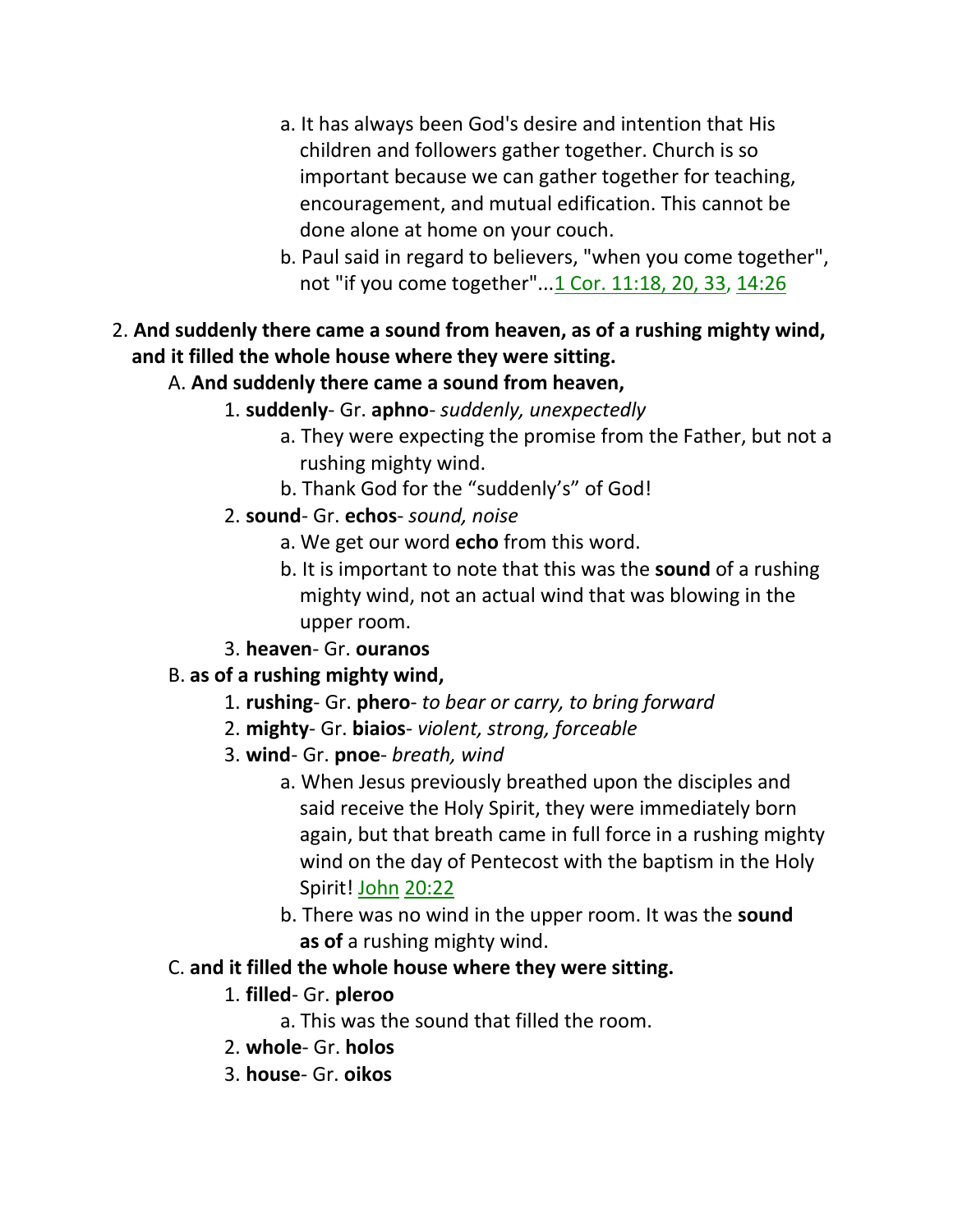a. It has always been God's desire and intention that His children and followers gather together. Church is so important because we can gather together for teaching, encouragement, and mutual edification. This cannot be done alone at home on your couch.
   b. Paul said in regard to believers, "when you come together", not "if you come together"...1 Cor. 11:18, 20, 33, 14:26

2. **And suddenly there came a sound from heaven, as of a rushing mighty wind, and it filled the whole house where they were sitting.**
   A. **And suddenly there came a sound from heaven,**
      1. **suddenly**- Gr. **aphno**- *suddenly, unexpectedly*
         a. They were expecting the promise from the Father, but not a rushing mighty wind.
         b. Thank God for the "suddenly's" of God!
      2. **sound**- Gr. **echos**- *sound, noise*
         a. We get our word **echo** from this word.
         b. It is important to note that this was the **sound** of a rushing mighty wind, not an actual wind that was blowing in the upper room.
      3. **heaven**- Gr. **ouranos**
   B. **as of a rushing mighty wind,**
      1. **rushing**- Gr. **phero**- *to bear or carry, to bring forward*
      2. **mighty**- Gr. **biaios**- *violent, strong, forceable*
      3. **wind**- Gr. **pnoe**- *breath, wind*
         a. When Jesus previously breathed upon the disciples and said receive the Holy Spirit, they were immediately born again, but that breath came in full force in a rushing mighty wind on the day of Pentecost with the baptism in the Holy Spirit! John 20:22
         b. There was no wind in the upper room. It was the **sound as of** a rushing mighty wind.
   C. **and it filled the whole house where they were sitting.**
      1. **filled**- Gr. **pleroo**
         a. This was the sound that filled the room.
      2. **whole**- Gr. **holos**
      3. **house**- Gr. **oikos**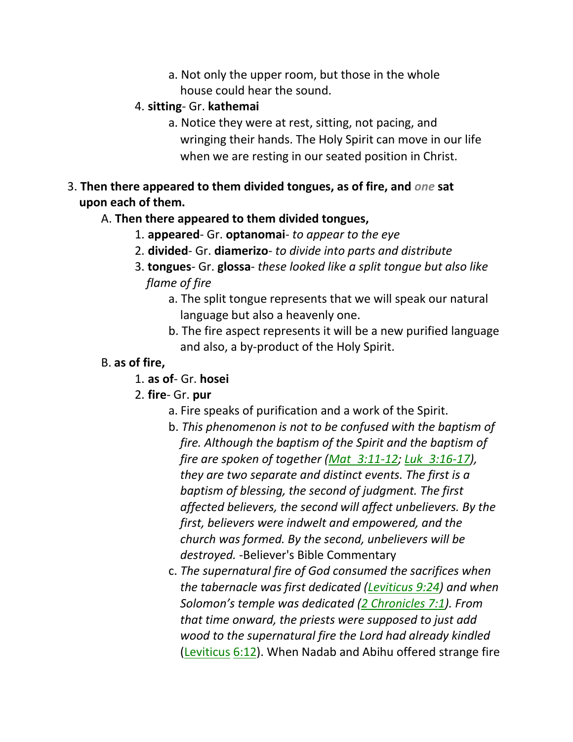a. Not only the upper room, but those in the whole house could hear the sound.

4. **sitting**- Gr. **kathemai**
   a. Notice they were at rest, sitting, not pacing, and wringing their hands. The Holy Spirit can move in our life when we are resting in our seated position in Christ.

3. **Then there appeared to them divided tongues, as of fire, and** *one* **sat upon each of them.**

A. **Then there appeared to them divided tongues,**

1. **appeared**- Gr. **optanomai**- *to appear to the eye*
2. **divided**- Gr. **diamerizo**- *to divide into parts and distribute*
3. **tongues**- Gr. **glossa**- *these looked like a split tongue but also like flame of fire*
   a. The split tongue represents that we will speak our natural language but also a heavenly one.
   b. The fire aspect represents it will be a new purified language and also, a by-product of the Holy Spirit.

B. **as of fire,**

1. **as of**- Gr. **hosei**
2. **fire**- Gr. **pur**
   a. Fire speaks of purification and a work of the Spirit.
   b. *This phenomenon is not to be confused with the baptism of fire. Although the baptism of the Spirit and the baptism of fire are spoken of together (Mat 3:11-12; Luk 3:16-17), they are two separate and distinct events. The first is a baptism of blessing, the second of judgment. The first affected believers, the second will affect unbelievers. By the first, believers were indwelt and empowered, and the church was formed. By the second, unbelievers will be destroyed.* -Believer's Bible Commentary
   c. *The supernatural fire of God consumed the sacrifices when the tabernacle was first dedicated (Leviticus 9:24) and when Solomon's temple was dedicated (2 Chronicles 7:1). From that time onward, the priests were supposed to just add wood to the supernatural fire the Lord had already kindled* (Leviticus 6:12). When Nadab and Abihu offered strange fire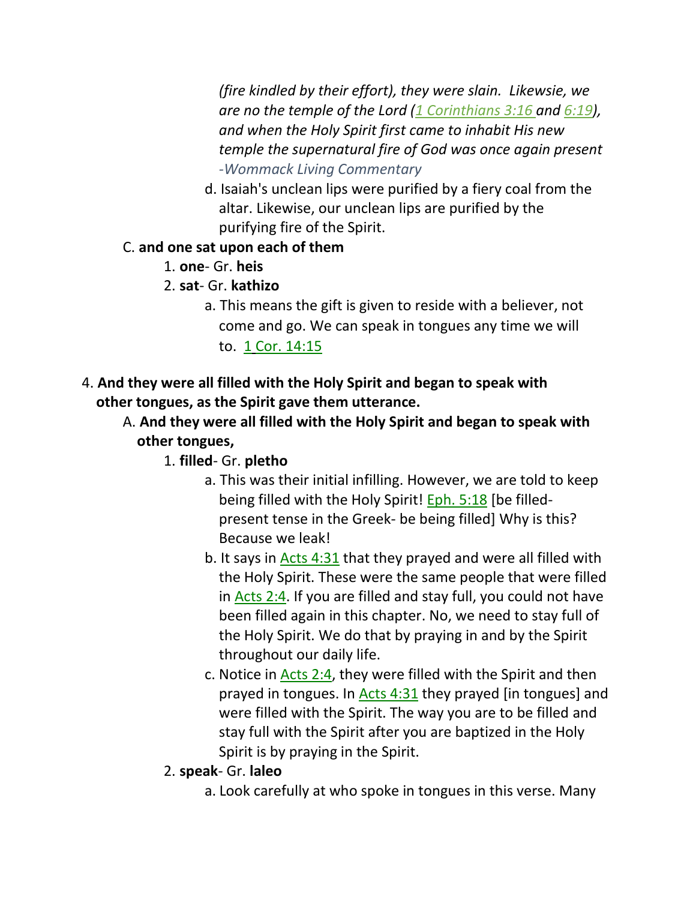*(fire kindled by their effort), they were slain. Likewsie, we are no the temple of the Lord (1 Corinthians 3:16 and 6:19), and when the Holy Spirit first came to inhabit His new temple the supernatural fire of God was once again present -Wommack Living Commentary*

d. Isaiah's unclean lips were purified by a fiery coal from the altar. Likewise, our unclean lips are purified by the purifying fire of the Spirit.

C. **and one sat upon each of them**

1. **one**- Gr. **heis**
2. **sat**- Gr. **kathizo**
   a. This means the gift is given to reside with a believer, not come and go. We can speak in tongues any time we will to. 1 Cor. 14:15

4. **And they were all filled with the Holy Spirit and began to speak with other tongues, as the Spirit gave them utterance.**

A. **And they were all filled with the Holy Spirit and began to speak with other tongues,**

1. **filled**- Gr. **pletho**
   a. This was their initial infilling. However, we are told to keep being filled with the Holy Spirit! Eph. 5:18 [be filled- present tense in the Greek- be being filled] Why is this? Because we leak!
   b. It says in Acts 4:31 that they prayed and were all filled with the Holy Spirit. These were the same people that were filled in Acts 2:4. If you are filled and stay full, you could not have been filled again in this chapter. No, we need to stay full of the Holy Spirit. We do that by praying in and by the Spirit throughout our daily life.
   c. Notice in Acts 2:4, they were filled with the Spirit and then prayed in tongues. In Acts 4:31 they prayed [in tongues] and were filled with the Spirit. The way you are to be filled and stay full with the Spirit after you are baptized in the Holy Spirit is by praying in the Spirit.
2. **speak**- Gr. **laleo**
   a. Look carefully at who spoke in tongues in this verse. Many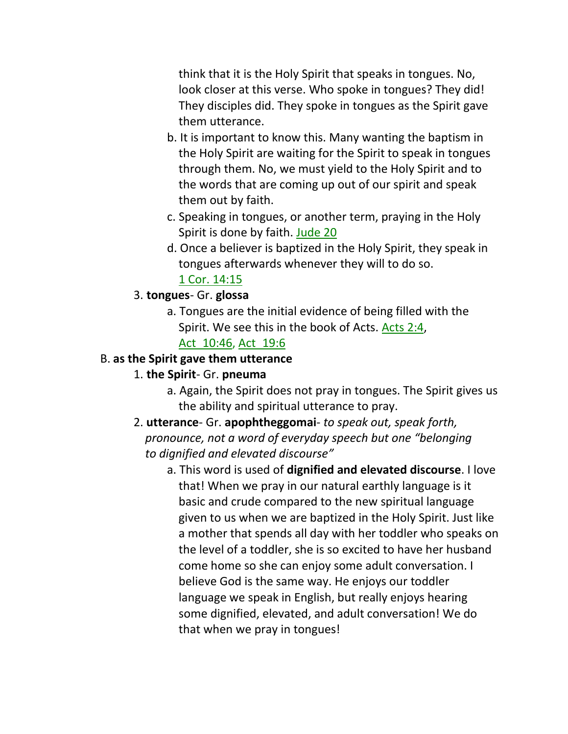think that it is the Holy Spirit that speaks in tongues. No, look closer at this verse. Who spoke in tongues? They did! They disciples did. They spoke in tongues as the Spirit gave them utterance.

b. It is important to know this. Many wanting the baptism in the Holy Spirit are waiting for the Spirit to speak in tongues through them. No, we must yield to the Holy Spirit and to the words that are coming up out of our spirit and speak them out by faith.

c. Speaking in tongues, or another term, praying in the Holy Spirit is done by faith. Jude 20

d. Once a believer is baptized in the Holy Spirit, they speak in tongues afterwards whenever they will to do so. 1 Cor. 14:15

3. **tongues**- Gr. **glossa**

   a. Tongues are the initial evidence of being filled with the Spirit. We see this in the book of Acts. Acts 2:4, Act 10:46, Act 19:6

B. **as the Spirit gave them utterance**

1. **the Spirit**- Gr. **pneuma**

   a. Again, the Spirit does not pray in tongues. The Spirit gives us the ability and spiritual utterance to pray.

2. **utterance**- Gr. **apophtheggomai**- *to speak out, speak forth, pronounce, not a word of everyday speech but one "belonging to dignified and elevated discourse"*

   a. This word is used of **dignified and elevated discourse**. I love that! When we pray in our natural earthly language is it basic and crude compared to the new spiritual language given to us when we are baptized in the Holy Spirit. Just like a mother that spends all day with her toddler who speaks on the level of a toddler, she is so excited to have her husband come home so she can enjoy some adult conversation. I believe God is the same way. He enjoys our toddler language we speak in English, but really enjoys hearing some dignified, elevated, and adult conversation! We do that when we pray in tongues!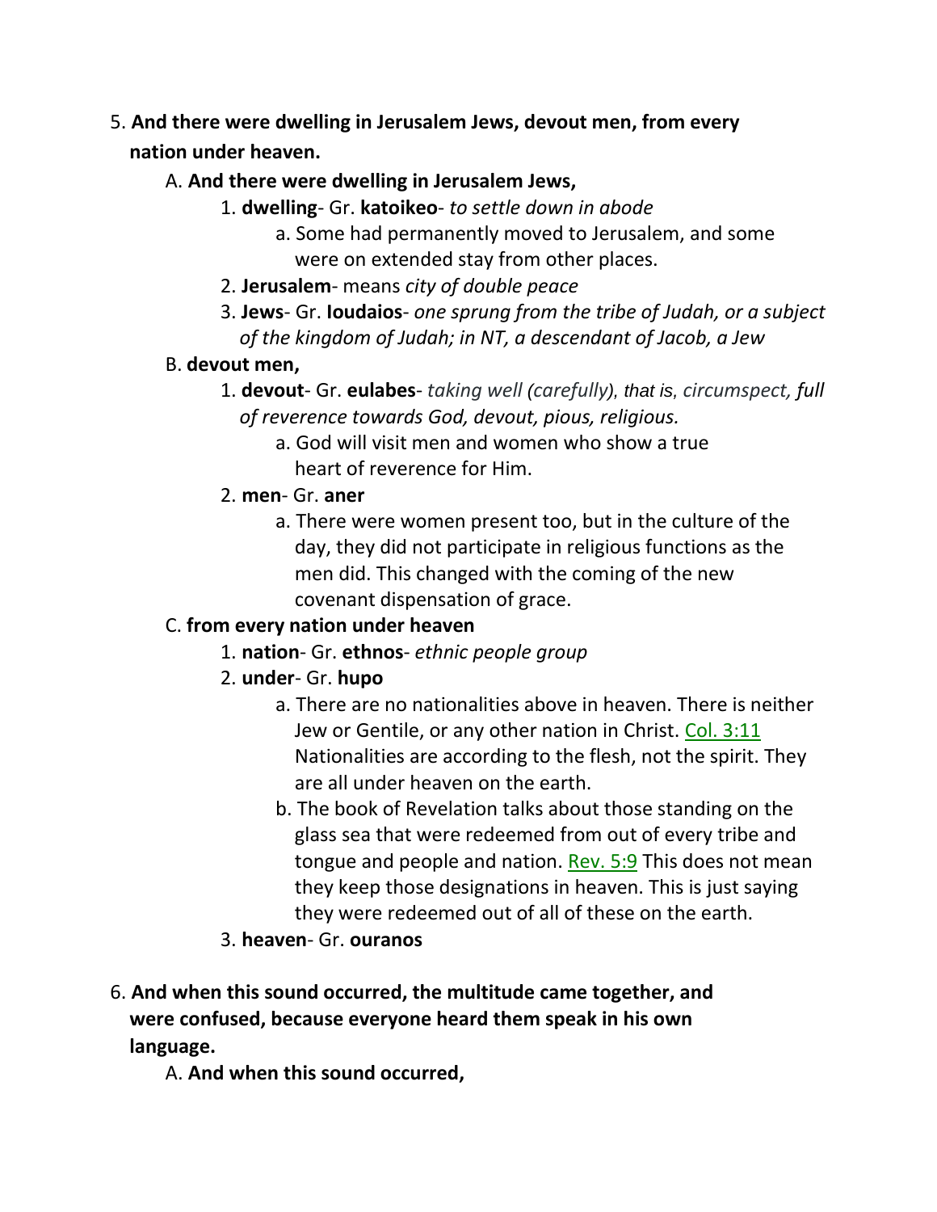5. **And there were dwelling in Jerusalem Jews, devout men, from every nation under heaven.**
    - A. **And there were dwelling in Jerusalem Jews,**
        1. **dwelling**- Gr. **katoikeo**- *to settle down in abode*
            - a. Some had permanently moved to Jerusalem, and some were on extended stay from other places.
        2. **Jerusalem**- means *city of double peace*
        3. **Jews**- Gr. **Ioudaios**- *one sprung from the tribe of Judah, or a subject of the kingdom of Judah; in NT, a descendant of Jacob, a Jew*
    - B. **devout men,**
        1. **devout**- Gr. **eulabes**- *taking well (carefully), that is, circumspect, full of reverence towards God, devout, pious, religious.*
            - a. God will visit men and women who show a true heart of reverence for Him.
        2. **men**- Gr. **aner**
            - a. There were women present too, but in the culture of the day, they did not participate in religious functions as the men did. This changed with the coming of the new covenant dispensation of grace.
    - C. **from every nation under heaven**
        1. **nation**- Gr. **ethnos**- *ethnic people group*
        2. **under**- Gr. **hupo**
            - a. There are no nationalities above in heaven. There is neither Jew or Gentile, or any other nation in Christ. Col. 3:11 Nationalities are according to the flesh, not the spirit. They are all under heaven on the earth.
            - b. The book of Revelation talks about those standing on the glass sea that were redeemed from out of every tribe and tongue and people and nation. Rev. 5:9 This does not mean they keep those designations in heaven. This is just saying they were redeemed out of all of these on the earth.
        3. **heaven**- Gr. **ouranos**

6. **And when this sound occurred, the multitude came together, and were confused, because everyone heard them speak in his own language.**
    - A. **And when this sound occurred,**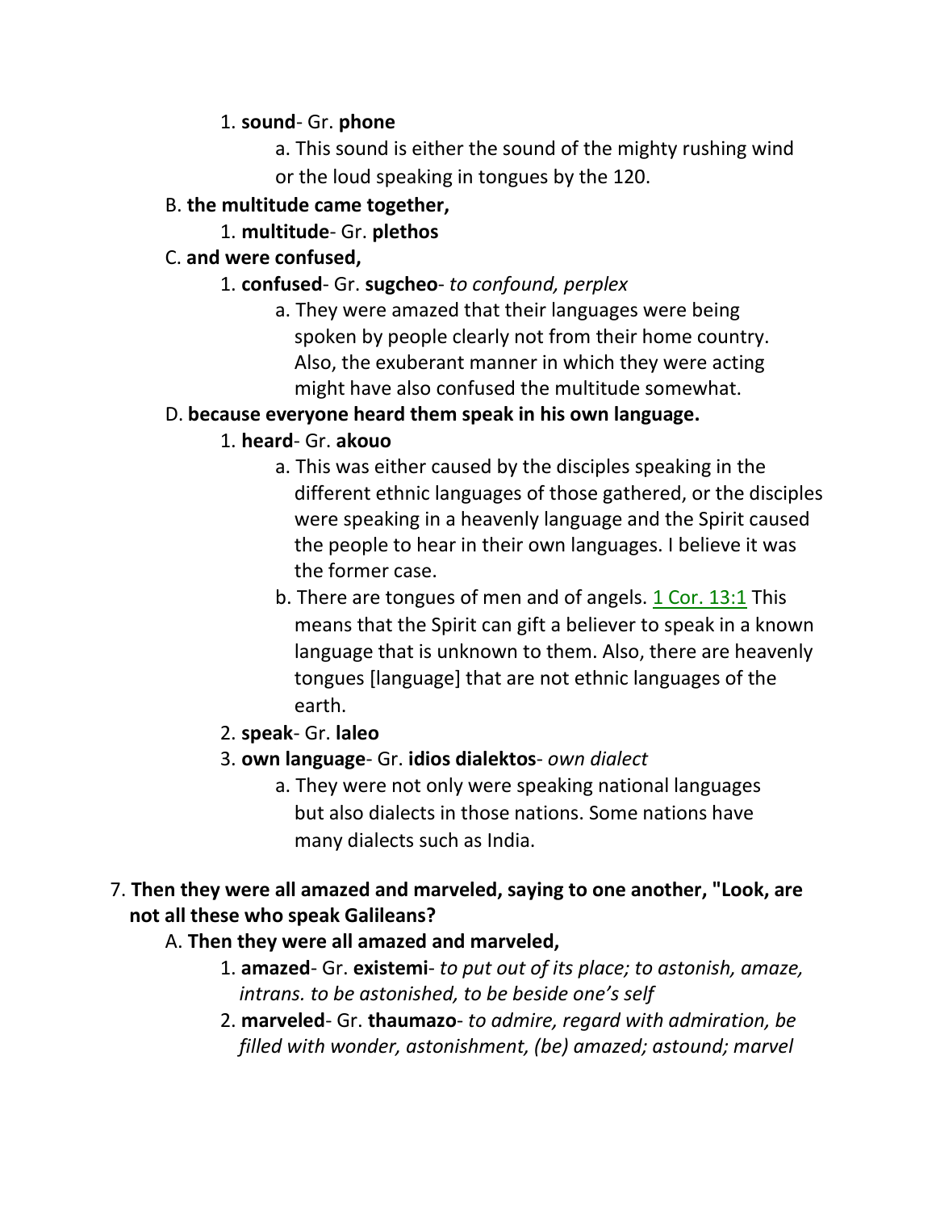1. **sound**- Gr. **phone**

    a. This sound is either the sound of the mighty rushing wind or the loud speaking in tongues by the 120.

B. **the multitude came together,**

1. **multitude**- Gr. **plethos**

C. **and were confused,**

1. **confused**- Gr. **sugcheo**- *to confound, perplex*

    a. They were amazed that their languages were being spoken by people clearly not from their home country. Also, the exuberant manner in which they were acting might have also confused the multitude somewhat.

D. **because everyone heard them speak in his own language.**

1. **heard**- Gr. **akouo**

    a. This was either caused by the disciples speaking in the different ethnic languages of those gathered, or the disciples were speaking in a heavenly language and the Spirit caused the people to hear in their own languages. I believe it was the former case.

    b. There are tongues of men and of angels. 1 Cor. 13:1 This means that the Spirit can gift a believer to speak in a known language that is unknown to them. Also, there are heavenly tongues [language] that are not ethnic languages of the earth.

2. **speak**- Gr. **laleo**

3. **own language**- Gr. **idios dialektos**- *own dialect*

    a. They were not only were speaking national languages but also dialects in those nations. Some nations have many dialects such as India.

7. **Then they were all amazed and marveled, saying to one another, "Look, are not all these who speak Galileans?**

A. **Then they were all amazed and marveled,**

1. **amazed**- Gr. **existemi**- *to put out of its place; to astonish, amaze, intrans. to be astonished, to be beside one's self*

2. **marveled**- Gr. **thaumazo**- *to admire, regard with admiration, be filled with wonder, astonishment, (be) amazed; astound; marvel*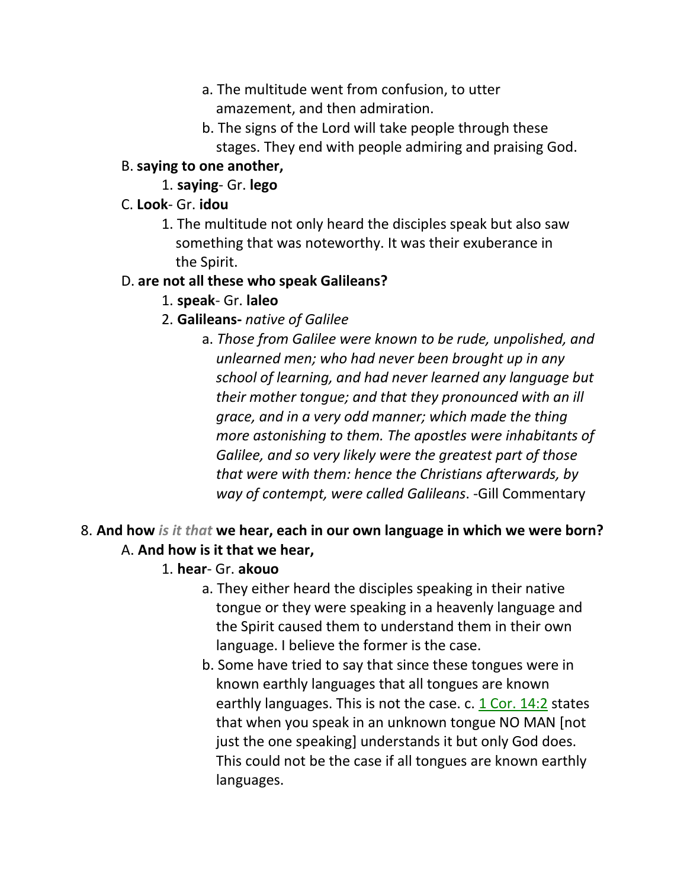a. The multitude went from confusion, to utter amazement, and then admiration.

b. The signs of the Lord will take people through these stages. They end with people admiring and praising God.

B. **saying to one another,**

1. **saying**- Gr. **lego**

C. **Look**- Gr. **idou**

1. The multitude not only heard the disciples speak but also saw something that was noteworthy. It was their exuberance in the Spirit.

D. **are not all these who speak Galileans?**

1. **speak**- Gr. **laleo**

2. **Galileans-** *native of Galilee*

a. *Those from Galilee were known to be rude, unpolished, and unlearned men; who had never been brought up in any school of learning, and had never learned any language but their mother tongue; and that they pronounced with an ill grace, and in a very odd manner; which made the thing more astonishing to them. The apostles were inhabitants of Galilee, and so very likely were the greatest part of those that were with them: hence the Christians afterwards, by way of contempt, were called Galileans*. -Gill Commentary

8. **And how *is it that* we hear, each in our own language in which we were born?**

A. **And how is it that we hear,**

1. **hear**- Gr. **akouo**

a. They either heard the disciples speaking in their native tongue or they were speaking in a heavenly language and the Spirit caused them to understand them in their own language. I believe the former is the case.

b. Some have tried to say that since these tongues were in known earthly languages that all tongues are known earthly languages. This is not the case. c. 1 Cor. 14:2 states that when you speak in an unknown tongue NO MAN [not just the one speaking] understands it but only God does. This could not be the case if all tongues are known earthly languages.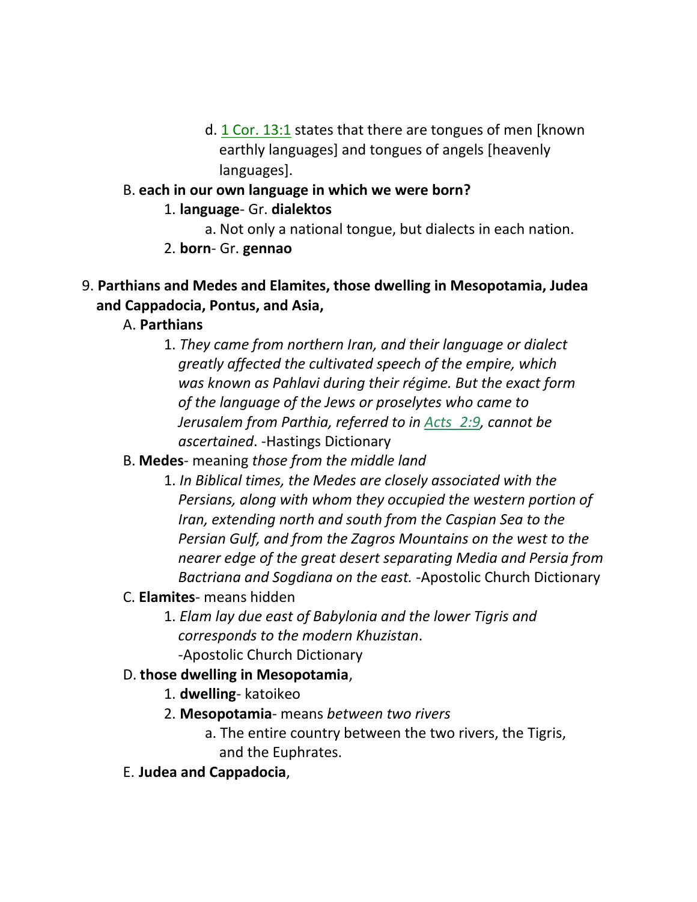d. 1 Cor. 13:1 states that there are tongues of men [known earthly languages] and tongues of angels [heavenly languages].

B. **each in our own language in which we were born?**

1. **language**- Gr. **dialektos**

a. Not only a national tongue, but dialects in each nation.

2. **born**- Gr. **gennao**

9. **Parthians and Medes and Elamites, those dwelling in Mesopotamia, Judea and Cappadocia, Pontus, and Asia,**

A. **Parthians**

1. *They came from northern Iran, and their language or dialect greatly affected the cultivated speech of the empire, which was known as Pahlavi during their régime. But the exact form of the language of the Jews or proselytes who came to Jerusalem from Parthia, referred to in Acts 2:9, cannot be ascertained*. -Hastings Dictionary

B. **Medes**- meaning *those from the middle land*

1. *In Biblical times, the Medes are closely associated with the Persians, along with whom they occupied the western portion of Iran, extending north and south from the Caspian Sea to the Persian Gulf, and from the Zagros Mountains on the west to the nearer edge of the great desert separating Media and Persia from Bactriana and Sogdiana on the east.* -Apostolic Church Dictionary

C. **Elamites**- means hidden

1. *Elam lay due east of Babylonia and the lower Tigris and corresponds to the modern Khuzistan*.
-Apostolic Church Dictionary

D. **those dwelling in Mesopotamia**,

1. **dwelling**- katoikeo

2. **Mesopotamia**- means *between two rivers*

a. The entire country between the two rivers, the Tigris, and the Euphrates.

E. **Judea and Cappadocia**,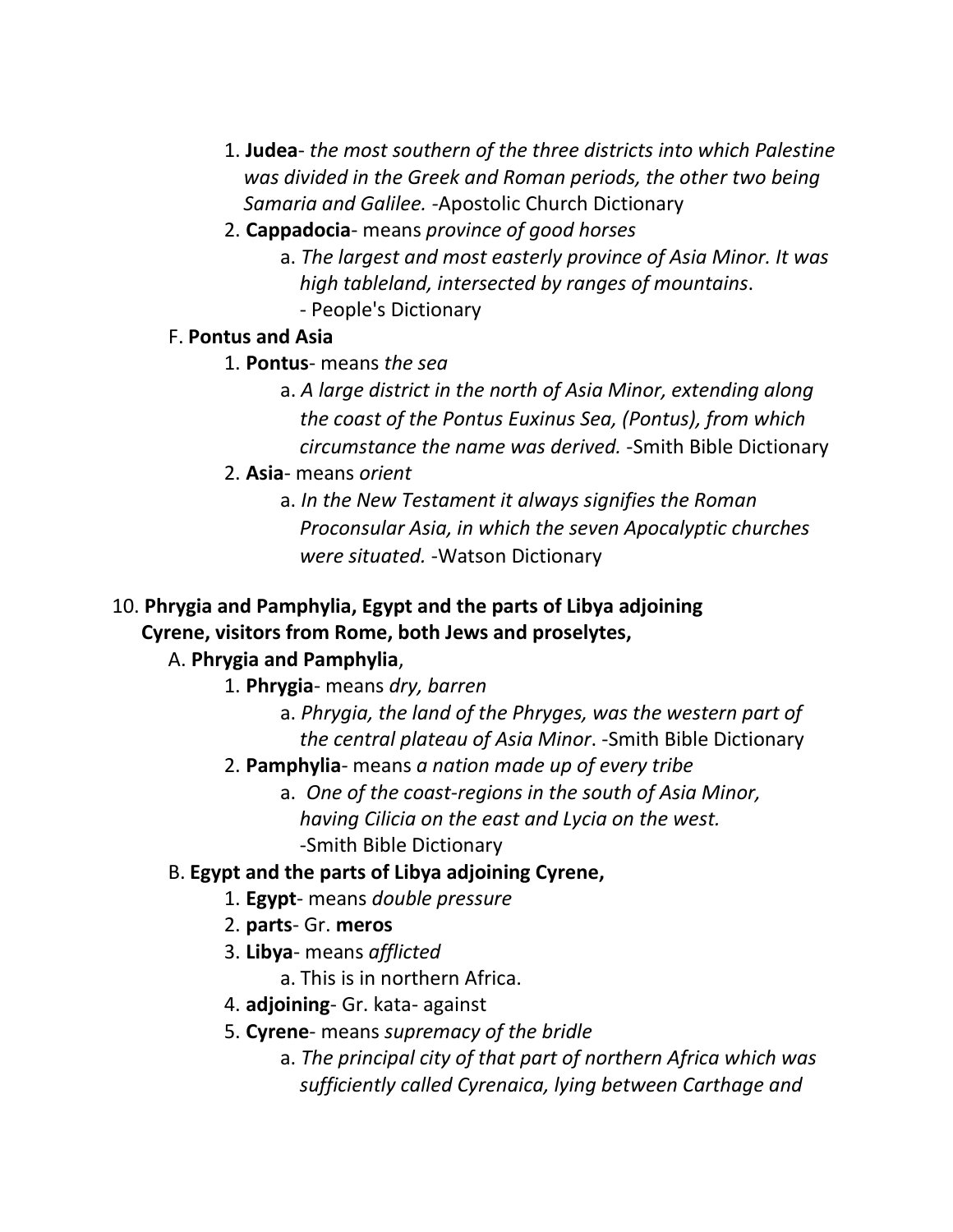1. **Judea**- *the most southern of the three districts into which Palestine was divided in the Greek and Roman periods, the other two being Samaria and Galilee.* -Apostolic Church Dictionary
2. **Cappadocia**- means *province of good horses*
    a. *The largest and most easterly province of Asia Minor. It was high tableland, intersected by ranges of mountains*.
    - People's Dictionary

F. **Pontus and Asia**

1. **Pontus**- means *the sea*
    a. *A large district in the north of Asia Minor, extending along the coast of the Pontus Euxinus Sea, (Pontus), from which circumstance the name was derived.* -Smith Bible Dictionary
2. **Asia**- means *orient*
    a. *In the New Testament it always signifies the Roman Proconsular Asia, in which the seven Apocalyptic churches were situated.* -Watson Dictionary

10. **Phrygia and Pamphylia, Egypt and the parts of Libya adjoining Cyrene, visitors from Rome, both Jews and proselytes,**

A. **Phrygia and Pamphylia**,

1. **Phrygia**- means *dry, barren*
    a. *Phrygia, the land of the Phryges, was the western part of the central plateau of Asia Minor*. -Smith Bible Dictionary
2. **Pamphylia**- means *a nation made up of every tribe*
    a. *One of the coast-regions in the south of Asia Minor, having Cilicia on the east and Lycia on the west.* -Smith Bible Dictionary

B. **Egypt and the parts of Libya adjoining Cyrene,**

1. **Egypt**- means *double pressure*
2. **parts**- Gr. **meros**
3. **Libya**- means *afflicted*
    a. This is in northern Africa.
4. **adjoining**- Gr. kata- against
5. **Cyrene**- means *supremacy of the bridle*
    a. *The principal city of that part of northern Africa which was sufficiently called Cyrenaica, lying between Carthage and*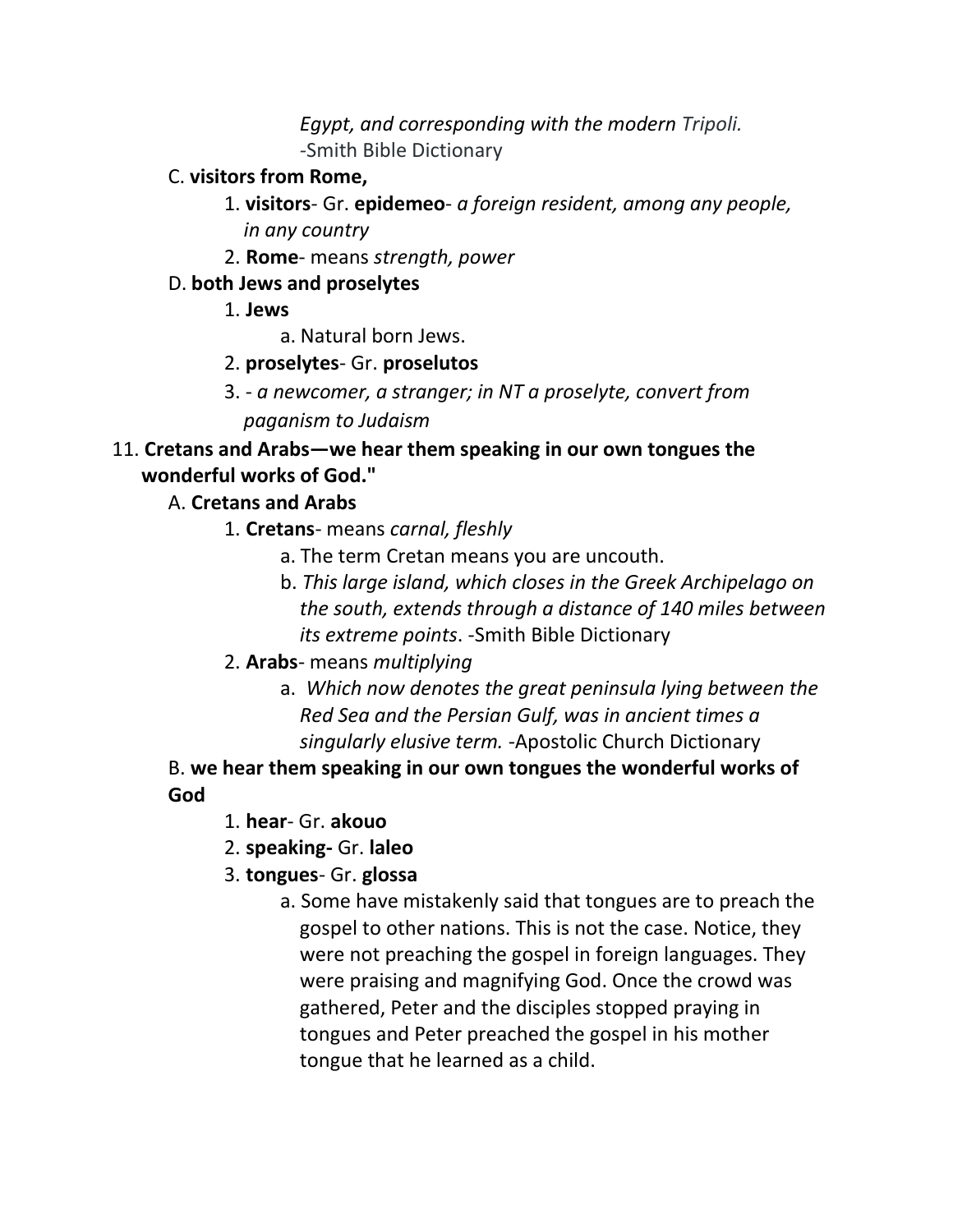*Egypt, and corresponding with the modern Tripoli.* -Smith Bible Dictionary

C. **visitors from Rome,**

1. **visitors**- Gr. **epidemeo**- *a foreign resident, among any people, in any country*
2. **Rome**- means *strength, power*

D. **both Jews and proselytes**

1. **Jews**
   a. Natural born Jews.
2. **proselytes**- Gr. **proselutos**
3. - *a newcomer, a stranger; in NT a proselyte, convert from paganism to Judaism*

11. **Cretans and Arabs—we hear them speaking in our own tongues the wonderful works of God."**

A. **Cretans and Arabs**

1. **Cretans**- means *carnal, fleshly*
   a. The term Cretan means you are uncouth.
   b. *This large island, which closes in the Greek Archipelago on the south, extends through a distance of 140 miles between its extreme points*. -Smith Bible Dictionary
2. **Arabs**- means *multiplying*
   a. *Which now denotes the great peninsula lying between the Red Sea and the Persian Gulf, was in ancient times a singularly elusive term.* -Apostolic Church Dictionary

B. **we hear them speaking in our own tongues the wonderful works of God**

1. **hear**- Gr. **akouo**
2. **speaking-** Gr. **laleo**
3. **tongues**- Gr. **glossa**
   a. Some have mistakenly said that tongues are to preach the gospel to other nations. This is not the case. Notice, they were not preaching the gospel in foreign languages. They were praising and magnifying God. Once the crowd was gathered, Peter and the disciples stopped praying in tongues and Peter preached the gospel in his mother tongue that he learned as a child.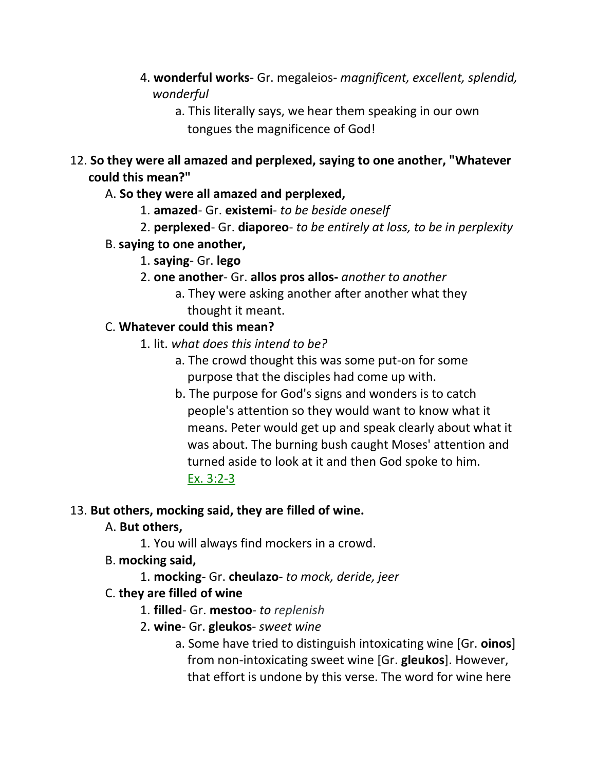4. **wonderful works**- Gr. megaleios- *magnificent, excellent, splendid, wonderful*
    a. This literally says, we hear them speaking in our own tongues the magnificence of God!

12. **So they were all amazed and perplexed, saying to one another, "Whatever could this mean?"**

A. **So they were all amazed and perplexed,**
  1. **amazed**- Gr. **existemi**- *to be beside oneself*
  2. **perplexed**- Gr. **diaporeo**- *to be entirely at loss, to be in perplexity*

B. **saying to one another,**
  1. **saying**- Gr. **lego**
  2. **one another**- Gr. **allos pros allos-** *another to another*
    a. They were asking another after another what they thought it meant.

C. **Whatever could this mean?**
  1. lit. *what does this intend to be?*
    a. The crowd thought this was some put-on for some purpose that the disciples had come up with.
    b. The purpose for God's signs and wonders is to catch people's attention so they would want to know what it means. Peter would get up and speak clearly about what it was about. The burning bush caught Moses' attention and turned aside to look at it and then God spoke to him. Ex. 3:2-3

13. **But others, mocking said, they are filled of wine.**

A. **But others,**
  1. You will always find mockers in a crowd.

B. **mocking said,**
  1. **mocking**- Gr. **cheulazo**- *to mock, deride, jeer*

C. **they are filled of wine**
  1. **filled**- Gr. **mestoo**- *to replenish*
  2. **wine**- Gr. **gleukos**- *sweet wine*
    a. Some have tried to distinguish intoxicating wine [Gr. **oinos**] from non-intoxicating sweet wine [Gr. **gleukos**]. However, that effort is undone by this verse. The word for wine here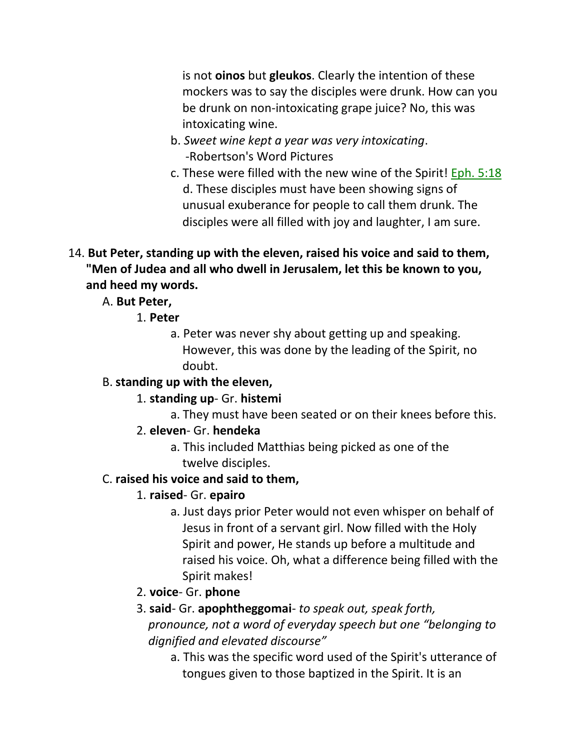is not **oinos** but **gleukos**. Clearly the intention of these mockers was to say the disciples were drunk. How can you be drunk on non-intoxicating grape juice? No, this was intoxicating wine.

b. *Sweet wine kept a year was very intoxicating*. -Robertson's Word Pictures

c. These were filled with the new wine of the Spirit! Eph. 5:18

d. These disciples must have been showing signs of unusual exuberance for people to call them drunk. The disciples were all filled with joy and laughter, I am sure.

14. **But Peter, standing up with the eleven, raised his voice and said to them, "Men of Judea and all who dwell in Jerusalem, let this be known to you, and heed my words.**

A. **But Peter,**

1. **Peter**

a. Peter was never shy about getting up and speaking. However, this was done by the leading of the Spirit, no doubt.

B. **standing up with the eleven,**

1. **standing up**- Gr. **histemi**

a. They must have been seated or on their knees before this.

2. **eleven**- Gr. **hendeka**

a. This included Matthias being picked as one of the twelve disciples.

C. **raised his voice and said to them,**

1. **raised**- Gr. **epairo**

a. Just days prior Peter would not even whisper on behalf of Jesus in front of a servant girl. Now filled with the Holy Spirit and power, He stands up before a multitude and raised his voice. Oh, what a difference being filled with the Spirit makes!

2. **voice**- Gr. **phone**

3. **said**- Gr. **apophtheggomai**- *to speak out, speak forth, pronounce, not a word of everyday speech but one "belonging to dignified and elevated discourse"*

a. This was the specific word used of the Spirit's utterance of tongues given to those baptized in the Spirit. It is an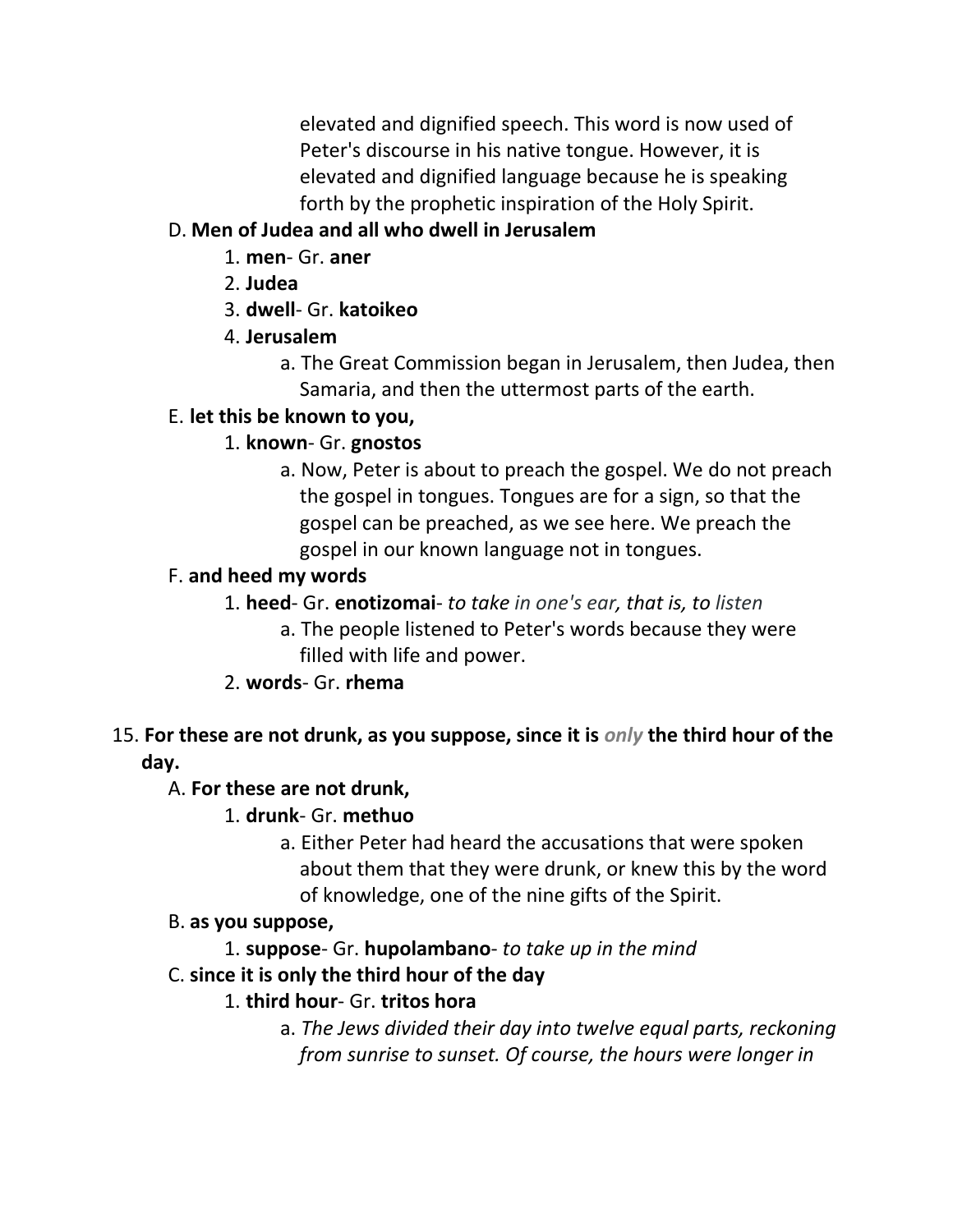elevated and dignified speech. This word is now used of Peter's discourse in his native tongue. However, it is elevated and dignified language because he is speaking forth by the prophetic inspiration of the Holy Spirit.

D. **Men of Judea and all who dwell in Jerusalem**

1. **men**- Gr. **aner**
2. **Judea**
3. **dwell**- Gr. **katoikeo**
4. **Jerusalem**
   a. The Great Commission began in Jerusalem, then Judea, then Samaria, and then the uttermost parts of the earth.

E. **let this be known to you,**

1. **known**- Gr. **gnostos**
   a. Now, Peter is about to preach the gospel. We do not preach the gospel in tongues. Tongues are for a sign, so that the gospel can be preached, as we see here. We preach the gospel in our known language not in tongues.

F. **and heed my words**

1. **heed**- Gr. **enotizomai**- *to take in one's ear, that is, to listen*
   a. The people listened to Peter's words because they were filled with life and power.
2. **words**- Gr. **rhema**

15. **For these are not drunk, as you suppose, since it is *only* the third hour of the day.**

A. **For these are not drunk,**

1. **drunk**- Gr. **methuo**
   a. Either Peter had heard the accusations that were spoken about them that they were drunk, or knew this by the word of knowledge, one of the nine gifts of the Spirit.

B. **as you suppose,**

1. **suppose**- Gr. **hupolambano**- *to take up in the mind*

C. **since it is only the third hour of the day**

1. **third hour**- Gr. **tritos hora**
   a. *The Jews divided their day into twelve equal parts, reckoning from sunrise to sunset. Of course, the hours were longer in*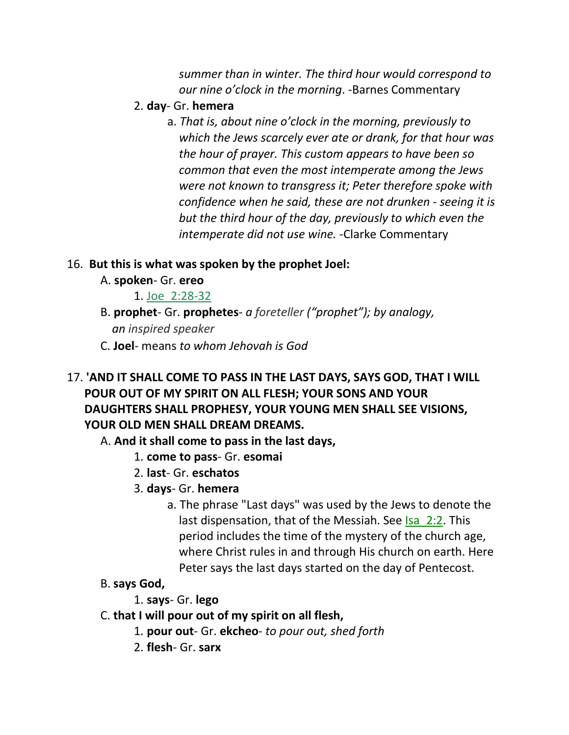*summer than in winter. The third hour would correspond to our nine o'clock in the morning*. -Barnes Commentary

2. **day**- Gr. **hemera**
    a. *That is, about nine o'clock in the morning, previously to which the Jews scarcely ever ate or drank, for that hour was the hour of prayer. This custom appears to have been so common that even the most intemperate among the Jews were not known to transgress it; Peter therefore spoke with confidence when he said, these are not drunken - seeing it is but the third hour of the day, previously to which even the intemperate did not use wine.* -Clarke Commentary

16. **But this is what was spoken by the prophet Joel:**

A. **spoken**- Gr. **ereo**

1. Joe 2:28-32

B. **prophet**- Gr. **prophetes**- *a foreteller ("prophet"); by analogy, an inspired speaker*

C. **Joel**- means *to whom Jehovah is God*

17. **'AND IT SHALL COME TO PASS IN THE LAST DAYS, SAYS GOD, THAT I WILL POUR OUT OF MY SPIRIT ON ALL FLESH; YOUR SONS AND YOUR DAUGHTERS SHALL PROPHESY, YOUR YOUNG MEN SHALL SEE VISIONS, YOUR OLD MEN SHALL DREAM DREAMS.**

A. **And it shall come to pass in the last days,**

1. **come to pass**- Gr. **esomai**
2. **last**- Gr. **eschatos**
3. **days**- Gr. **hemera**
    a. The phrase "Last days" was used by the Jews to denote the last dispensation, that of the Messiah. See Isa 2:2. This period includes the time of the mystery of the church age, where Christ rules in and through His church on earth. Here Peter says the last days started on the day of Pentecost.

B. **says God,**

1. **says**- Gr. **lego**

C. **that I will pour out of my spirit on all flesh,**

1. **pour out**- Gr. **ekcheo**- *to pour out, shed forth*
2. **flesh**- Gr. **sarx**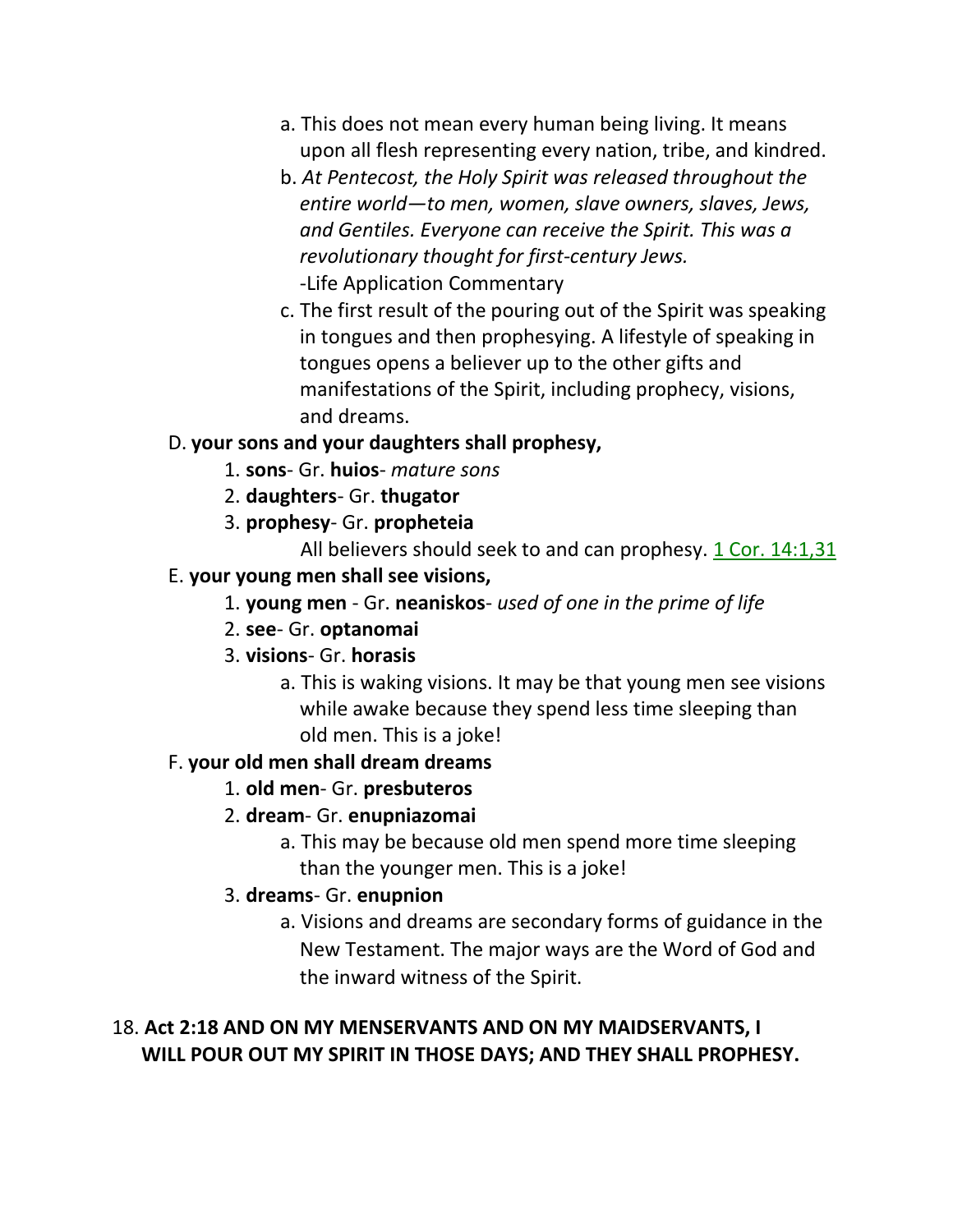a. This does not mean every human being living. It means upon all flesh representing every nation, tribe, and kindred.

b. *At Pentecost, the Holy Spirit was released throughout the entire world—to men, women, slave owners, slaves, Jews, and Gentiles. Everyone can receive the Spirit. This was a revolutionary thought for first-century Jews.*
-Life Application Commentary

c. The first result of the pouring out of the Spirit was speaking in tongues and then prophesying. A lifestyle of speaking in tongues opens a believer up to the other gifts and manifestations of the Spirit, including prophecy, visions, and dreams.

D. **your sons and your daughters shall prophesy,**

1. **sons**- Gr. **huios**- *mature sons*
2. **daughters**- Gr. **thugator**
3. **prophesy**- Gr. **propheteia**

All believers should seek to and can prophesy. 1 Cor. 14:1,31

E. **your young men shall see visions,**

1. **young men** - Gr. **neaniskos**- *used of one in the prime of life*
2. **see**- Gr. **optanomai**
3. **visions**- Gr. **horasis**

a. This is waking visions. It may be that young men see visions while awake because they spend less time sleeping than old men. This is a joke!

F. **your old men shall dream dreams**

1. **old men**- Gr. **presbuteros**
2. **dream**- Gr. **enupniazomai**

a. This may be because old men spend more time sleeping than the younger men. This is a joke!

3. **dreams**- Gr. **enupnion**

a. Visions and dreams are secondary forms of guidance in the New Testament. The major ways are the Word of God and the inward witness of the Spirit.

18. **Act 2:18 AND ON MY MENSERVANTS AND ON MY MAIDSERVANTS, I WILL POUR OUT MY SPIRIT IN THOSE DAYS; AND THEY SHALL PROPHESY.**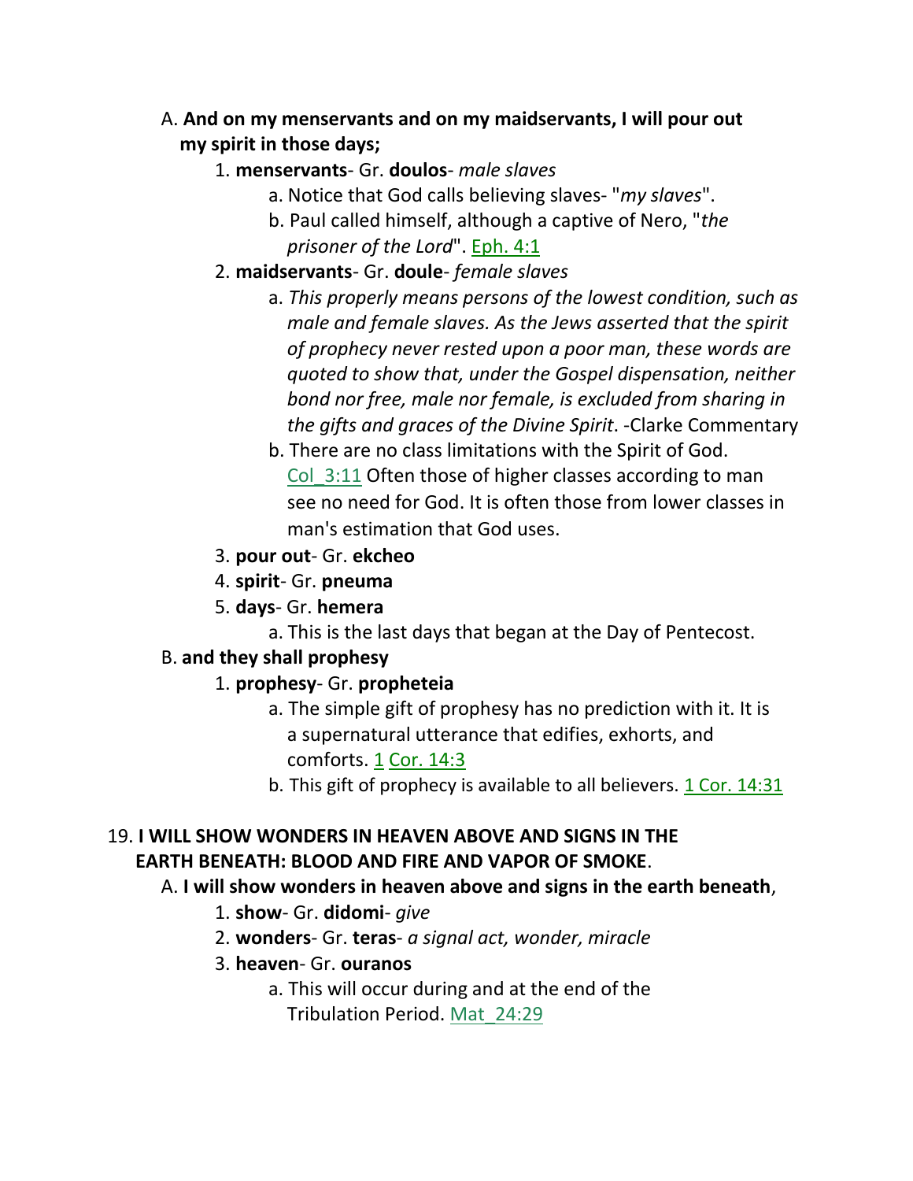A. **And on my menservants and on my maidservants, I will pour out my spirit in those days;**

1. **menservants**- Gr. **doulos**- *male slaves*
    a. Notice that God calls believing slaves- "*my slaves*".
    b. Paul called himself, although a captive of Nero, "*the prisoner of the Lord*". Eph. 4:1
2. **maidservants**- Gr. **doule**- *female slaves*
    a. *This properly means persons of the lowest condition, such as male and female slaves. As the Jews asserted that the spirit of prophecy never rested upon a poor man, these words are quoted to show that, under the Gospel dispensation, neither bond nor free, male nor female, is excluded from sharing in the gifts and graces of the Divine Spirit*. -Clarke Commentary
    b. There are no class limitations with the Spirit of God. Col_3:11 Often those of higher classes according to man see no need for God. It is often those from lower classes in man's estimation that God uses.
3. **pour out**- Gr. **ekcheo**
4. **spirit**- Gr. **pneuma**
5. **days**- Gr. **hemera**
    a. This is the last days that began at the Day of Pentecost.

B. **and they shall prophesy**

1. **prophesy**- Gr. **propheteia**
    a. The simple gift of prophesy has no prediction with it. It is a supernatural utterance that edifies, exhorts, and comforts. 1 Cor. 14:3
    b. This gift of prophecy is available to all believers. 1 Cor. 14:31

19. **I WILL SHOW WONDERS IN HEAVEN ABOVE AND SIGNS IN THE EARTH BENEATH: BLOOD AND FIRE AND VAPOR OF SMOKE**.

A. **I will show wonders in heaven above and signs in the earth beneath**,

1. **show**- Gr. **didomi**- *give*
2. **wonders**- Gr. **teras**- *a signal act, wonder, miracle*
3. **heaven**- Gr. **ouranos**
    a. This will occur during and at the end of the Tribulation Period. Mat_24:29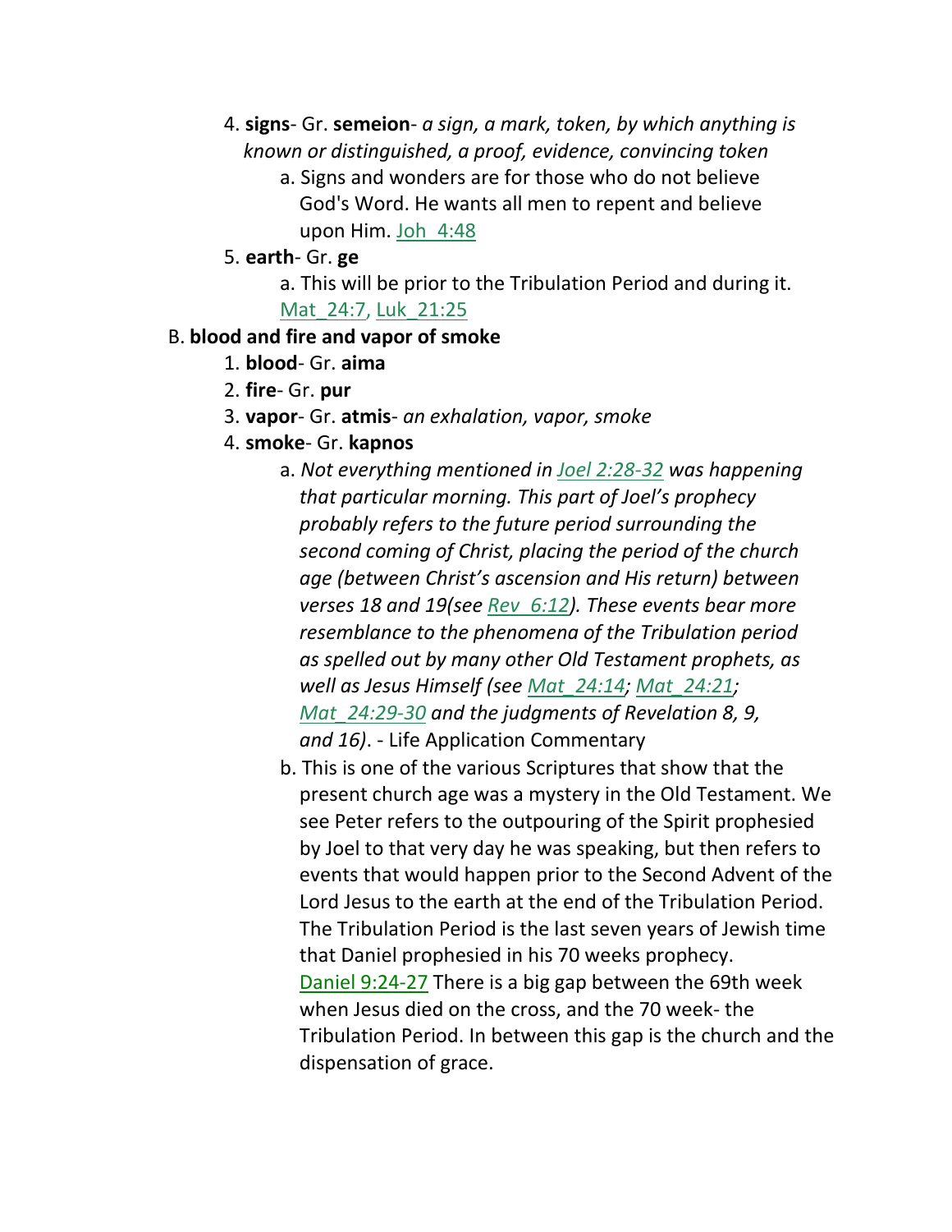4. **signs**- Gr. **semeion**- *a sign, a mark, token, by which anything is known or distinguished, a proof, evidence, convincing token*
    a. Signs and wonders are for those who do not believe God's Word. He wants all men to repent and believe upon Him. Joh_4:48
5. **earth**- Gr. **ge**
    a. This will be prior to the Tribulation Period and during it. Mat_24:7, Luk_21:25

B. **blood and fire and vapor of smoke**

1. **blood**- Gr. **aima**
2. **fire**- Gr. **pur**
3. **vapor**- Gr. **atmis**- *an exhalation, vapor, smoke*
4. **smoke**- Gr. **kapnos**
    a. *Not everything mentioned in Joel 2:28-32 was happening that particular morning. This part of Joel's prophecy probably refers to the future period surrounding the second coming of Christ, placing the period of the church age (between Christ's ascension and His return) between verses 18 and 19(see Rev_6:12). These events bear more resemblance to the phenomena of the Tribulation period as spelled out by many other Old Testament prophets, as well as Jesus Himself (see Mat_24:14; Mat_24:21; Mat_24:29-30 and the judgments of Revelation 8, 9, and 16)*. - Life Application Commentary
    b. This is one of the various Scriptures that show that the present church age was a mystery in the Old Testament. We see Peter refers to the outpouring of the Spirit prophesied by Joel to that very day he was speaking, but then refers to events that would happen prior to the Second Advent of the Lord Jesus to the earth at the end of the Tribulation Period. The Tribulation Period is the last seven years of Jewish time that Daniel prophesied in his 70 weeks prophecy. Daniel 9:24-27 There is a big gap between the 69th week when Jesus died on the cross, and the 70 week- the Tribulation Period. In between this gap is the church and the dispensation of grace.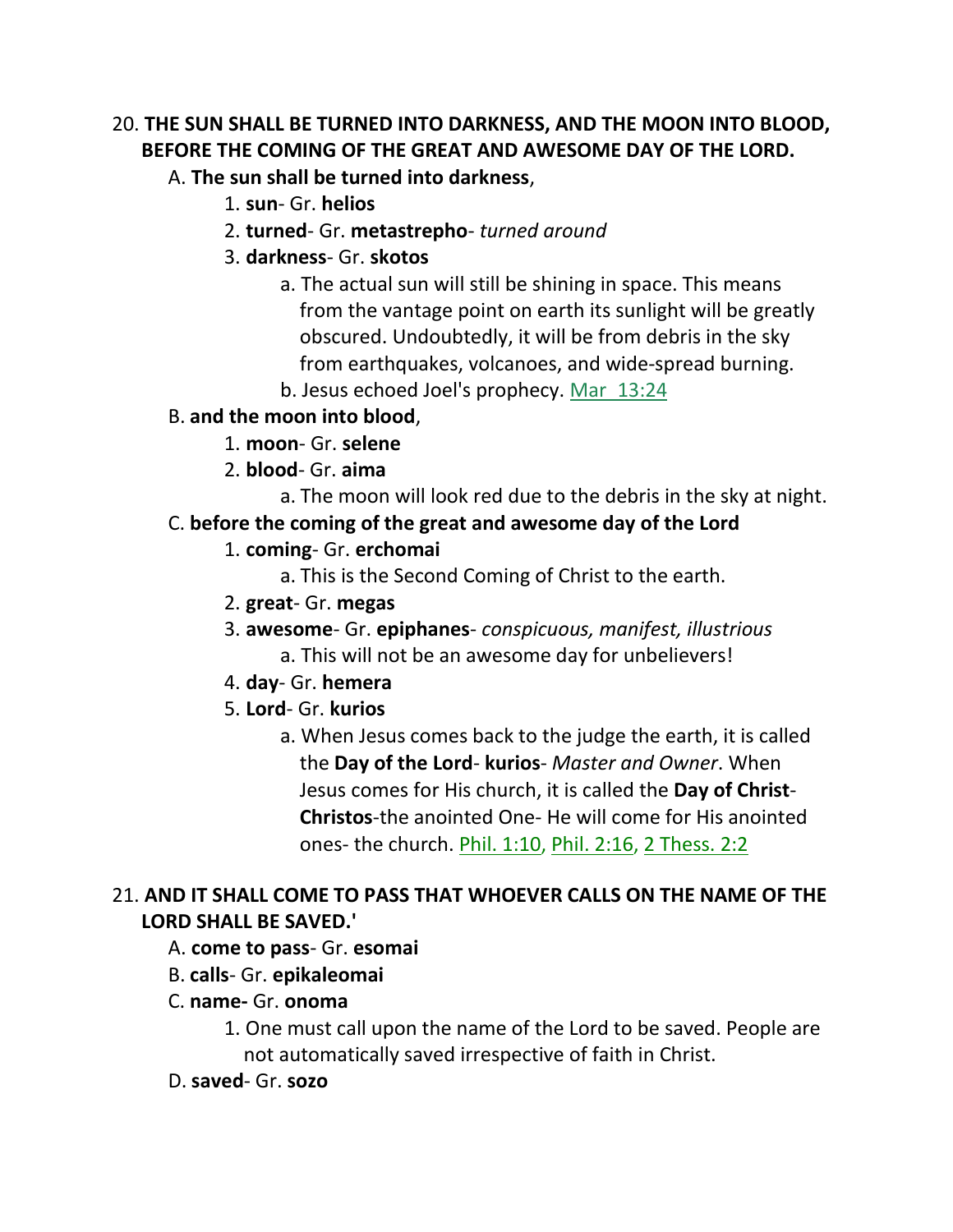20. **THE SUN SHALL BE TURNED INTO DARKNESS, AND THE MOON INTO BLOOD, BEFORE THE COMING OF THE GREAT AND AWESOME DAY OF THE LORD.**

   A. **The sun shall be turned into darkness**,

      1. **sun**- Gr. **helios**
      2. **turned**- Gr. **metastrepho**- *turned around*
      3. **darkness**- Gr. **skotos**

         a. The actual sun will still be shining in space. This means from the vantage point on earth its sunlight will be greatly obscured. Undoubtedly, it will be from debris in the sky from earthquakes, volcanoes, and wide-spread burning.

         b. Jesus echoed Joel's prophecy. Mar 13:24

   B. **and the moon into blood**,

      1. **moon**- Gr. **selene**
      2. **blood**- Gr. **aima**

         a. The moon will look red due to the debris in the sky at night.

   C. **before the coming of the great and awesome day of the Lord**

      1. **coming**- Gr. **erchomai**

         a. This is the Second Coming of Christ to the earth.

      2. **great**- Gr. **megas**
      3. **awesome**- Gr. **epiphanes**- *conspicuous, manifest, illustrious*

         a. This will not be an awesome day for unbelievers!

      4. **day**- Gr. **hemera**
      5. **Lord**- Gr. **kurios**

         a. When Jesus comes back to the judge the earth, it is called the **Day of the Lord**- **kurios**- *Master and Owner*. When Jesus comes for His church, it is called the **Day of Christ**- **Christos**-the anointed One- He will come for His anointed ones- the church. Phil. 1:10, Phil. 2:16, 2 Thess. 2:2

21. **AND IT SHALL COME TO PASS THAT WHOEVER CALLS ON THE NAME OF THE LORD SHALL BE SAVED.'**

   A. **come to pass**- Gr. **esomai**

   B. **calls**- Gr. **epikaleomai**

   C. **name-** Gr. **onoma**

      1. One must call upon the name of the Lord to be saved. People are not automatically saved irrespective of faith in Christ.

   D. **saved**- Gr. **sozo**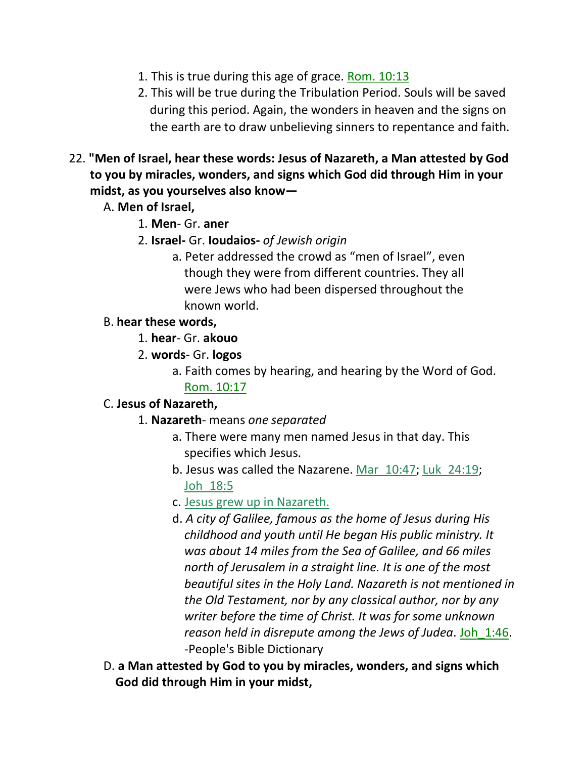1. This is true during this age of grace. Rom. 10:13
2. This will be true during the Tribulation Period. Souls will be saved during this period. Again, the wonders in heaven and the signs on the earth are to draw unbelieving sinners to repentance and faith.

22. **"Men of Israel, hear these words: Jesus of Nazareth, a Man attested by God to you by miracles, wonders, and signs which God did through Him in your midst, as you yourselves also know—**

   A. **Men of Israel,**

      1. **Men**- Gr. **aner**
      2. **Israel-** Gr. **Ioudaios-** *of Jewish origin*

         a. Peter addressed the crowd as "men of Israel", even though they were from different countries. They all were Jews who had been dispersed throughout the known world.

   B. **hear these words,**

      1. **hear**- Gr. **akouo**
      2. **words**- Gr. **logos**

         a. Faith comes by hearing, and hearing by the Word of God. Rom. 10:17

   C. **Jesus of Nazareth,**

      1. **Nazareth**- means *one separated*

         a. There were many men named Jesus in that day. This specifies which Jesus.

         b. Jesus was called the Nazarene. Mar_10:47; Luk_24:19; Joh_18:5

         c. Jesus grew up in Nazareth.

         d. *A city of Galilee, famous as the home of Jesus during His childhood and youth until He began His public ministry. It was about 14 miles from the Sea of Galilee, and 66 miles north of Jerusalem in a straight line. It is one of the most beautiful sites in the Holy Land. Nazareth is not mentioned in the Old Testament, nor by any classical author, nor by any writer before the time of Christ. It was for some unknown reason held in disrepute among the Jews of Judea*. Joh_1:46. -People's Bible Dictionary

   D. **a Man attested by God to you by miracles, wonders, and signs which God did through Him in your midst,**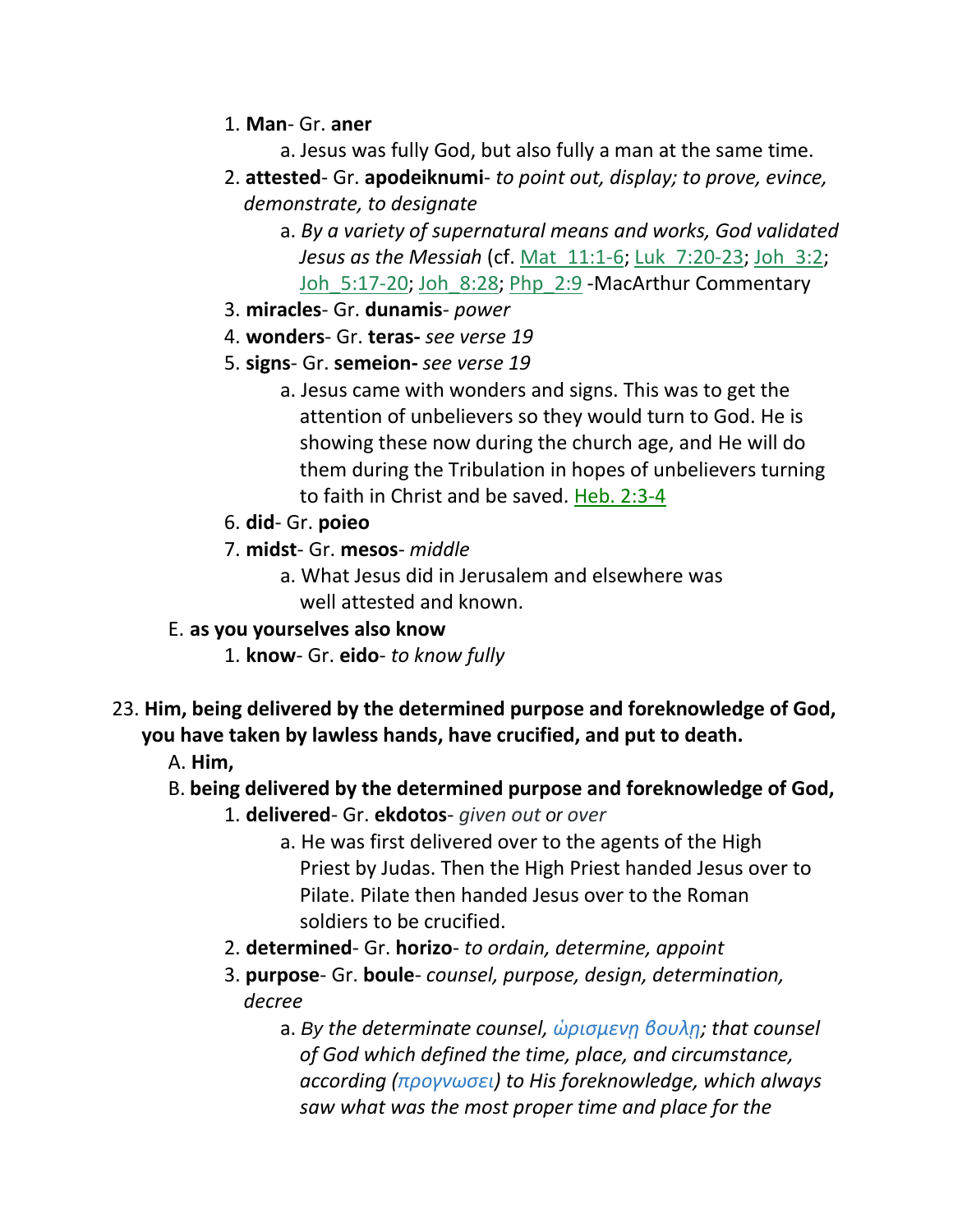1. **Man**- Gr. **aner**
    a. Jesus was fully God, but also fully a man at the same time.
2. **attested**- Gr. **apodeiknumi**- *to point out, display; to prove, evince, demonstrate, to designate*
    a. *By a variety of supernatural means and works, God validated Jesus as the Messiah* (cf. Mat_11:1-6; Luk_7:20-23; Joh_3:2; Joh_5:17-20; Joh_8:28; Php_2:9 -MacArthur Commentary
3. **miracles**- Gr. **dunamis**- *power*
4. **wonders**- Gr. **teras-** *see verse 19*
5. **signs**- Gr. **semeion-** *see verse 19*
    a. Jesus came with wonders and signs. This was to get the attention of unbelievers so they would turn to God. He is showing these now during the church age, and He will do them during the Tribulation in hopes of unbelievers turning to faith in Christ and be saved. Heb. 2:3-4
6. **did**- Gr. **poieo**
7. **midst**- Gr. **mesos**- *middle*
    a. What Jesus did in Jerusalem and elsewhere was well attested and known.

E. **as you yourselves also know**
1. **know**- Gr. **eido**- *to know fully*

23. **Him, being delivered by the determined purpose and foreknowledge of God, you have taken by lawless hands, have crucified, and put to death.**

A. **Him,**

B. **being delivered by the determined purpose and foreknowledge of God,**
1. **delivered**- Gr. **ekdotos**- *given out or over*
    a. He was first delivered over to the agents of the High Priest by Judas. Then the High Priest handed Jesus over to Pilate. Pilate then handed Jesus over to the Roman soldiers to be crucified.
2. **determined**- Gr. **horizo**- *to ordain, determine, appoint*
3. **purpose**- Gr. **boule**- *counsel, purpose, design, determination, decree*
    a. *By the determinate counsel, ὡρισμενῃ βουλῃ; that counsel of God which defined the time, place, and circumstance, according (προγνωσει) to His foreknowledge, which always saw what was the most proper time and place for the*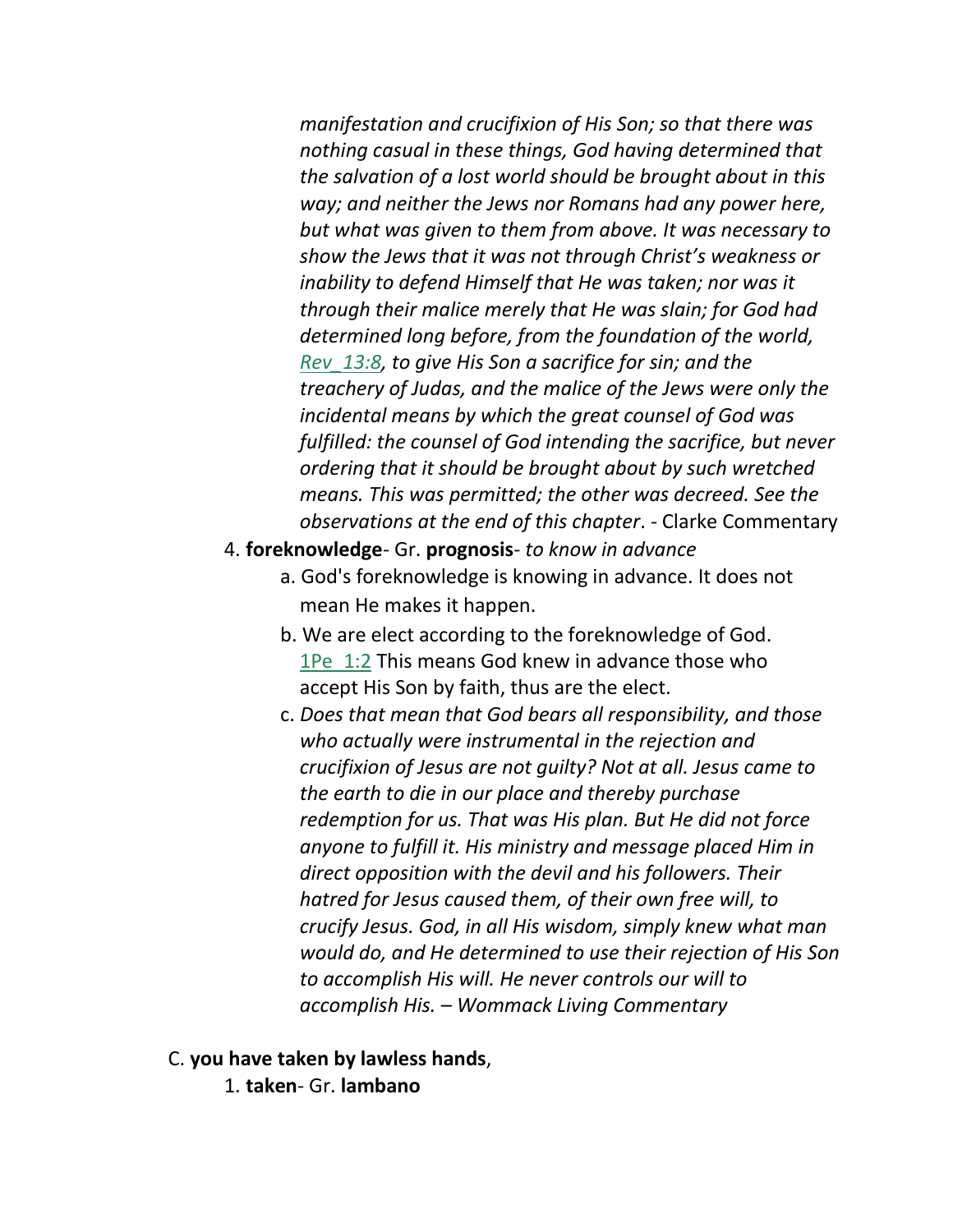*manifestation and crucifixion of His Son; so that there was nothing casual in these things, God having determined that the salvation of a lost world should be brought about in this way; and neither the Jews nor Romans had any power here, but what was given to them from above. It was necessary to show the Jews that it was not through Christ's weakness or inability to defend Himself that He was taken; nor was it through their malice merely that He was slain; for God had determined long before, from the foundation of the world, Rev_13:8, to give His Son a sacrifice for sin; and the treachery of Judas, and the malice of the Jews were only the incidental means by which the great counsel of God was fulfilled: the counsel of God intending the sacrifice, but never ordering that it should be brought about by such wretched means. This was permitted; the other was decreed. See the observations at the end of this chapter*. - Clarke Commentary

4. **foreknowledge**- Gr. **prognosis**- *to know in advance*
   - a. God's foreknowledge is knowing in advance. It does not mean He makes it happen.
   - b. We are elect according to the foreknowledge of God. 1Pe_1:2 This means God knew in advance those who accept His Son by faith, thus are the elect.
   - c. *Does that mean that God bears all responsibility, and those who actually were instrumental in the rejection and crucifixion of Jesus are not guilty? Not at all. Jesus came to the earth to die in our place and thereby purchase redemption for us. That was His plan. But He did not force anyone to fulfill it. His ministry and message placed Him in direct opposition with the devil and his followers. Their hatred for Jesus caused them, of their own free will, to crucify Jesus. God, in all His wisdom, simply knew what man would do, and He determined to use their rejection of His Son to accomplish His will. He never controls our will to accomplish His. – Wommack Living Commentary*

C. **you have taken by lawless hands**,

1. **taken**- Gr. **lambano**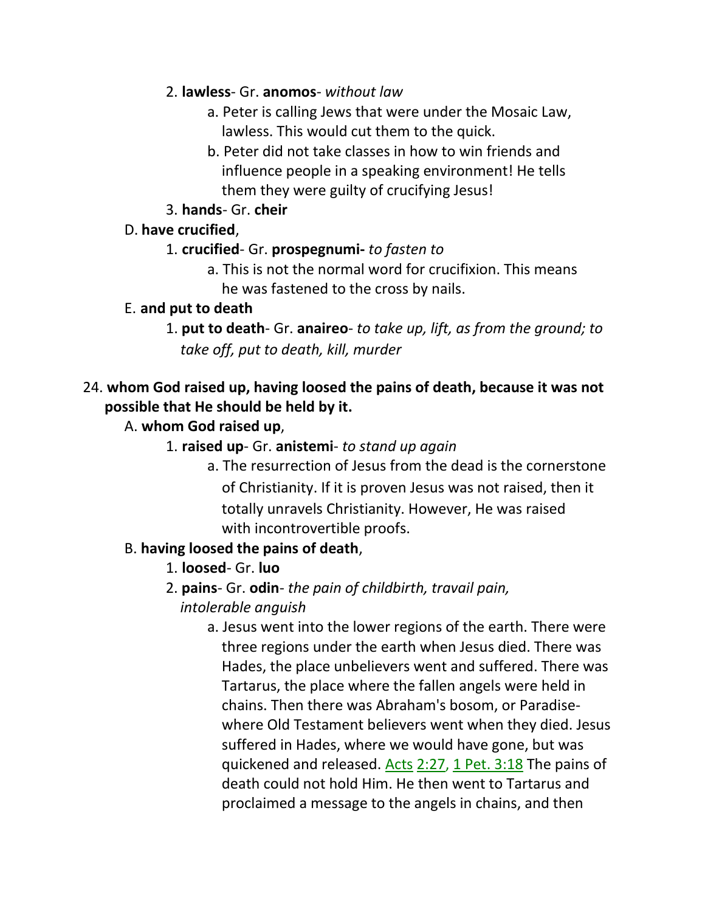2. **lawless**- Gr. **anomos**- *without law*

    a. Peter is calling Jews that were under the Mosaic Law, lawless. This would cut them to the quick.

    b. Peter did not take classes in how to win friends and influence people in a speaking environment! He tells them they were guilty of crucifying Jesus!

3. **hands**- Gr. **cheir**

D. **have crucified**,

1. **crucified**- Gr. **prospegnumi-** *to fasten to*

    a. This is not the normal word for crucifixion. This means he was fastened to the cross by nails.

E. **and put to death**

1. **put to death**- Gr. **anaireo**- *to take up, lift, as from the ground; to take off, put to death, kill, murder*

24. **whom God raised up, having loosed the pains of death, because it was not possible that He should be held by it.**

A. **whom God raised up**,

1. **raised up**- Gr. **anistemi**- *to stand up again*

    a. The resurrection of Jesus from the dead is the cornerstone of Christianity. If it is proven Jesus was not raised, then it totally unravels Christianity. However, He was raised with incontrovertible proofs.

B. **having loosed the pains of death**,

1. **loosed**- Gr. **luo**

2. **pains**- Gr. **odin**- *the pain of childbirth, travail pain, intolerable anguish*

    a. Jesus went into the lower regions of the earth. There were three regions under the earth when Jesus died. There was Hades, the place unbelievers went and suffered. There was Tartarus, the place where the fallen angels were held in chains. Then there was Abraham's bosom, or Paradise- where Old Testament believers went when they died. Jesus suffered in Hades, where we would have gone, but was quickened and released. Acts 2:27, 1 Pet. 3:18 The pains of death could not hold Him. He then went to Tartarus and proclaimed a message to the angels in chains, and then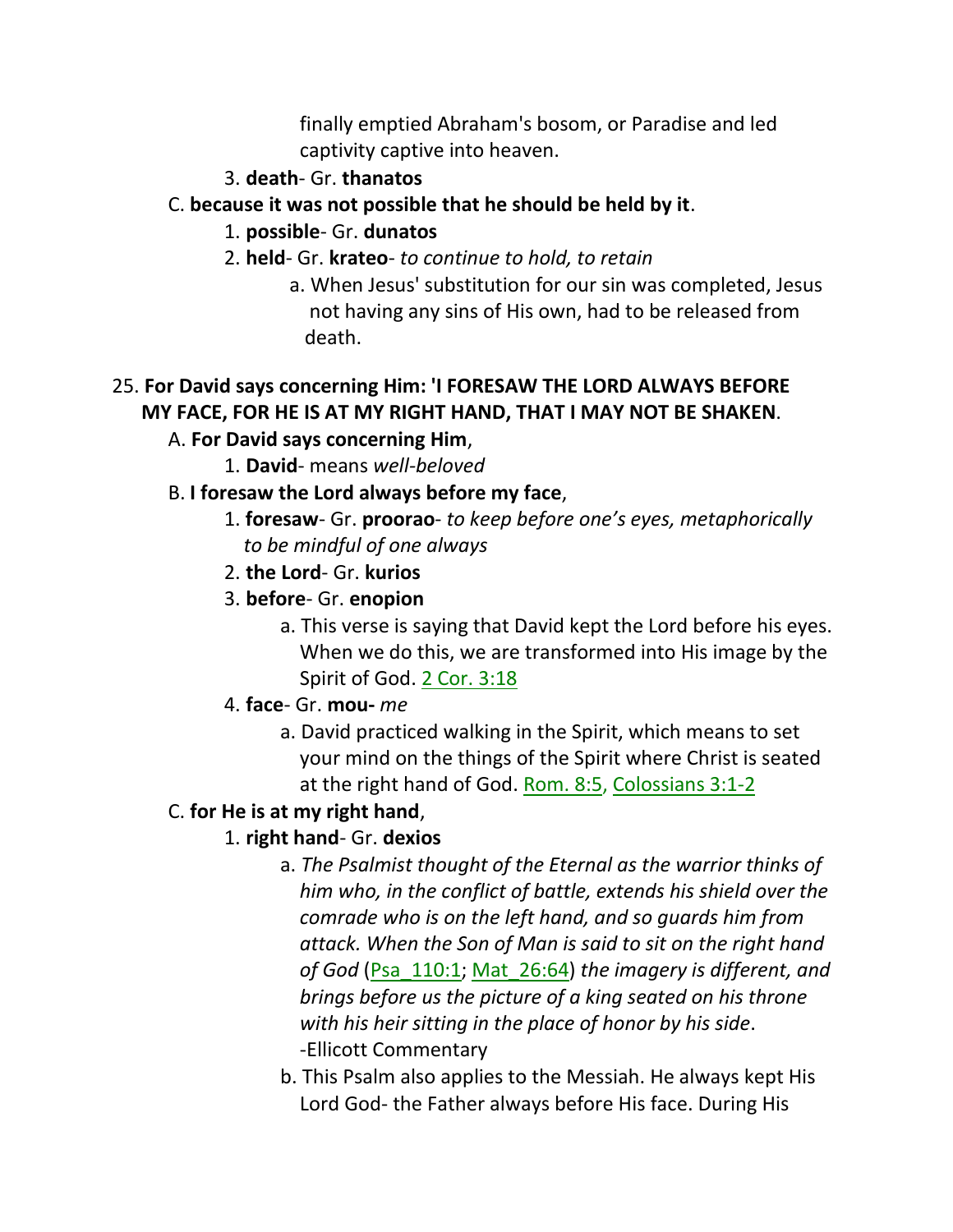finally emptied Abraham's bosom, or Paradise and led captivity captive into heaven.

3. **death**- Gr. **thanatos**

C. **because it was not possible that he should be held by it**.

1. **possible**- Gr. **dunatos**
2. **held**- Gr. **krateo**- *to continue to hold, to retain*
   a. When Jesus' substitution for our sin was completed, Jesus not having any sins of His own, had to be released from death.

25. **For David says concerning Him: 'I FORESAW THE LORD ALWAYS BEFORE MY FACE, FOR HE IS AT MY RIGHT HAND, THAT I MAY NOT BE SHAKEN**.

A. **For David says concerning Him**,

1. **David**- means *well-beloved*

B. **I foresaw the Lord always before my face**,

1. **foresaw**- Gr. **proorao**- *to keep before one's eyes, metaphorically to be mindful of one always*
2. **the Lord**- Gr. **kurios**
3. **before**- Gr. **enopion**
   a. This verse is saying that David kept the Lord before his eyes. When we do this, we are transformed into His image by the Spirit of God. 2 Cor. 3:18
4. **face**- Gr. **mou-** *me*
   a. David practiced walking in the Spirit, which means to set your mind on the things of the Spirit where Christ is seated at the right hand of God. Rom. 8:5, Colossians 3:1-2

C. **for He is at my right hand**,

1. **right hand**- Gr. **dexios**
   a. *The Psalmist thought of the Eternal as the warrior thinks of him who, in the conflict of battle, extends his shield over the comrade who is on the left hand, and so guards him from attack. When the Son of Man is said to sit on the right hand of God* (Psa_110:1; Mat_26:64) *the imagery is different, and brings before us the picture of a king seated on his throne with his heir sitting in the place of honor by his side*. -Ellicott Commentary
   b. This Psalm also applies to the Messiah. He always kept His Lord God- the Father always before His face. During His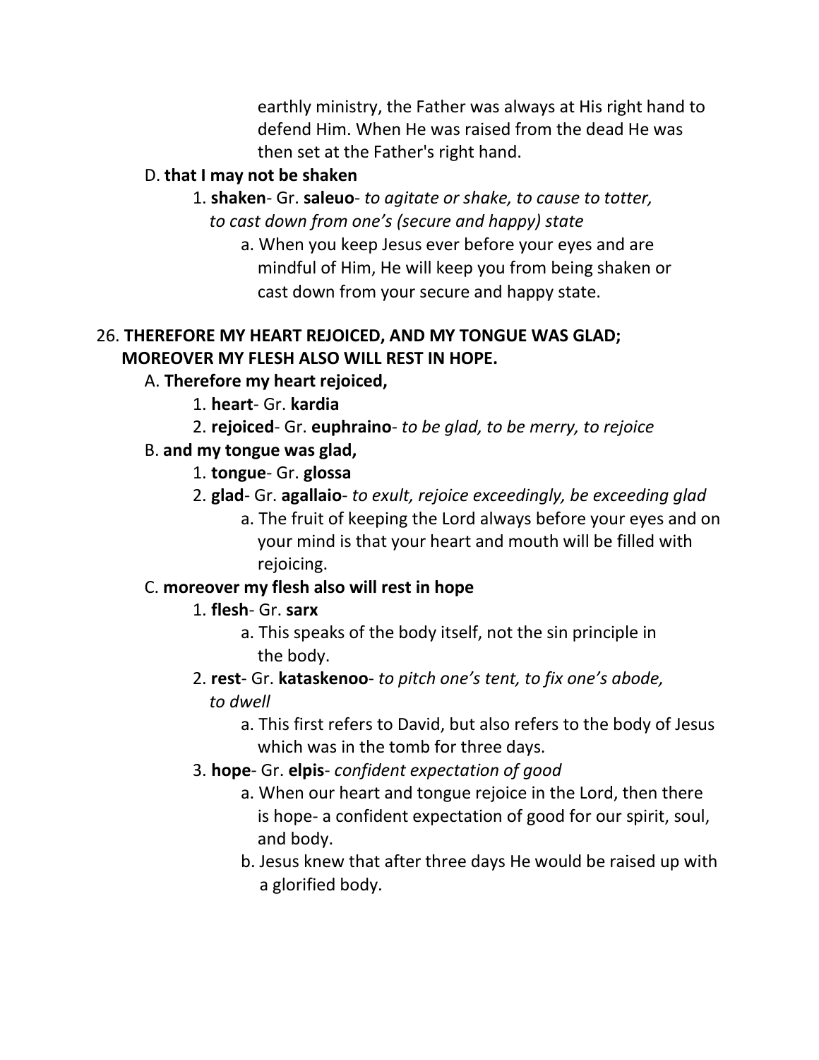earthly ministry, the Father was always at His right hand to defend Him. When He was raised from the dead He was then set at the Father's right hand.

D. **that I may not be shaken**

1. **shaken**- Gr. **saleuo**- *to agitate or shake, to cause to totter, to cast down from one's (secure and happy) state*

a. When you keep Jesus ever before your eyes and are mindful of Him, He will keep you from being shaken or cast down from your secure and happy state.

26. **THEREFORE MY HEART REJOICED, AND MY TONGUE WAS GLAD; MOREOVER MY FLESH ALSO WILL REST IN HOPE.**

A. **Therefore my heart rejoiced,**

1. **heart**- Gr. **kardia**

2. **rejoiced**- Gr. **euphraino**- *to be glad, to be merry, to rejoice*

B. **and my tongue was glad,**

1. **tongue**- Gr. **glossa**

2. **glad**- Gr. **agallaio**- *to exult, rejoice exceedingly, be exceeding glad*

a. The fruit of keeping the Lord always before your eyes and on your mind is that your heart and mouth will be filled with rejoicing.

C. **moreover my flesh also will rest in hope**

1. **flesh**- Gr. **sarx**

a. This speaks of the body itself, not the sin principle in the body.

2. **rest**- Gr. **kataskenoo**- *to pitch one's tent, to fix one's abode, to dwell*

a. This first refers to David, but also refers to the body of Jesus which was in the tomb for three days.

3. **hope**- Gr. **elpis**- *confident expectation of good*

a. When our heart and tongue rejoice in the Lord, then there is hope- a confident expectation of good for our spirit, soul, and body.

b. Jesus knew that after three days He would be raised up with a glorified body.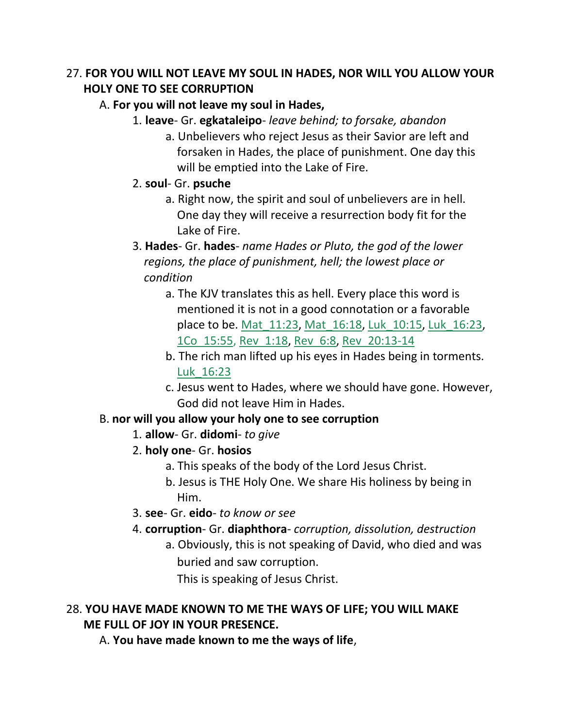27. **FOR YOU WILL NOT LEAVE MY SOUL IN HADES, NOR WILL YOU ALLOW YOUR HOLY ONE TO SEE CORRUPTION**

   A. **For you will not leave my soul in Hades,**

      1. **leave**- Gr. **egkataleipo**- *leave behind; to forsake, abandon*

         a. Unbelievers who reject Jesus as their Savior are left and forsaken in Hades, the place of punishment. One day this will be emptied into the Lake of Fire.

      2. **soul**- Gr. **psuche**

         a. Right now, the spirit and soul of unbelievers are in hell. One day they will receive a resurrection body fit for the Lake of Fire.

      3. **Hades**- Gr. **hades**- *name Hades or Pluto, the god of the lower regions, the place of punishment, hell; the lowest place or condition*

         a. The KJV translates this as hell. Every place this word is mentioned it is not in a good connotation or a favorable place to be. Mat_11:23, Mat_16:18, Luk_10:15, Luk_16:23, 1Co_15:55, Rev_1:18, Rev_6:8, Rev_20:13-14

         b. The rich man lifted up his eyes in Hades being in torments. Luk_16:23

         c. Jesus went to Hades, where we should have gone. However, God did not leave Him in Hades.

   B. **nor will you allow your holy one to see corruption**

      1. **allow**- Gr. **didomi**- *to give*

      2. **holy one**- Gr. **hosios**

         a. This speaks of the body of the Lord Jesus Christ.

         b. Jesus is THE Holy One. We share His holiness by being in Him.

      3. **see**- Gr. **eido**- *to know or see*

      4. **corruption**- Gr. **diaphthora**- *corruption, dissolution, destruction*

         a. Obviously, this is not speaking of David, who died and was buried and saw corruption.
         This is speaking of Jesus Christ.

28. **YOU HAVE MADE KNOWN TO ME THE WAYS OF LIFE; YOU WILL MAKE ME FULL OF JOY IN YOUR PRESENCE.**

   A. **You have made known to me the ways of life**,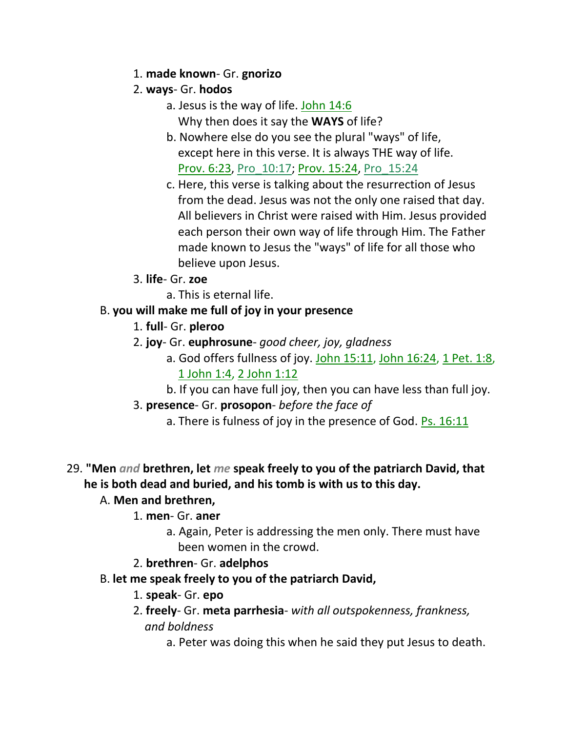1. **made known**- Gr. **gnorizo**
2. **ways**- Gr. **hodos**
    a. Jesus is the way of life. John 14:6
    Why then does it say the **WAYS** of life?
    b. Nowhere else do you see the plural "ways" of life, except here in this verse. It is always THE way of life. Prov. 6:23, Pro_10:17; Prov. 15:24, Pro_15:24
    c. Here, this verse is talking about the resurrection of Jesus from the dead. Jesus was not the only one raised that day. All believers in Christ were raised with Him. Jesus provided each person their own way of life through Him. The Father made known to Jesus the "ways" of life for all those who believe upon Jesus.
3. **life**- Gr. **zoe**
    a. This is eternal life.

B. **you will make me full of joy in your presence**

1. **full**- Gr. **pleroo**
2. **joy**- Gr. **euphrosune**- *good cheer, joy, gladness*
    a. God offers fullness of joy. John 15:11, John 16:24, 1 Pet. 1:8, 1 John 1:4, 2 John 1:12
    b. If you can have full joy, then you can have less than full joy.
3. **presence**- Gr. **prosopon**- *before the face of*
    a. There is fulness of joy in the presence of God. Ps. 16:11

29. **"Men** ***and*** **brethren, let** ***me*** **speak freely to you of the patriarch David, that he is both dead and buried, and his tomb is with us to this day.**

A. **Men and brethren,**

1. **men**- Gr. **aner**
    a. Again, Peter is addressing the men only. There must have been women in the crowd.
2. **brethren**- Gr. **adelphos**

B. **let me speak freely to you of the patriarch David,**

1. **speak**- Gr. **epo**
2. **freely**- Gr. **meta parrhesia**- *with all outspokenness, frankness, and boldness*
    a. Peter was doing this when he said they put Jesus to death.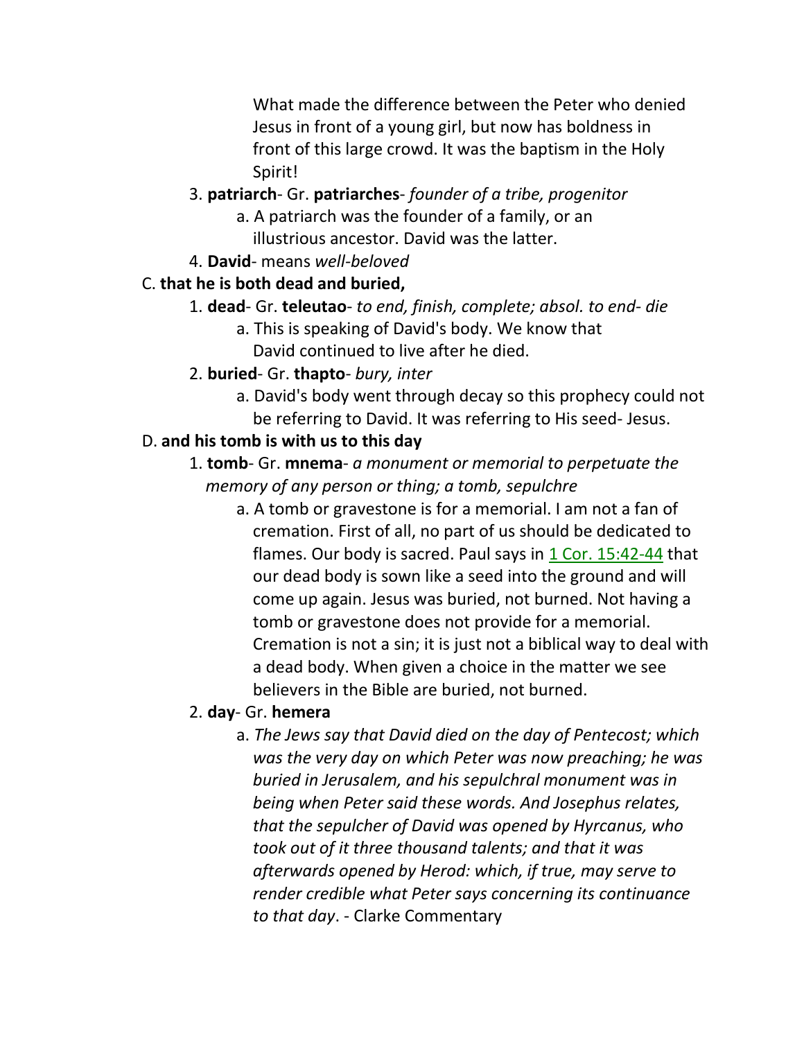What made the difference between the Peter who denied Jesus in front of a young girl, but now has boldness in front of this large crowd. It was the baptism in the Holy Spirit!

3. **patriarch**- Gr. **patriarches**- *founder of a tribe, progenitor*
    a. A patriarch was the founder of a family, or an illustrious ancestor. David was the latter.
4. **David**- means *well-beloved*

C. **that he is both dead and buried,**

1. **dead**- Gr. **teleutao**- *to end, finish, complete; absol. to end- die*
    a. This is speaking of David's body. We know that David continued to live after he died.
2. **buried**- Gr. **thapto**- *bury, inter*
    a. David's body went through decay so this prophecy could not be referring to David. It was referring to His seed- Jesus.

D. **and his tomb is with us to this day**

1. **tomb**- Gr. **mnema**- *a monument or memorial to perpetuate the memory of any person or thing; a tomb, sepulchre*
    a. A tomb or gravestone is for a memorial. I am not a fan of cremation. First of all, no part of us should be dedicated to flames. Our body is sacred. Paul says in 1 Cor. 15:42-44 that our dead body is sown like a seed into the ground and will come up again. Jesus was buried, not burned. Not having a tomb or gravestone does not provide for a memorial. Cremation is not a sin; it is just not a biblical way to deal with a dead body. When given a choice in the matter we see believers in the Bible are buried, not burned.
2. **day**- Gr. **hemera**
    a. *The Jews say that David died on the day of Pentecost; which was the very day on which Peter was now preaching; he was buried in Jerusalem, and his sepulchral monument was in being when Peter said these words. And Josephus relates, that the sepulcher of David was opened by Hyrcanus, who took out of it three thousand talents; and that it was afterwards opened by Herod: which, if true, may serve to render credible what Peter says concerning its continuance to that day*. - Clarke Commentary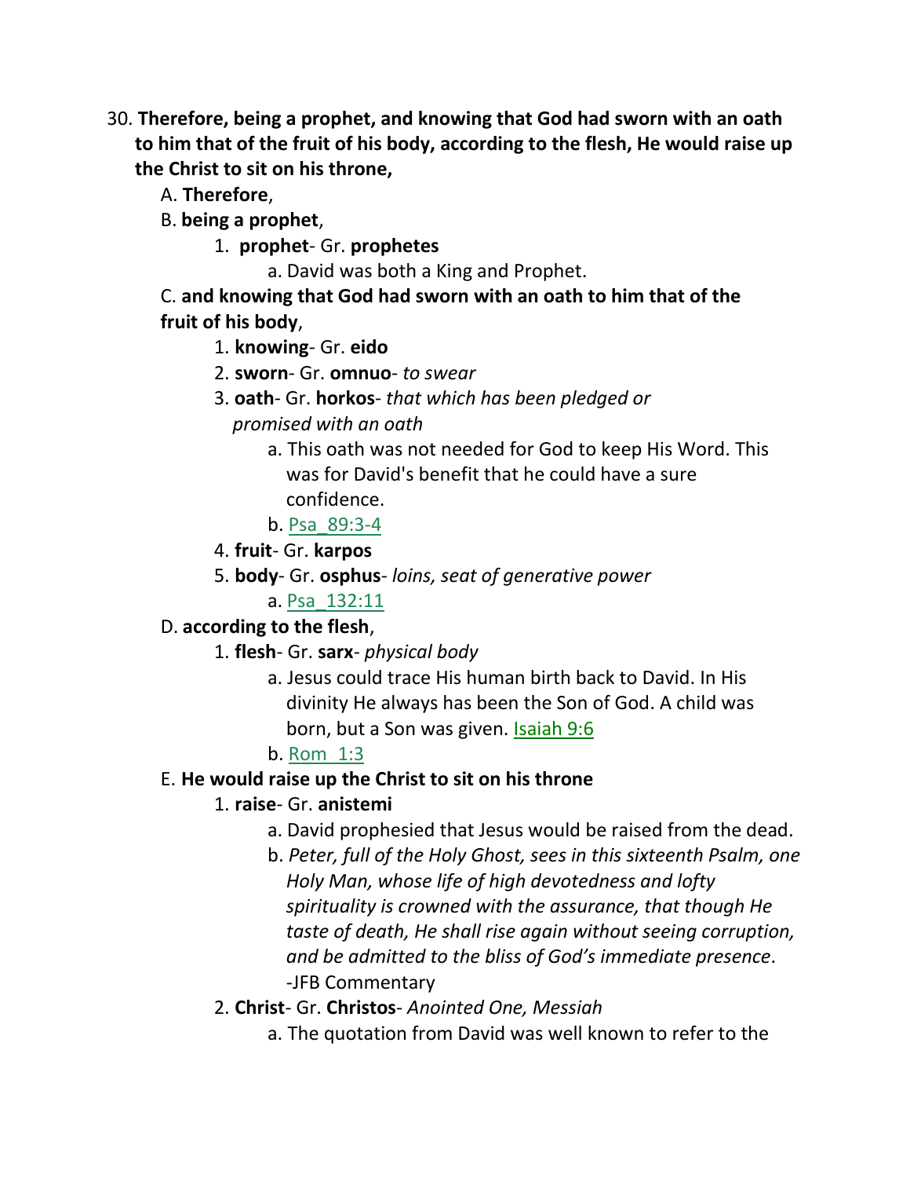30. **Therefore, being a prophet, and knowing that God had sworn with an oath to him that of the fruit of his body, according to the flesh, He would raise up the Christ to sit on his throne,**

A. **Therefore**,

B. **being a prophet**,

1. **prophet**- Gr. **prophetes**
   a. David was both a King and Prophet.

C. **and knowing that God had sworn with an oath to him that of the fruit of his body**,

1. **knowing**- Gr. **eido**
2. **sworn**- Gr. **omnuo**- *to swear*
3. **oath**- Gr. **horkos**- *that which has been pledged or promised with an oath*
   a. This oath was not needed for God to keep His Word. This was for David's benefit that he could have a sure confidence.
   b. Psa_89:3-4
4. **fruit**- Gr. **karpos**
5. **body**- Gr. **osphus**- *loins, seat of generative power*
   a. Psa_132:11

D. **according to the flesh**,

1. **flesh**- Gr. **sarx**- *physical body*
   a. Jesus could trace His human birth back to David. In His divinity He always has been the Son of God. A child was born, but a Son was given. Isaiah 9:6
   b. Rom_1:3

E. **He would raise up the Christ to sit on his throne**

1. **raise**- Gr. **anistemi**
   a. David prophesied that Jesus would be raised from the dead.
   b. *Peter, full of the Holy Ghost, sees in this sixteenth Psalm, one Holy Man, whose life of high devotedness and lofty spirituality is crowned with the assurance, that though He taste of death, He shall rise again without seeing corruption, and be admitted to the bliss of God's immediate presence*. -JFB Commentary
2. **Christ**- Gr. **Christos**- *Anointed One, Messiah*
   a. The quotation from David was well known to refer to the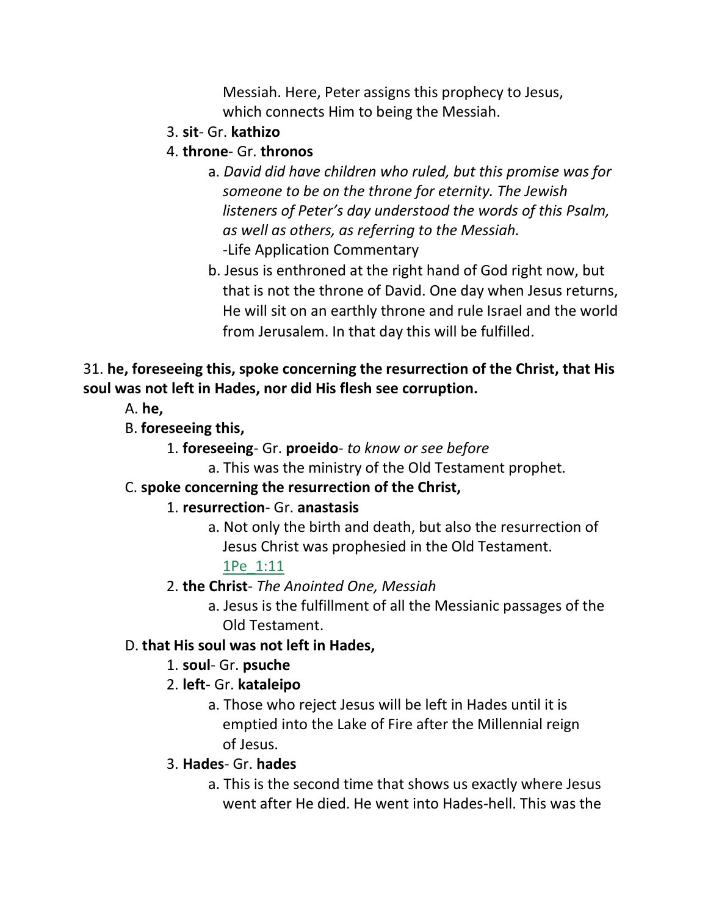Messiah. Here, Peter assigns this prophecy to Jesus, which connects Him to being the Messiah.

3. **sit**- Gr. **kathizo**
4. **throne**- Gr. **thronos**
   a. *David did have children who ruled, but this promise was for someone to be on the throne for eternity. The Jewish listeners of Peter's day understood the words of this Psalm, as well as others, as referring to the Messiah.* -Life Application Commentary
   b. Jesus is enthroned at the right hand of God right now, but that is not the throne of David. One day when Jesus returns, He will sit on an earthly throne and rule Israel and the world from Jerusalem. In that day this will be fulfilled.

31. **he, foreseeing this, spoke concerning the resurrection of the Christ, that His soul was not left in Hades, nor did His flesh see corruption.**

A. **he,**

B. **foreseeing this,**

1. **foreseeing**- Gr. **proeido**- *to know or see before*
   a. This was the ministry of the Old Testament prophet.

C. **spoke concerning the resurrection of the Christ,**

1. **resurrection**- Gr. **anastasis**
   a. Not only the birth and death, but also the resurrection of Jesus Christ was prophesied in the Old Testament. 1Pe_1:11
2. **the Christ**- *The Anointed One, Messiah*
   a. Jesus is the fulfillment of all the Messianic passages of the Old Testament.

D. **that His soul was not left in Hades,**

1. **soul**- Gr. **psuche**
2. **left**- Gr. **kataleipo**
   a. Those who reject Jesus will be left in Hades until it is emptied into the Lake of Fire after the Millennial reign of Jesus.
3. **Hades**- Gr. **hades**
   a. This is the second time that shows us exactly where Jesus went after He died. He went into Hades-hell. This was the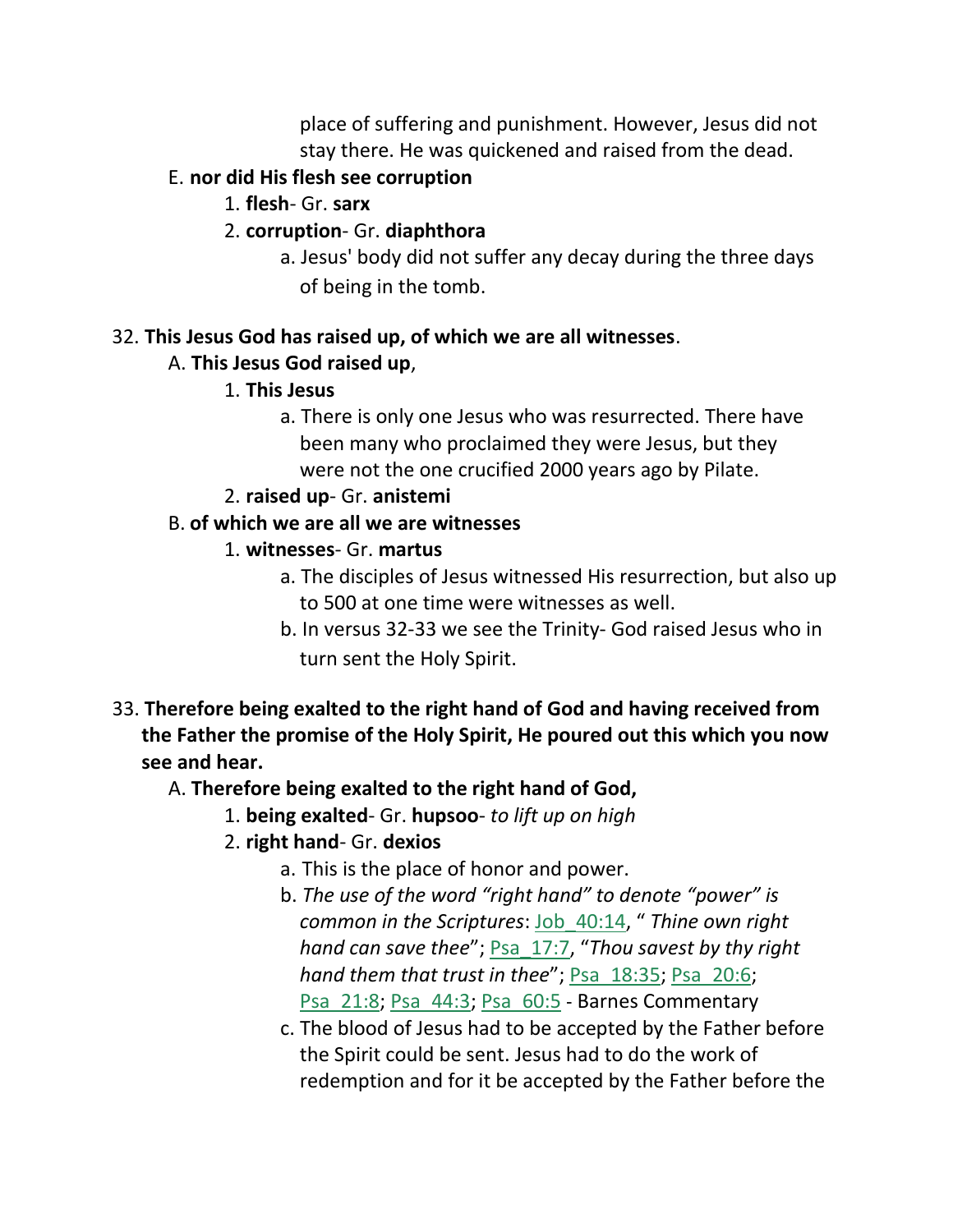place of suffering and punishment. However, Jesus did not stay there. He was quickened and raised from the dead.

E. **nor did His flesh see corruption**

1. **flesh**- Gr. **sarx**
2. **corruption**- Gr. **diaphthora**
   a. Jesus' body did not suffer any decay during the three days of being in the tomb.

32. **This Jesus God has raised up, of which we are all witnesses**.

A. **This Jesus God raised up**,

1. **This Jesus**
   a. There is only one Jesus who was resurrected. There have been many who proclaimed they were Jesus, but they were not the one crucified 2000 years ago by Pilate.
2. **raised up**- Gr. **anistemi**

B. **of which we are all we are witnesses**

1. **witnesses**- Gr. **martus**
   a. The disciples of Jesus witnessed His resurrection, but also up to 500 at one time were witnesses as well.
   b. In versus 32-33 we see the Trinity- God raised Jesus who in turn sent the Holy Spirit.

33. **Therefore being exalted to the right hand of God and having received from the Father the promise of the Holy Spirit, He poured out this which you now see and hear.**

A. **Therefore being exalted to the right hand of God,**

1. **being exalted**- Gr. **hupsoo**- *to lift up on high*
2. **right hand**- Gr. **dexios**
   a. This is the place of honor and power.
   b. *The use of the word "right hand" to denote "power" is common in the Scriptures*: Job_40:14, " *Thine own right hand can save thee*"; Psa_17:7, "*Thou savest by thy right hand them that trust in thee*"; Psa_18:35; Psa_20:6; Psa_21:8; Psa_44:3; Psa_60:5 - Barnes Commentary
   c. The blood of Jesus had to be accepted by the Father before the Spirit could be sent. Jesus had to do the work of redemption and for it be accepted by the Father before the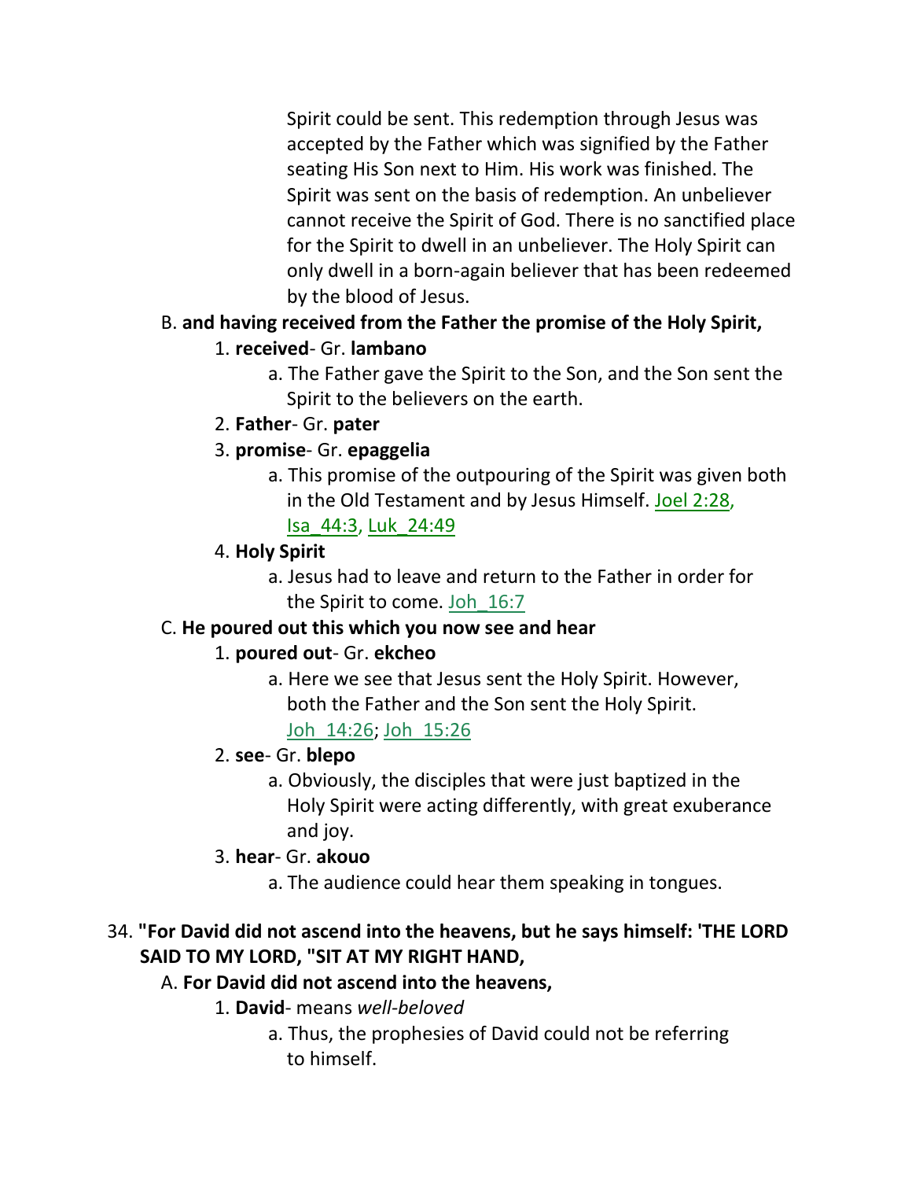Spirit could be sent. This redemption through Jesus was accepted by the Father which was signified by the Father seating His Son next to Him. His work was finished. The Spirit was sent on the basis of redemption. An unbeliever cannot receive the Spirit of God. There is no sanctified place for the Spirit to dwell in an unbeliever. The Holy Spirit can only dwell in a born-again believer that has been redeemed by the blood of Jesus.

B. **and having received from the Father the promise of the Holy Spirit,**

1. **received**- Gr. **lambano**
   a. The Father gave the Spirit to the Son, and the Son sent the Spirit to the believers on the earth.
2. **Father**- Gr. **pater**
3. **promise**- Gr. **epaggelia**
   a. This promise of the outpouring of the Spirit was given both in the Old Testament and by Jesus Himself. Joel 2:28, Isa_44:3, Luk_24:49
4. **Holy Spirit**
   a. Jesus had to leave and return to the Father in order for the Spirit to come. Joh_16:7

C. **He poured out this which you now see and hear**

1. **poured out**- Gr. **ekcheo**
   a. Here we see that Jesus sent the Holy Spirit. However, both the Father and the Son sent the Holy Spirit. Joh_14:26; Joh_15:26
2. **see**- Gr. **blepo**
   a. Obviously, the disciples that were just baptized in the Holy Spirit were acting differently, with great exuberance and joy.
3. **hear**- Gr. **akouo**
   a. The audience could hear them speaking in tongues.

34. **"For David did not ascend into the heavens, but he says himself: 'THE LORD SAID TO MY LORD, "SIT AT MY RIGHT HAND,**

A. **For David did not ascend into the heavens,**

1. **David**- means *well-beloved*
   a. Thus, the prophesies of David could not be referring to himself.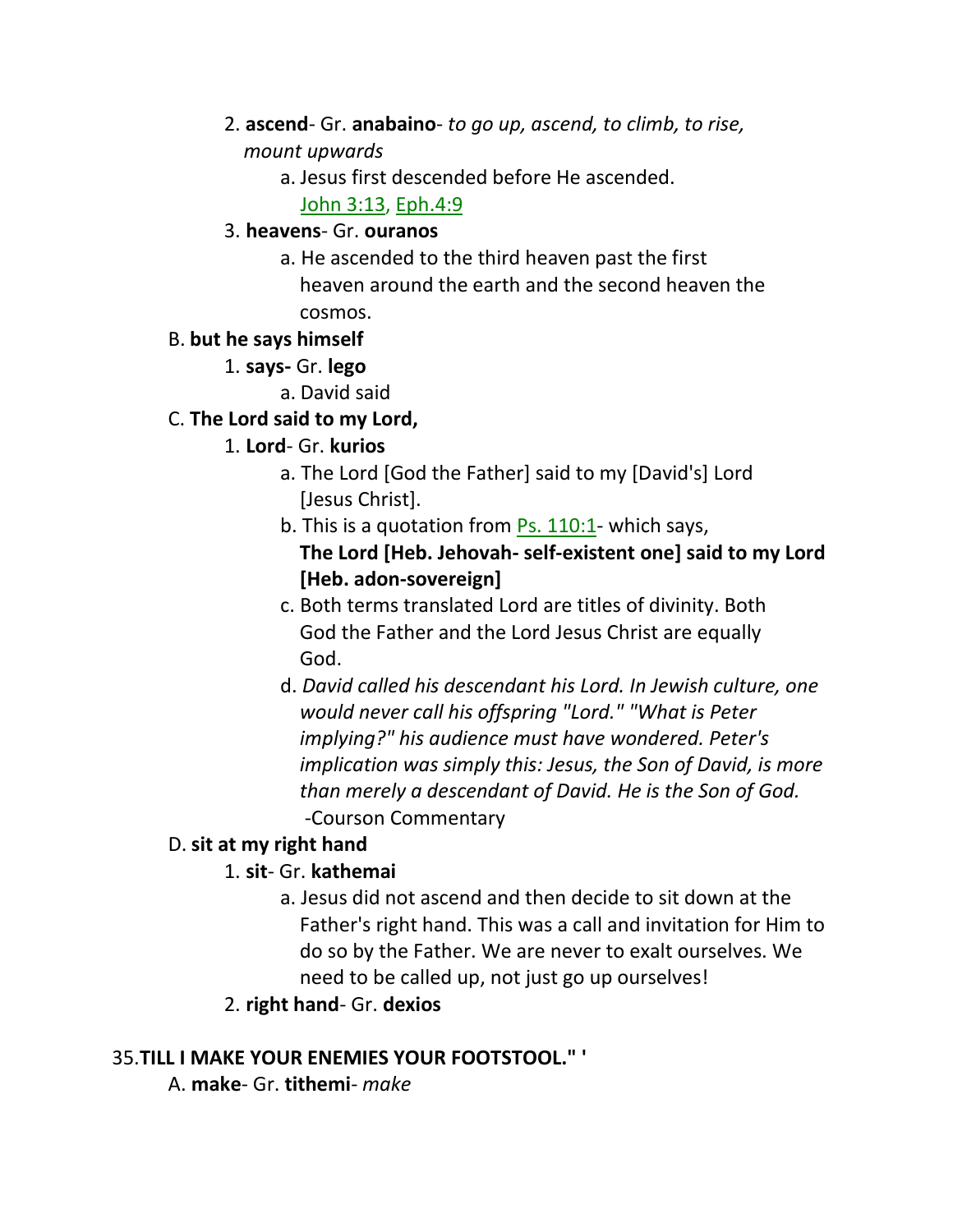2. **ascend**- Gr. **anabaino**- *to go up, ascend, to climb, to rise, mount upwards*

   a. Jesus first descended before He ascended. John 3:13, Eph.4:9

3. **heavens**- Gr. **ouranos**

   a. He ascended to the third heaven past the first heaven around the earth and the second heaven the cosmos.

B. **but he says himself**

1. **says-** Gr. **lego**

   a. David said

C. **The Lord said to my Lord,**

1. **Lord**- Gr. **kurios**

   a. The Lord [God the Father] said to my [David's] Lord [Jesus Christ].

   b. This is a quotation from Ps. 110:1- which says, **The Lord [Heb. Jehovah- self-existent one] said to my Lord [Heb. adon-sovereign]**

   c. Both terms translated Lord are titles of divinity. Both God the Father and the Lord Jesus Christ are equally God.

   d. *David called his descendant his Lord. In Jewish culture, one would never call his offspring "Lord." "What is Peter implying?" his audience must have wondered. Peter's implication was simply this: Jesus, the Son of David, is more than merely a descendant of David. He is the Son of God.* -Courson Commentary

D. **sit at my right hand**

1. **sit**- Gr. **kathemai**

   a. Jesus did not ascend and then decide to sit down at the Father's right hand. This was a call and invitation for Him to do so by the Father. We are never to exalt ourselves. We need to be called up, not just go up ourselves!

2. **right hand**- Gr. **dexios**

35.**TILL I MAKE YOUR ENEMIES YOUR FOOTSTOOL." '**

A. **make**- Gr. **tithemi**- *make*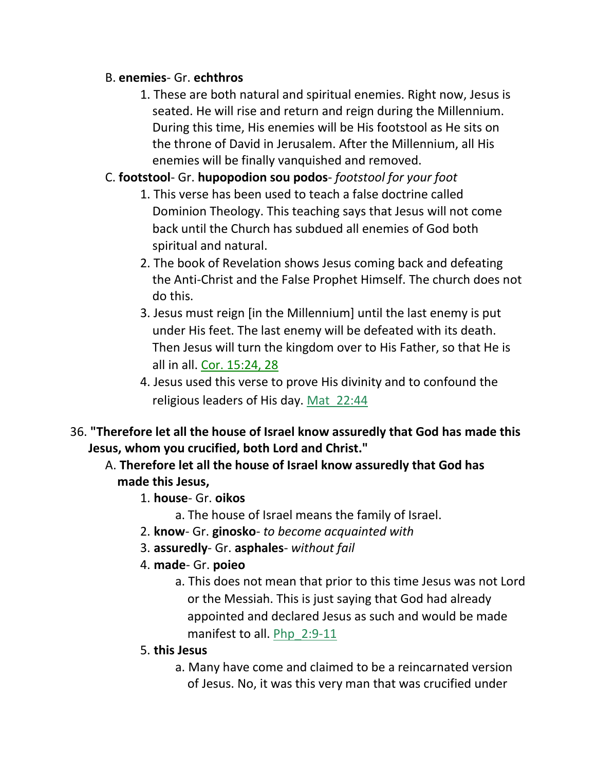B. **enemies**- Gr. **echthros**

1. These are both natural and spiritual enemies. Right now, Jesus is seated. He will rise and return and reign during the Millennium. During this time, His enemies will be His footstool as He sits on the throne of David in Jerusalem. After the Millennium, all His enemies will be finally vanquished and removed.

C. **footstool**- Gr. **hupopodion sou podos**- *footstool for your foot*

1. This verse has been used to teach a false doctrine called Dominion Theology. This teaching says that Jesus will not come back until the Church has subdued all enemies of God both spiritual and natural.
2. The book of Revelation shows Jesus coming back and defeating the Anti-Christ and the False Prophet Himself. The church does not do this.
3. Jesus must reign [in the Millennium] until the last enemy is put under His feet. The last enemy will be defeated with its death. Then Jesus will turn the kingdom over to His Father, so that He is all in all. Cor. 15:24, 28
4. Jesus used this verse to prove His divinity and to confound the religious leaders of His day. Mat_22:44

36. **"Therefore let all the house of Israel know assuredly that God has made this Jesus, whom you crucified, both Lord and Christ."**

A. **Therefore let all the house of Israel know assuredly that God has made this Jesus,**

1. **house**- Gr. **oikos**
   a. The house of Israel means the family of Israel.
2. **know**- Gr. **ginosko**- *to become acquainted with*
3. **assuredly**- Gr. **asphales**- *without fail*
4. **made**- Gr. **poieo**
   a. This does not mean that prior to this time Jesus was not Lord or the Messiah. This is just saying that God had already appointed and declared Jesus as such and would be made manifest to all. Php_2:9-11
5. **this Jesus**
   a. Many have come and claimed to be a reincarnated version of Jesus. No, it was this very man that was crucified under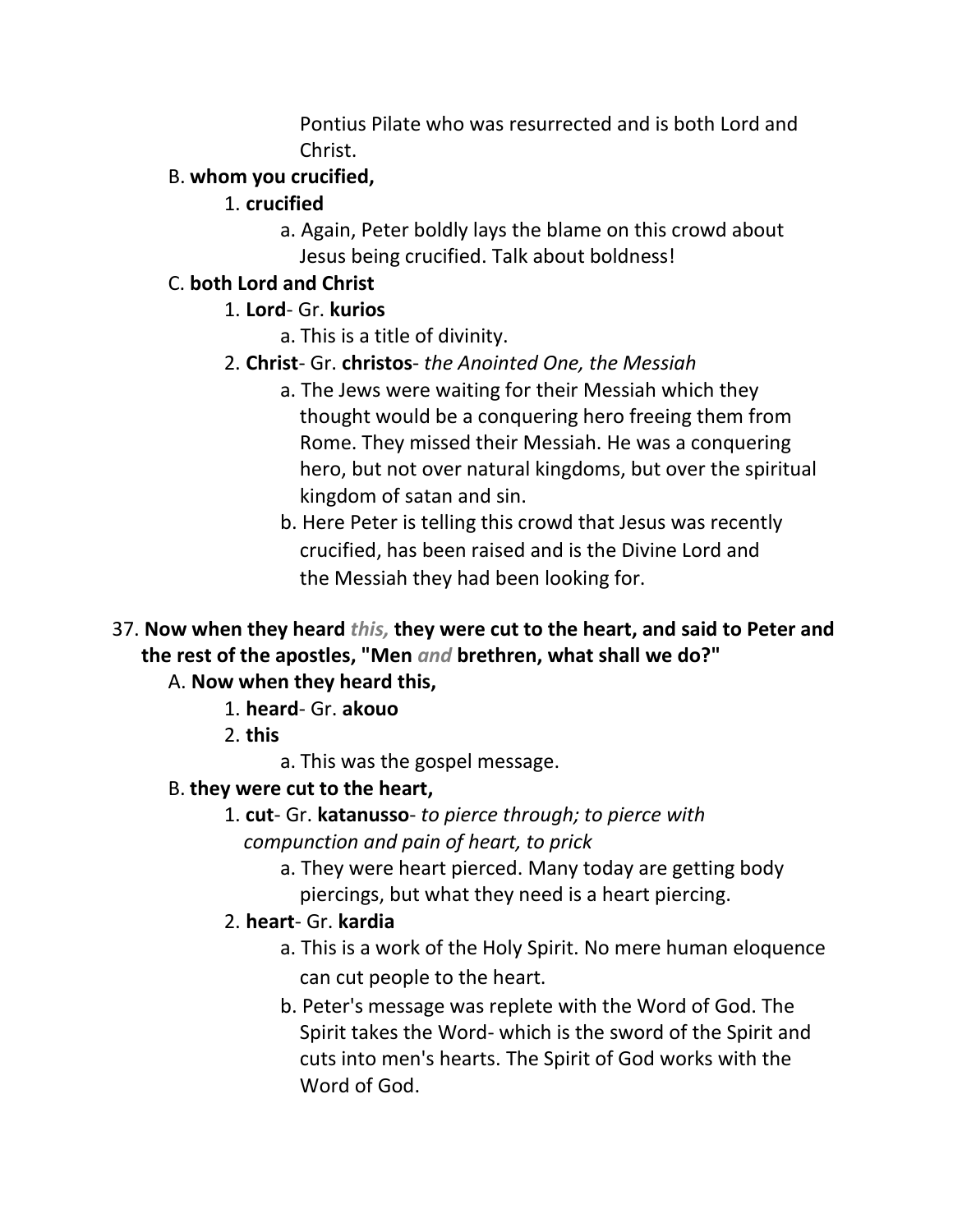Pontius Pilate who was resurrected and is both Lord and Christ.

B. **whom you crucified,**

1. **crucified**

a. Again, Peter boldly lays the blame on this crowd about Jesus being crucified. Talk about boldness!

C. **both Lord and Christ**

1. **Lord**- Gr. **kurios**

a. This is a title of divinity.

2. **Christ**- Gr. **christos**- *the Anointed One, the Messiah*

a. The Jews were waiting for their Messiah which they thought would be a conquering hero freeing them from Rome. They missed their Messiah. He was a conquering hero, but not over natural kingdoms, but over the spiritual kingdom of satan and sin.

b. Here Peter is telling this crowd that Jesus was recently crucified, has been raised and is the Divine Lord and the Messiah they had been looking for.

37. **Now when they heard *this,* they were cut to the heart, and said to Peter and the rest of the apostles, "Men *and* brethren, what shall we do?"**

A. **Now when they heard this,**

1. **heard**- Gr. **akouo**

2. **this**

a. This was the gospel message.

B. **they were cut to the heart,**

1. **cut**- Gr. **katanusso**- *to pierce through; to pierce with compunction and pain of heart, to prick*

a. They were heart pierced. Many today are getting body piercings, but what they need is a heart piercing.

2. **heart**- Gr. **kardia**

a. This is a work of the Holy Spirit. No mere human eloquence can cut people to the heart.

b. Peter's message was replete with the Word of God. The Spirit takes the Word- which is the sword of the Spirit and cuts into men's hearts. The Spirit of God works with the Word of God.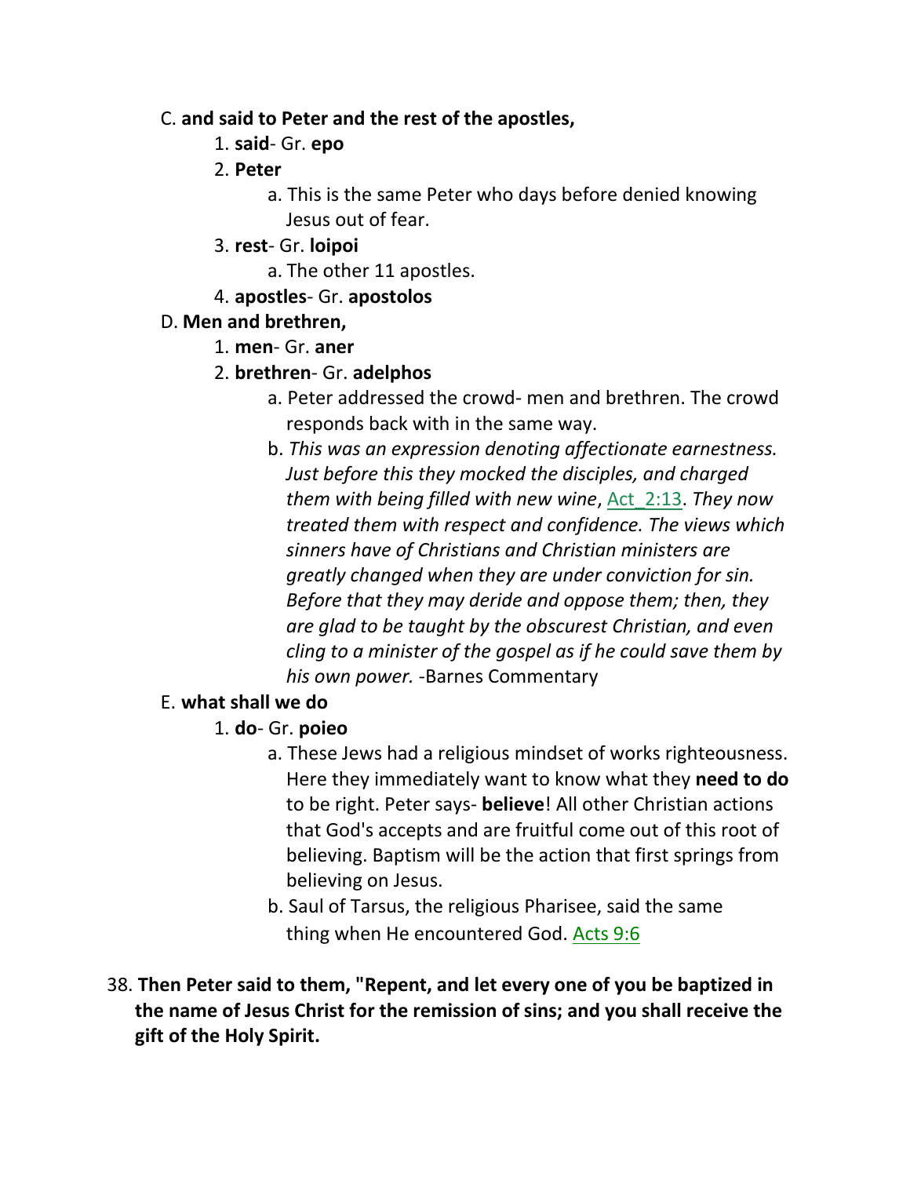C. **and said to Peter and the rest of the apostles,**

1. **said**- Gr. **epo**
2. **Peter**
   a. This is the same Peter who days before denied knowing Jesus out of fear.
3. **rest**- Gr. **loipoi**
   a. The other 11 apostles.
4. **apostles**- Gr. **apostolos**

D. **Men and brethren,**

1. **men**- Gr. **aner**
2. **brethren**- Gr. **adelphos**
   a. Peter addressed the crowd- men and brethren. The crowd responds back with in the same way.
   b. *This was an expression denoting affectionate earnestness. Just before this they mocked the disciples, and charged them with being filled with new wine*, Act_2:13. *They now treated them with respect and confidence. The views which sinners have of Christians and Christian ministers are greatly changed when they are under conviction for sin. Before that they may deride and oppose them; then, they are glad to be taught by the obscurest Christian, and even cling to a minister of the gospel as if he could save them by his own power.* -Barnes Commentary

E. **what shall we do**

1. **do**- Gr. **poieo**
   a. These Jews had a religious mindset of works righteousness. Here they immediately want to know what they **need to do** to be right. Peter says- **believe**! All other Christian actions that God's accepts and are fruitful come out of this root of believing. Baptism will be the action that first springs from believing on Jesus.
   b. Saul of Tarsus, the religious Pharisee, said the same thing when He encountered God. Acts 9:6

38. **Then Peter said to them, "Repent, and let every one of you be baptized in the name of Jesus Christ for the remission of sins; and you shall receive the gift of the Holy Spirit.**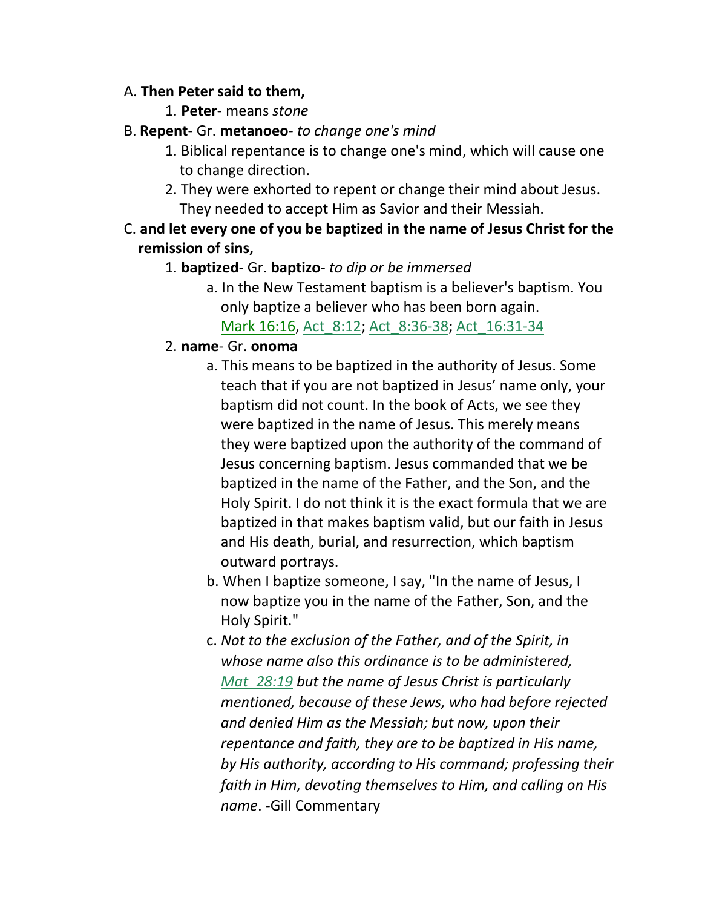A. **Then Peter said to them,**

1. **Peter**- means *stone*

B. **Repent**- Gr. **metanoeo**- *to change one's mind*

1. Biblical repentance is to change one's mind, which will cause one to change direction.
2. They were exhorted to repent or change their mind about Jesus. They needed to accept Him as Savior and their Messiah.

C. **and let every one of you be baptized in the name of Jesus Christ for the remission of sins,**

1. **baptized**- Gr. **baptizo**- *to dip or be immersed*
   a. In the New Testament baptism is a believer's baptism. You only baptize a believer who has been born again. Mark 16:16, Act_8:12; Act_8:36-38; Act_16:31-34
2. **name**- Gr. **onoma**
   a. This means to be baptized in the authority of Jesus. Some teach that if you are not baptized in Jesus' name only, your baptism did not count. In the book of Acts, we see they were baptized in the name of Jesus. This merely means they were baptized upon the authority of the command of Jesus concerning baptism. Jesus commanded that we be baptized in the name of the Father, and the Son, and the Holy Spirit. I do not think it is the exact formula that we are baptized in that makes baptism valid, but our faith in Jesus and His death, burial, and resurrection, which baptism outward portrays.
   b. When I baptize someone, I say, "In the name of Jesus, I now baptize you in the name of the Father, Son, and the Holy Spirit."
   c. *Not to the exclusion of the Father, and of the Spirit, in whose name also this ordinance is to be administered,* Mat_28:19 *but the name of Jesus Christ is particularly mentioned, because of these Jews, who had before rejected and denied Him as the Messiah; but now, upon their repentance and faith, they are to be baptized in His name, by His authority, according to His command; professing their faith in Him, devoting themselves to Him, and calling on His name*. -Gill Commentary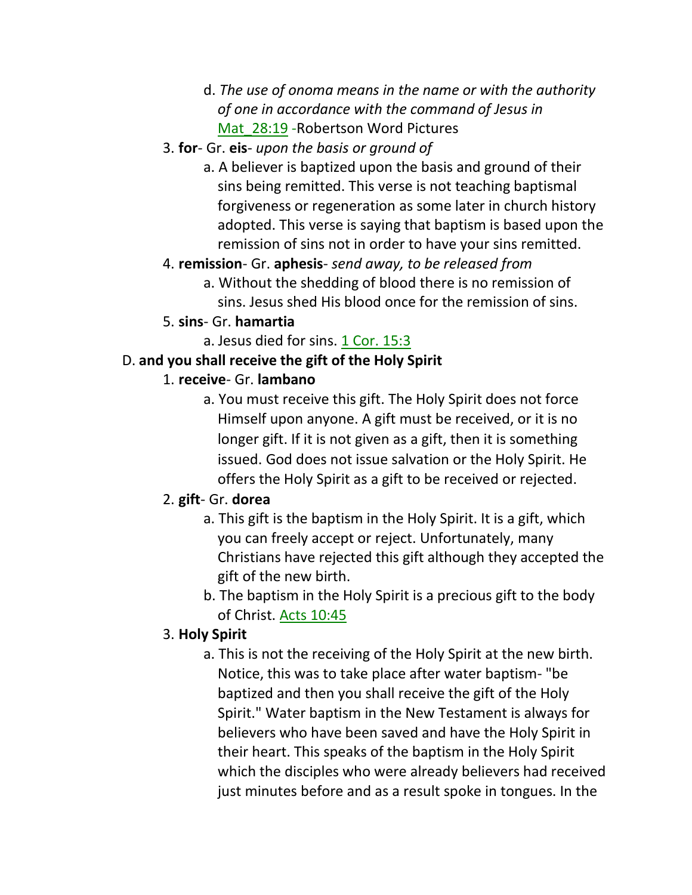d. *The use of onoma means in the name or with the authority of one in accordance with the command of Jesus in* Mat_28:19 -Robertson Word Pictures

3. **for**- Gr. **eis**- *upon the basis or ground of*
   a. A believer is baptized upon the basis and ground of their sins being remitted. This verse is not teaching baptismal forgiveness or regeneration as some later in church history adopted. This verse is saying that baptism is based upon the remission of sins not in order to have your sins remitted.

4. **remission**- Gr. **aphesis**- *send away, to be released from*
   a. Without the shedding of blood there is no remission of sins. Jesus shed His blood once for the remission of sins.

5. **sins**- Gr. **hamartia**
   a. Jesus died for sins. 1 Cor. 15:3

D. **and you shall receive the gift of the Holy Spirit**

1. **receive**- Gr. **lambano**
   a. You must receive this gift. The Holy Spirit does not force Himself upon anyone. A gift must be received, or it is no longer gift. If it is not given as a gift, then it is something issued. God does not issue salvation or the Holy Spirit. He offers the Holy Spirit as a gift to be received or rejected.

2. **gift**- Gr. **dorea**
   a. This gift is the baptism in the Holy Spirit. It is a gift, which you can freely accept or reject. Unfortunately, many Christians have rejected this gift although they accepted the gift of the new birth.
   b. The baptism in the Holy Spirit is a precious gift to the body of Christ. Acts 10:45

3. **Holy Spirit**
   a. This is not the receiving of the Holy Spirit at the new birth. Notice, this was to take place after water baptism- "be baptized and then you shall receive the gift of the Holy Spirit." Water baptism in the New Testament is always for believers who have been saved and have the Holy Spirit in their heart. This speaks of the baptism in the Holy Spirit which the disciples who were already believers had received just minutes before and as a result spoke in tongues. In the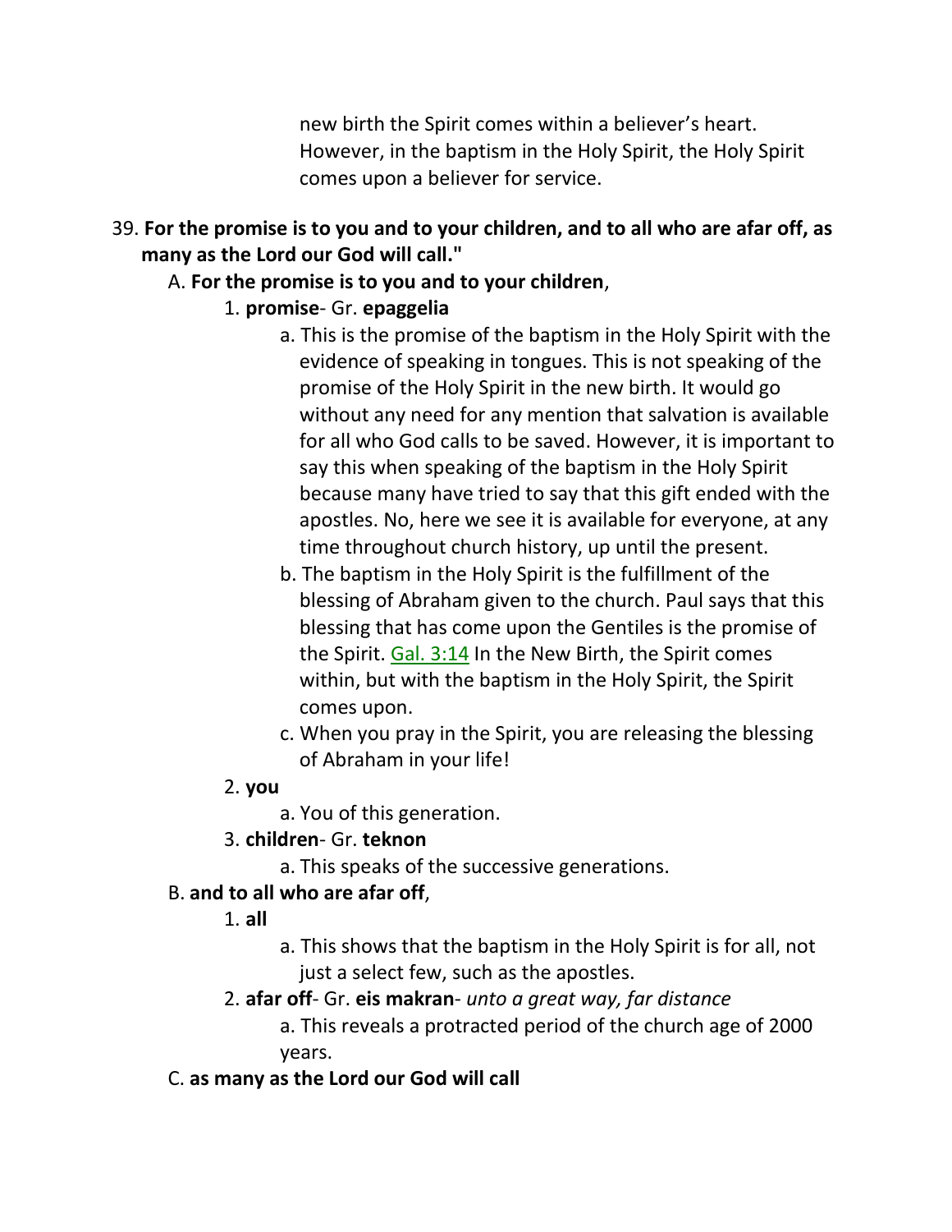new birth the Spirit comes within a believer's heart. However, in the baptism in the Holy Spirit, the Holy Spirit comes upon a believer for service.

39. **For the promise is to you and to your children, and to all who are afar off, as many as the Lord our God will call."**

   A. **For the promise is to you and to your children**,

      1. **promise**- Gr. **epaggelia**

         a. This is the promise of the baptism in the Holy Spirit with the evidence of speaking in tongues. This is not speaking of the promise of the Holy Spirit in the new birth. It would go without any need for any mention that salvation is available for all who God calls to be saved. However, it is important to say this when speaking of the baptism in the Holy Spirit because many have tried to say that this gift ended with the apostles. No, here we see it is available for everyone, at any time throughout church history, up until the present.

         b. The baptism in the Holy Spirit is the fulfillment of the blessing of Abraham given to the church. Paul says that this blessing that has come upon the Gentiles is the promise of the Spirit. Gal. 3:14 In the New Birth, the Spirit comes within, but with the baptism in the Holy Spirit, the Spirit comes upon.

         c. When you pray in the Spirit, you are releasing the blessing of Abraham in your life!

      2. **you**

         a. You of this generation.

      3. **children**- Gr. **teknon**

         a. This speaks of the successive generations.

   B. **and to all who are afar off**,

      1. **all**

         a. This shows that the baptism in the Holy Spirit is for all, not just a select few, such as the apostles.

      2. **afar off**- Gr. **eis makran**- *unto a great way, far distance*

         a. This reveals a protracted period of the church age of 2000 years.

   C. **as many as the Lord our God will call**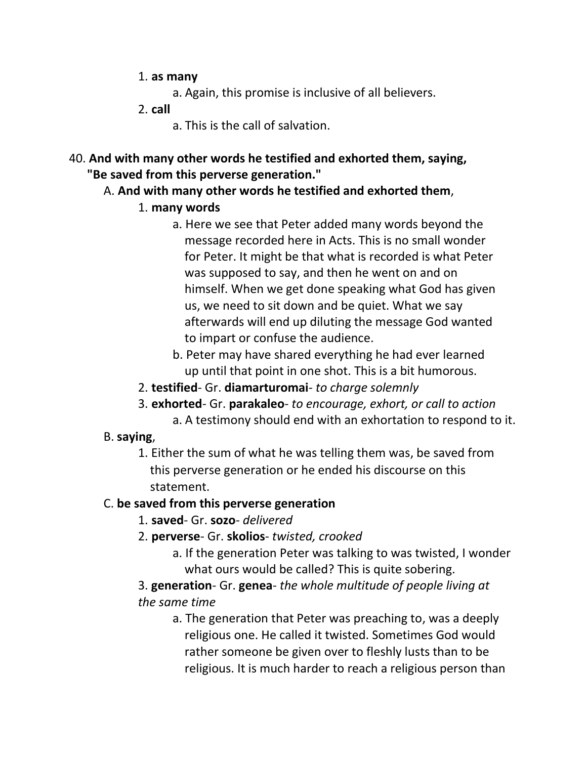1. **as many**

   a. Again, this promise is inclusive of all believers.

2. **call**

   a. This is the call of salvation.

40. **And with many other words he testified and exhorted them, saying, "Be saved from this perverse generation."**

A. **And with many other words he testified and exhorted them**,

1. **many words**

   a. Here we see that Peter added many words beyond the message recorded here in Acts. This is no small wonder for Peter. It might be that what is recorded is what Peter was supposed to say, and then he went on and on himself. When we get done speaking what God has given us, we need to sit down and be quiet. What we say afterwards will end up diluting the message God wanted to impart or confuse the audience.

   b. Peter may have shared everything he had ever learned up until that point in one shot. This is a bit humorous.

2. **testified**- Gr. **diamarturomai**- *to charge solemnly*

3. **exhorted**- Gr. **parakaleo**- *to encourage, exhort, or call to action*

   a. A testimony should end with an exhortation to respond to it.

B. **saying**,

1. Either the sum of what he was telling them was, be saved from this perverse generation or he ended his discourse on this statement.

C. **be saved from this perverse generation**

1. **saved**- Gr. **sozo**- *delivered*

2. **perverse**- Gr. **skolios**- *twisted, crooked*

   a. If the generation Peter was talking to was twisted, I wonder what ours would be called? This is quite sobering.

3. **generation**- Gr. **genea**- *the whole multitude of people living at the same time*

   a. The generation that Peter was preaching to, was a deeply religious one. He called it twisted. Sometimes God would rather someone be given over to fleshly lusts than to be religious. It is much harder to reach a religious person than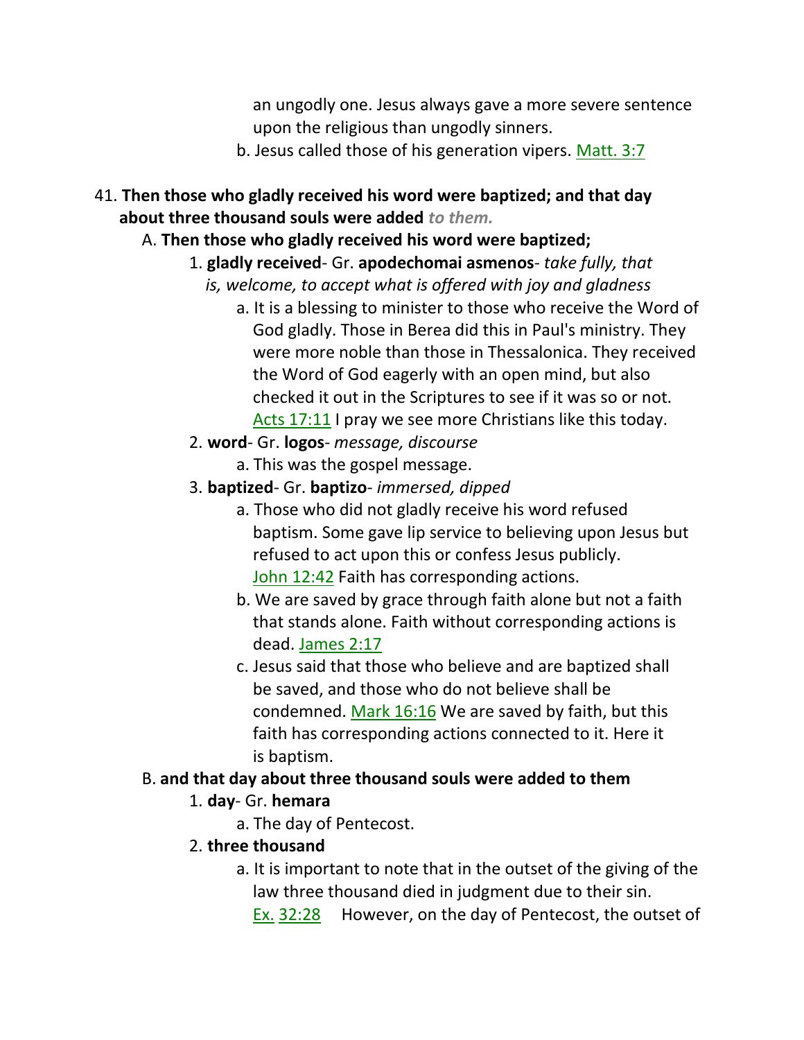an ungodly one. Jesus always gave a more severe sentence upon the religious than ungodly sinners.

b. Jesus called those of his generation vipers. Matt. 3:7

41. **Then those who gladly received his word were baptized; and that day about three thousand souls were added** ***to them.***

A. **Then those who gladly received his word were baptized;**

1. **gladly received**- Gr. **apodechomai asmenos**- *take fully, that is, welcome, to accept what is offered with joy and gladness*

a. It is a blessing to minister to those who receive the Word of God gladly. Those in Berea did this in Paul's ministry. They were more noble than those in Thessalonica. They received the Word of God eagerly with an open mind, but also checked it out in the Scriptures to see if it was so or not. Acts 17:11 I pray we see more Christians like this today.

2. **word**- Gr. **logos**- *message, discourse*

a. This was the gospel message.

3. **baptized**- Gr. **baptizo**- *immersed, dipped*

a. Those who did not gladly receive his word refused baptism. Some gave lip service to believing upon Jesus but refused to act upon this or confess Jesus publicly. John 12:42 Faith has corresponding actions.

b. We are saved by grace through faith alone but not a faith that stands alone. Faith without corresponding actions is dead. James 2:17

c. Jesus said that those who believe and are baptized shall be saved, and those who do not believe shall be condemned. Mark 16:16 We are saved by faith, but this faith has corresponding actions connected to it. Here it is baptism.

B. **and that day about three thousand souls were added to them**

1. **day**- Gr. **hemara**

a. The day of Pentecost.

2. **three thousand**

a. It is important to note that in the outset of the giving of the law three thousand died in judgment due to their sin. Ex. 32:28 However, on the day of Pentecost, the outset of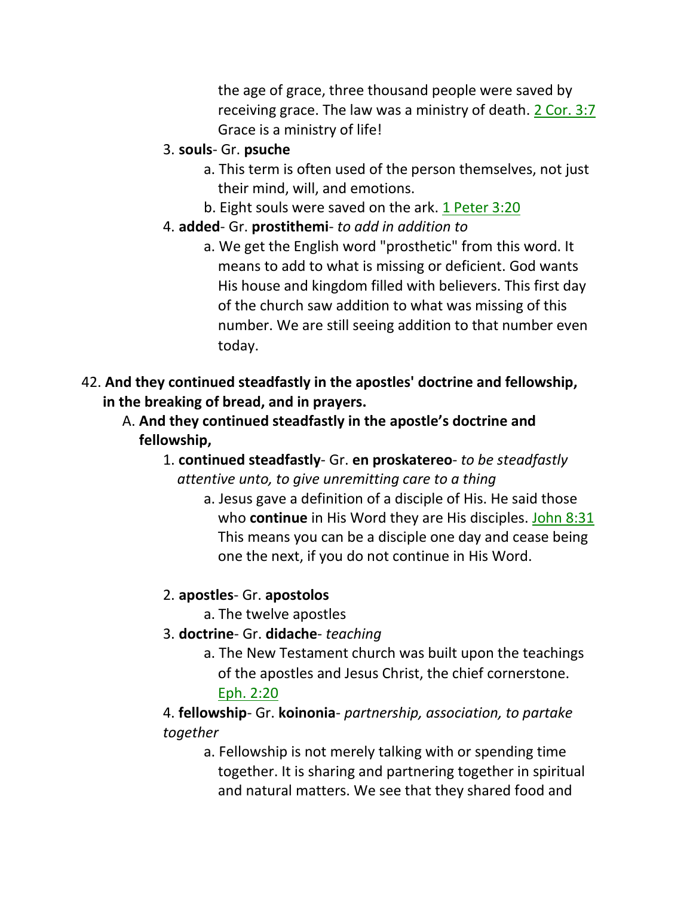the age of grace, three thousand people were saved by receiving grace. The law was a ministry of death. 2 Cor. 3:7 Grace is a ministry of life!

3. **souls**- Gr. **psuche**
    a. This term is often used of the person themselves, not just their mind, will, and emotions.
    b. Eight souls were saved on the ark. 1 Peter 3:20
4. **added**- Gr. **prostithemi**- *to add in addition to*
    a. We get the English word "prosthetic" from this word. It means to add to what is missing or deficient. God wants His house and kingdom filled with believers. This first day of the church saw addition to what was missing of this number. We are still seeing addition to that number even today.

42. **And they continued steadfastly in the apostles' doctrine and fellowship, in the breaking of bread, and in prayers.**

A. **And they continued steadfastly in the apostle's doctrine and fellowship,**

1. **continued steadfastly**- Gr. **en proskatereo**- *to be steadfastly attentive unto, to give unremitting care to a thing*
    a. Jesus gave a definition of a disciple of His. He said those who **continue** in His Word they are His disciples. John 8:31 This means you can be a disciple one day and cease being one the next, if you do not continue in His Word.
2. **apostles**- Gr. **apostolos**
    a. The twelve apostles
3. **doctrine**- Gr. **didache**- *teaching*
    a. The New Testament church was built upon the teachings of the apostles and Jesus Christ, the chief cornerstone. Eph. 2:20
4. **fellowship**- Gr. **koinonia**- *partnership, association, to partake together*
    a. Fellowship is not merely talking with or spending time together. It is sharing and partnering together in spiritual and natural matters. We see that they shared food and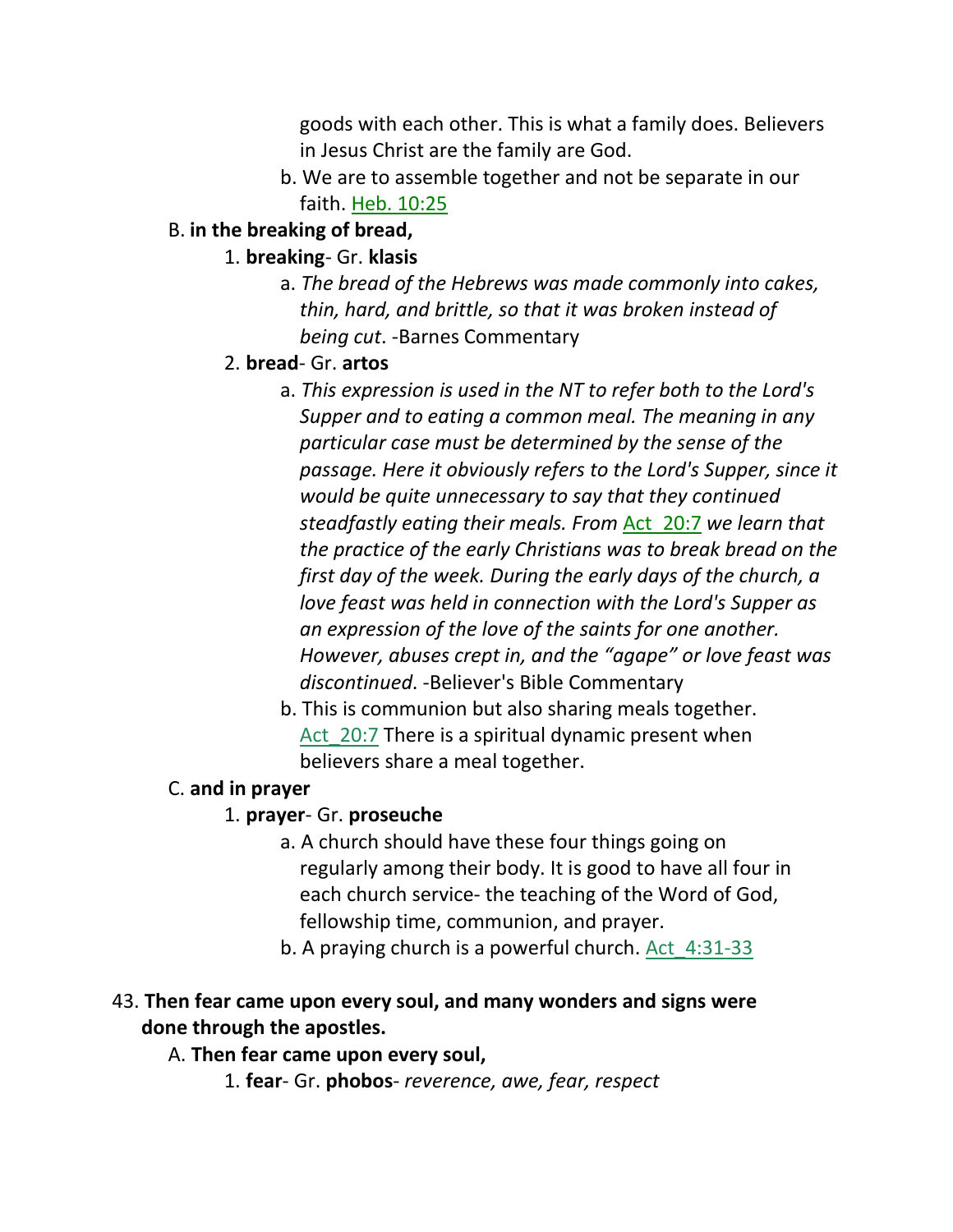goods with each other. This is what a family does. Believers in Jesus Christ are the family are God.

b. We are to assemble together and not be separate in our faith. Heb. 10:25

B. **in the breaking of bread,**

1. **breaking**- Gr. **klasis**

a. *The bread of the Hebrews was made commonly into cakes, thin, hard, and brittle, so that it was broken instead of being cut*. -Barnes Commentary

2. **bread**- Gr. **artos**

a. *This expression is used in the NT to refer both to the Lord's Supper and to eating a common meal. The meaning in any particular case must be determined by the sense of the passage. Here it obviously refers to the Lord's Supper, since it would be quite unnecessary to say that they continued steadfastly eating their meals. From* Act_20:7 *we learn that the practice of the early Christians was to break bread on the first day of the week. During the early days of the church, a love feast was held in connection with the Lord's Supper as an expression of the love of the saints for one another. However, abuses crept in, and the "agape" or love feast was discontinued*. -Believer's Bible Commentary

b. This is communion but also sharing meals together. Act_20:7 There is a spiritual dynamic present when believers share a meal together.

C. **and in prayer**

1. **prayer**- Gr. **proseuche**

a. A church should have these four things going on regularly among their body. It is good to have all four in each church service- the teaching of the Word of God, fellowship time, communion, and prayer.

b. A praying church is a powerful church. Act_4:31-33

43. **Then fear came upon every soul, and many wonders and signs were done through the apostles.**

A. **Then fear came upon every soul,**

1. **fear**- Gr. **phobos**- *reverence, awe, fear, respect*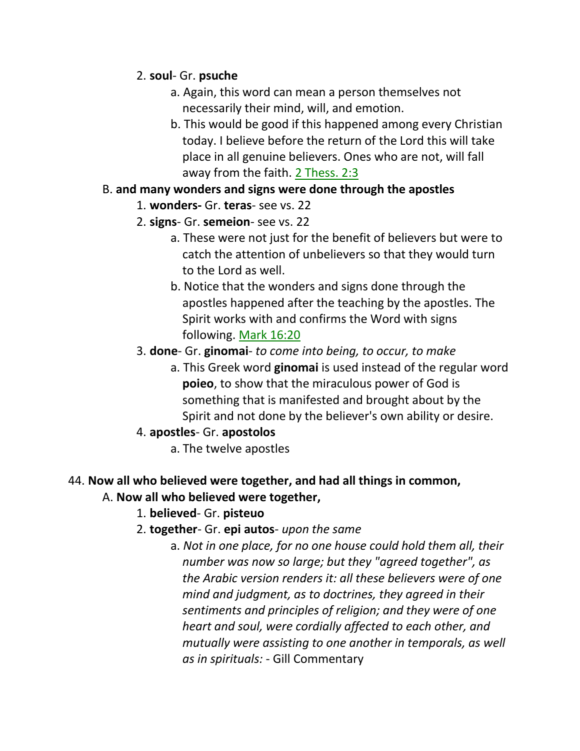2. **soul**- Gr. **psuche**

    a. Again, this word can mean a person themselves not necessarily their mind, will, and emotion.

    b. This would be good if this happened among every Christian today. I believe before the return of the Lord this will take place in all genuine believers. Ones who are not, will fall away from the faith. 2 Thess. 2:3

B. **and many wonders and signs were done through the apostles**

1. **wonders-** Gr. **teras**- see vs. 22

2. **signs**- Gr. **semeion**- see vs. 22

    a. These were not just for the benefit of believers but were to catch the attention of unbelievers so that they would turn to the Lord as well.

    b. Notice that the wonders and signs done through the apostles happened after the teaching by the apostles. The Spirit works with and confirms the Word with signs following. Mark 16:20

3. **done**- Gr. **ginomai**- *to come into being, to occur, to make*

    a. This Greek word **ginomai** is used instead of the regular word **poieo**, to show that the miraculous power of God is something that is manifested and brought about by the Spirit and not done by the believer's own ability or desire.

4. **apostles**- Gr. **apostolos**

    a. The twelve apostles

44. **Now all who believed were together, and had all things in common,**

A. **Now all who believed were together,**

1. **believed**- Gr. **pisteuo**

2. **together**- Gr. **epi autos**- *upon the same*

    a. *Not in one place, for no one house could hold them all, their number was now so large; but they "agreed together", as the Arabic version renders it: all these believers were of one mind and judgment, as to doctrines, they agreed in their sentiments and principles of religion; and they were of one heart and soul, were cordially affected to each other, and mutually were assisting to one another in temporals, as well as in spirituals:* - Gill Commentary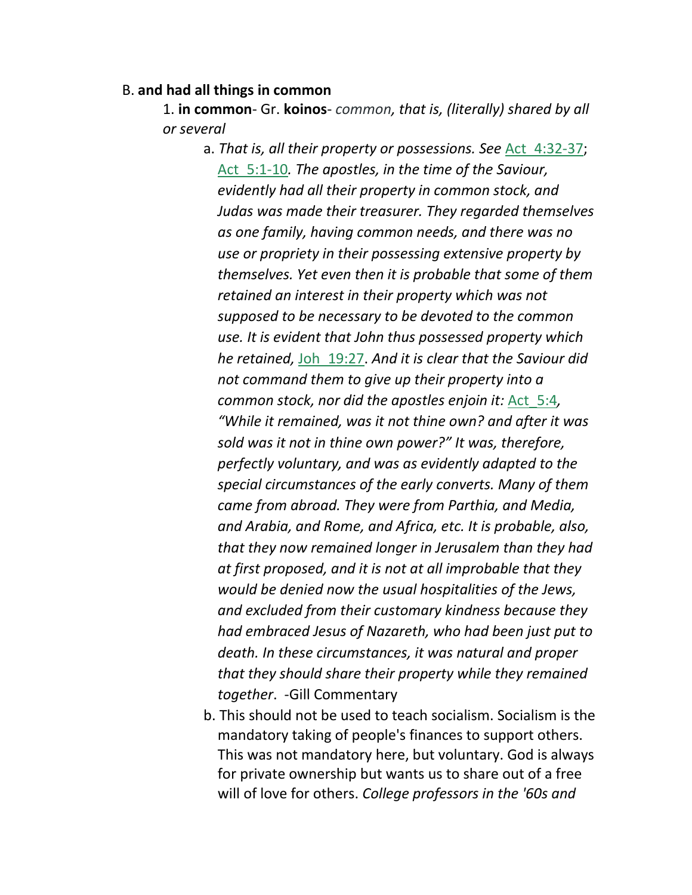B. **and had all things in common**

1. **in common**- Gr. **koinos**- *common, that is, (literally) shared by all or several*

   a. *That is, all their property or possessions. See* Act_4:32-37; Act_5:1-10*. The apostles, in the time of the Saviour, evidently had all their property in common stock, and Judas was made their treasurer. They regarded themselves as one family, having common needs, and there was no use or propriety in their possessing extensive property by themselves. Yet even then it is probable that some of them retained an interest in their property which was not supposed to be necessary to be devoted to the common use. It is evident that John thus possessed property which he retained,* Joh_19:27*. And it is clear that the Saviour did not command them to give up their property into a common stock, nor did the apostles enjoin it:* Act_5:4*, "While it remained, was it not thine own? and after it was sold was it not in thine own power?" It was, therefore, perfectly voluntary, and was as evidently adapted to the special circumstances of the early converts. Many of them came from abroad. They were from Parthia, and Media, and Arabia, and Rome, and Africa, etc. It is probable, also, that they now remained longer in Jerusalem than they had at first proposed, and it is not at all improbable that they would be denied now the usual hospitalities of the Jews, and excluded from their customary kindness because they had embraced Jesus of Nazareth, who had been just put to death. In these circumstances, it was natural and proper that they should share their property while they remained together*. -Gill Commentary

   b. This should not be used to teach socialism. Socialism is the mandatory taking of people's finances to support others. This was not mandatory here, but voluntary. God is always for private ownership but wants us to share out of a free will of love for others. *College professors in the '60s and*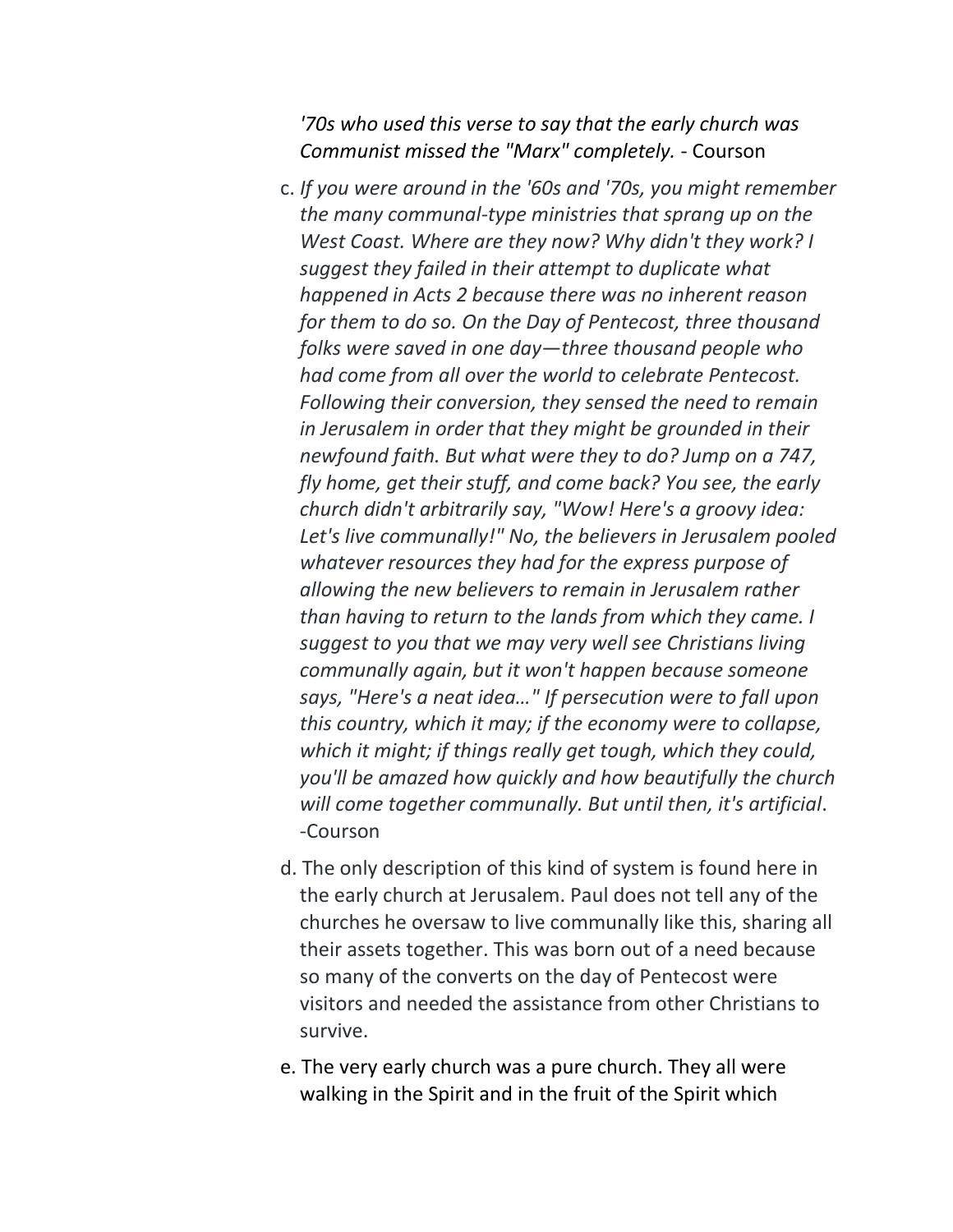*'70s who used this verse to say that the early church was Communist missed the "Marx" completely.* - Courson

c. *If you were around in the '60s and '70s, you might remember the many communal-type ministries that sprang up on the West Coast. Where are they now? Why didn't they work? I suggest they failed in their attempt to duplicate what happened in Acts 2 because there was no inherent reason for them to do so. On the Day of Pentecost, three thousand folks were saved in one day—three thousand people who had come from all over the world to celebrate Pentecost. Following their conversion, they sensed the need to remain in Jerusalem in order that they might be grounded in their newfound faith. But what were they to do? Jump on a 747, fly home, get their stuff, and come back? You see, the early church didn't arbitrarily say, "Wow! Here's a groovy idea: Let's live communally!" No, the believers in Jerusalem pooled whatever resources they had for the express purpose of allowing the new believers to remain in Jerusalem rather than having to return to the lands from which they came. I suggest to you that we may very well see Christians living communally again, but it won't happen because someone says, "Here's a neat idea…" If persecution were to fall upon this country, which it may; if the economy were to collapse, which it might; if things really get tough, which they could, you'll be amazed how quickly and how beautifully the church will come together communally. But until then, it's artificial*. -Courson

d. The only description of this kind of system is found here in the early church at Jerusalem. Paul does not tell any of the churches he oversaw to live communally like this, sharing all their assets together. This was born out of a need because so many of the converts on the day of Pentecost were visitors and needed the assistance from other Christians to survive.

e. The very early church was a pure church. They all were walking in the Spirit and in the fruit of the Spirit which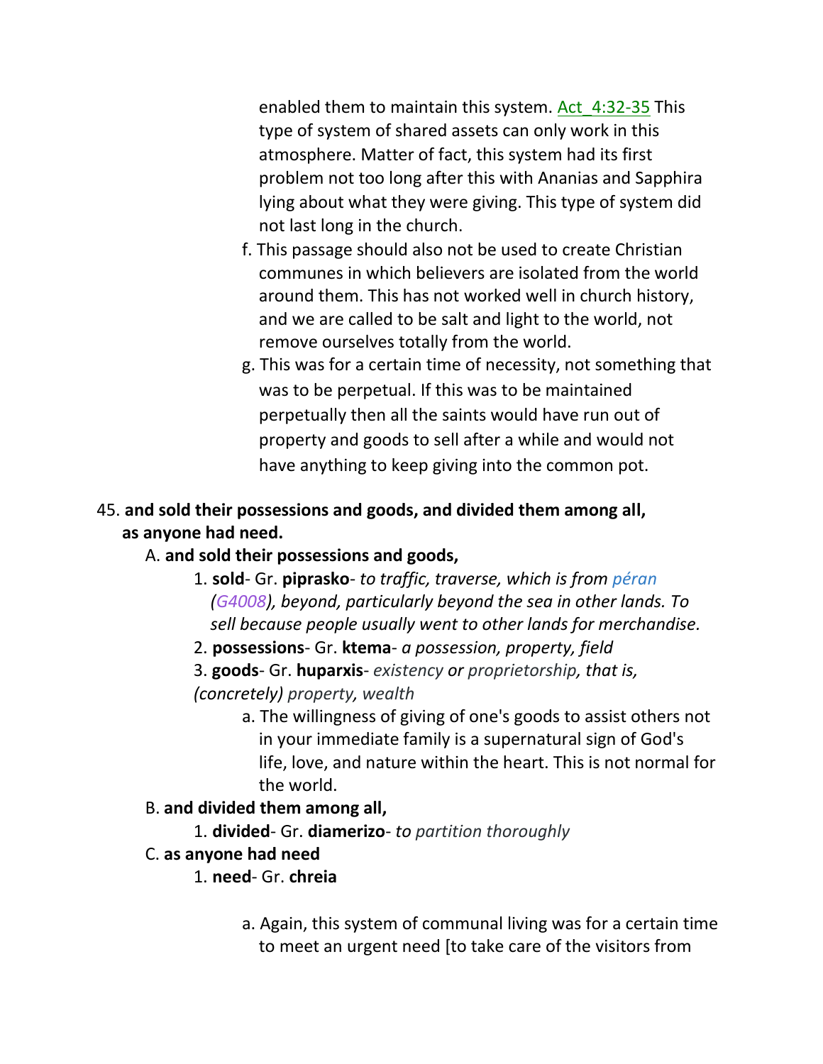enabled them to maintain this system. Act_4:32-35 This type of system of shared assets can only work in this atmosphere. Matter of fact, this system had its first problem not too long after this with Ananias and Sapphira lying about what they were giving. This type of system did not last long in the church.

f. This passage should also not be used to create Christian communes in which believers are isolated from the world around them. This has not worked well in church history, and we are called to be salt and light to the world, not remove ourselves totally from the world.

g. This was for a certain time of necessity, not something that was to be perpetual. If this was to be maintained perpetually then all the saints would have run out of property and goods to sell after a while and would not have anything to keep giving into the common pot.

45. **and sold their possessions and goods, and divided them among all, as anyone had need.**

A. **and sold their possessions and goods,**

1. **sold**- Gr. **piprasko**- *to traffic, traverse, which is from péran (G4008), beyond, particularly beyond the sea in other lands. To sell because people usually went to other lands for merchandise.*
2. **possessions**- Gr. **ktema**- *a possession, property, field*
3. **goods**- Gr. **huparxis**- *existency or proprietorship, that is, (concretely) property, wealth*

a. The willingness of giving of one's goods to assist others not in your immediate family is a supernatural sign of God's life, love, and nature within the heart. This is not normal for the world.

B. **and divided them among all,**

1. **divided**- Gr. **diamerizo**- *to partition thoroughly*

C. **as anyone had need**

1. **need**- Gr. **chreia**

a. Again, this system of communal living was for a certain time to meet an urgent need [to take care of the visitors from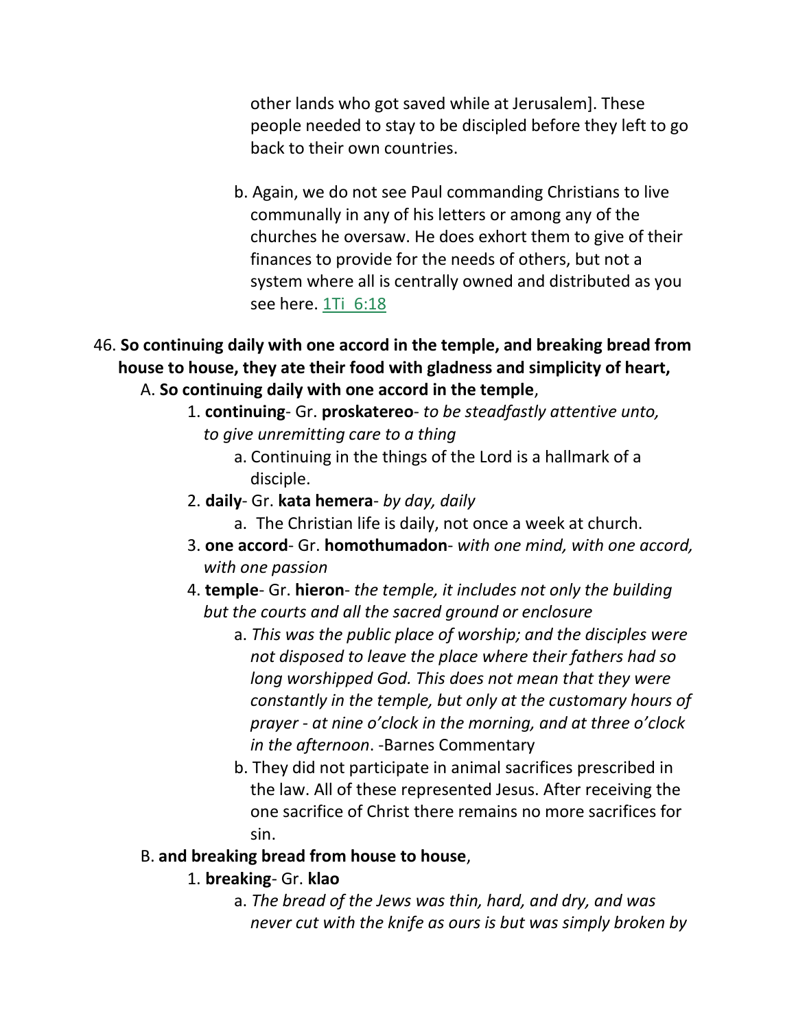other lands who got saved while at Jerusalem]. These people needed to stay to be discipled before they left to go back to their own countries.

b. Again, we do not see Paul commanding Christians to live communally in any of his letters or among any of the churches he oversaw. He does exhort them to give of their finances to provide for the needs of others, but not a system where all is centrally owned and distributed as you see here. 1Ti 6:18

46. **So continuing daily with one accord in the temple, and breaking bread from house to house, they ate their food with gladness and simplicity of heart,**

A. **So continuing daily with one accord in the temple**,

1. **continuing**- Gr. **proskatereo**- *to be steadfastly attentive unto, to give unremitting care to a thing*
   - a. Continuing in the things of the Lord is a hallmark of a disciple.
2. **daily**- Gr. **kata hemera**- *by day, daily*
   - a. The Christian life is daily, not once a week at church.
3. **one accord**- Gr. **homothumadon**- *with one mind, with one accord, with one passion*
4. **temple**- Gr. **hieron**- *the temple, it includes not only the building but the courts and all the sacred ground or enclosure*
   - a. *This was the public place of worship; and the disciples were not disposed to leave the place where their fathers had so long worshipped God. This does not mean that they were constantly in the temple, but only at the customary hours of prayer - at nine o'clock in the morning, and at three o'clock in the afternoon*. -Barnes Commentary
   - b. They did not participate in animal sacrifices prescribed in the law. All of these represented Jesus. After receiving the one sacrifice of Christ there remains no more sacrifices for sin.

B. **and breaking bread from house to house**,

1. **breaking**- Gr. **klao**
   - a. *The bread of the Jews was thin, hard, and dry, and was never cut with the knife as ours is but was simply broken by*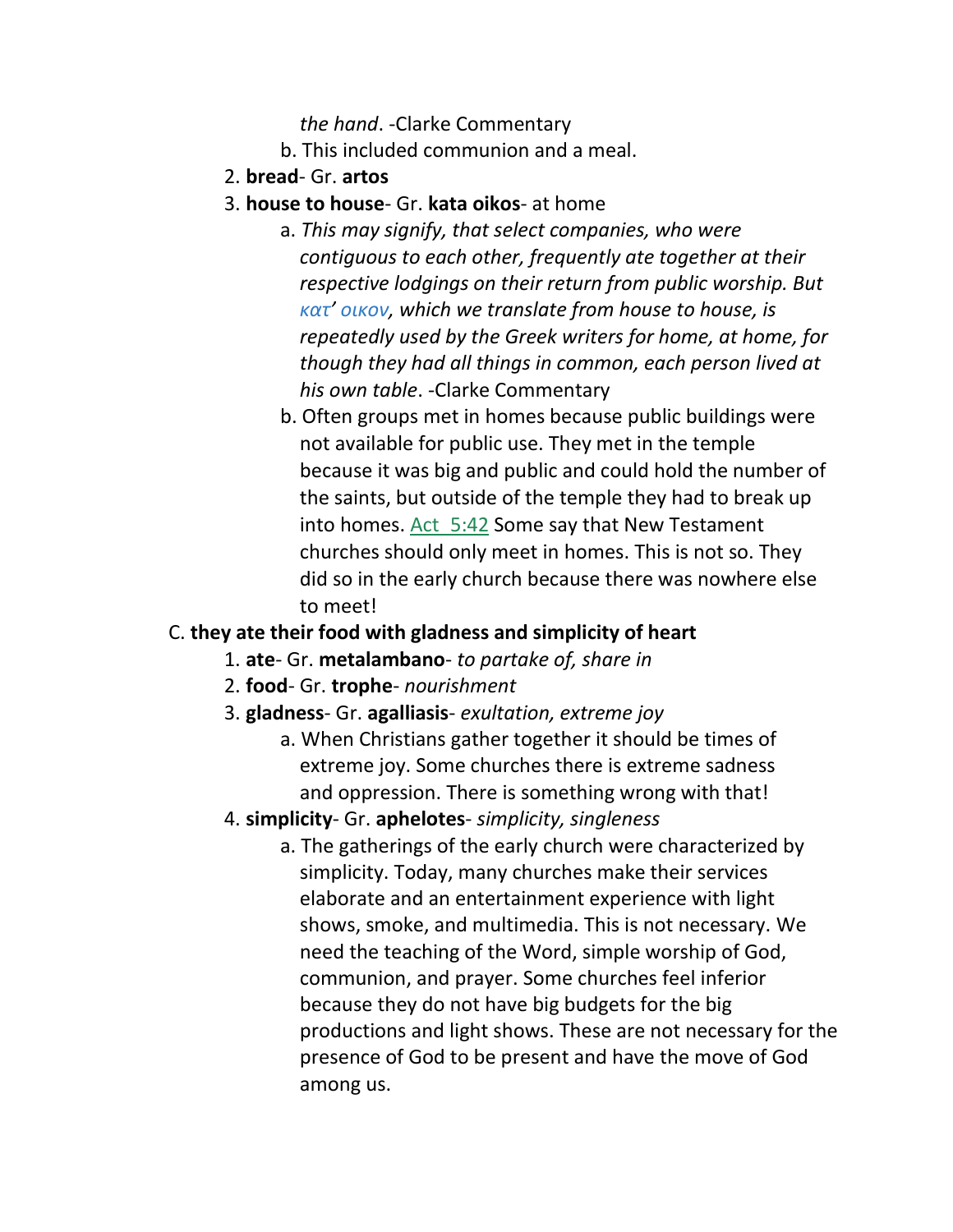*the hand*. -Clarke Commentary

b. This included communion and a meal.

2. **bread**- Gr. **artos**

3. **house to house**- Gr. **kata oikos**- at home

    a. *This may signify, that select companies, who were contiguous to each other, frequently ate together at their respective lodgings on their return from public worship. But κατ' οικον, which we translate from house to house, is repeatedly used by the Greek writers for home, at home, for though they had all things in common, each person lived at his own table*. -Clarke Commentary

    b. Often groups met in homes because public buildings were not available for public use. They met in the temple because it was big and public and could hold the number of the saints, but outside of the temple they had to break up into homes. Act 5:42 Some say that New Testament churches should only meet in homes. This is not so. They did so in the early church because there was nowhere else to meet!

C. **they ate their food with gladness and simplicity of heart**

1. **ate**- Gr. **metalambano**- *to partake of, share in*

2. **food**- Gr. **trophe**- *nourishment*

3. **gladness**- Gr. **agalliasis**- *exultation, extreme joy*

    a. When Christians gather together it should be times of extreme joy. Some churches there is extreme sadness and oppression. There is something wrong with that!

4. **simplicity**- Gr. **aphelotes**- *simplicity, singleness*

    a. The gatherings of the early church were characterized by simplicity. Today, many churches make their services elaborate and an entertainment experience with light shows, smoke, and multimedia. This is not necessary. We need the teaching of the Word, simple worship of God, communion, and prayer. Some churches feel inferior because they do not have big budgets for the big productions and light shows. These are not necessary for the presence of God to be present and have the move of God among us.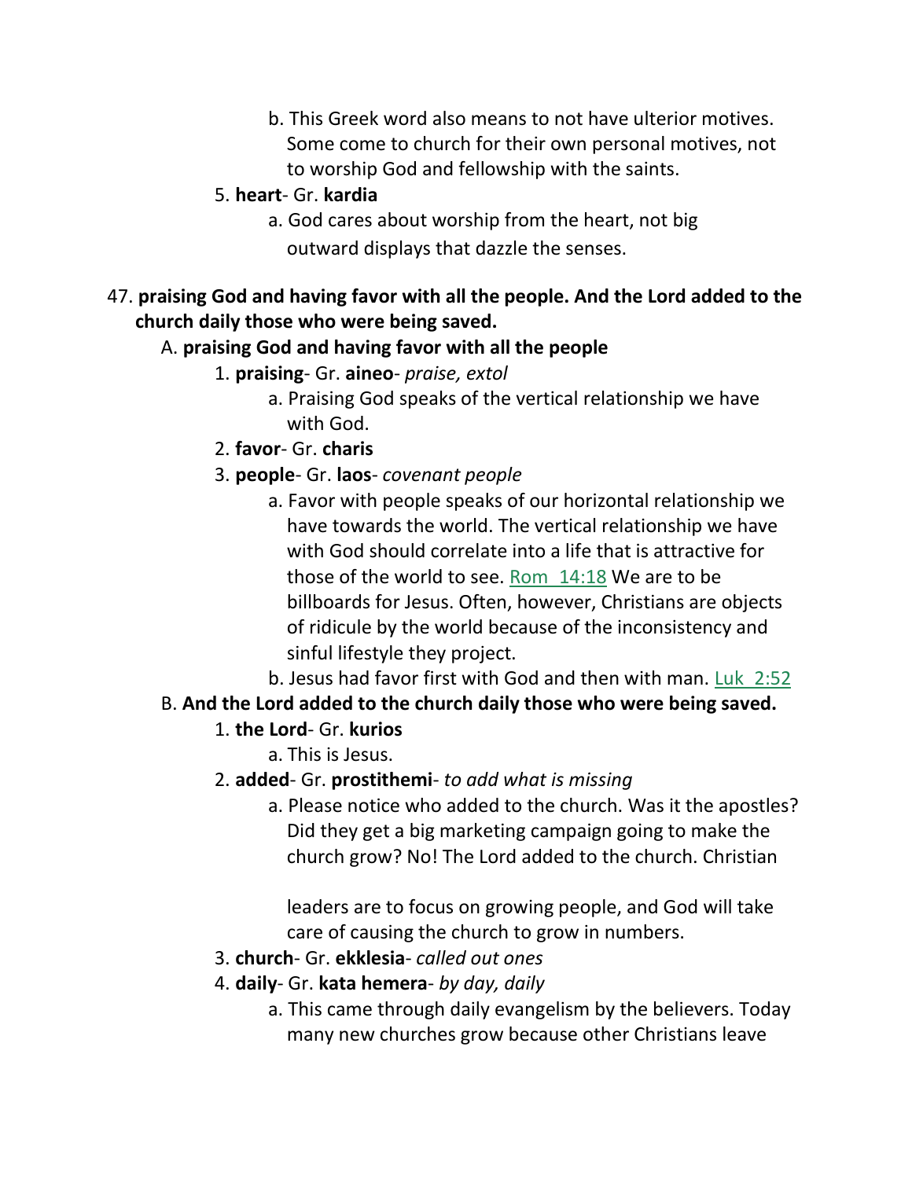b. This Greek word also means to not have ulterior motives. Some come to church for their own personal motives, not to worship God and fellowship with the saints.

5. **heart**- Gr. **kardia**

   a. God cares about worship from the heart, not big outward displays that dazzle the senses.

47. **praising God and having favor with all the people. And the Lord added to the church daily those who were being saved.**

   A. **praising God and having favor with all the people**

      1. **praising**- Gr. **aineo**- *praise, extol*

         a. Praising God speaks of the vertical relationship we have with God.

      2. **favor**- Gr. **charis**

      3. **people**- Gr. **laos**- *covenant people*

         a. Favor with people speaks of our horizontal relationship we have towards the world. The vertical relationship we have with God should correlate into a life that is attractive for those of the world to see. Rom 14:18 We are to be billboards for Jesus. Often, however, Christians are objects of ridicule by the world because of the inconsistency and sinful lifestyle they project.

         b. Jesus had favor first with God and then with man. Luk 2:52

   B. **And the Lord added to the church daily those who were being saved.**

      1. **the Lord**- Gr. **kurios**

         a. This is Jesus.

      2. **added**- Gr. **prostithemi**- *to add what is missing*

         a. Please notice who added to the church. Was it the apostles? Did they get a big marketing campaign going to make the church grow? No! The Lord added to the church. Christian leaders are to focus on growing people, and God will take care of causing the church to grow in numbers.

      3. **church**- Gr. **ekklesia**- *called out ones*

      4. **daily**- Gr. **kata hemera**- *by day, daily*

         a. This came through daily evangelism by the believers. Today many new churches grow because other Christians leave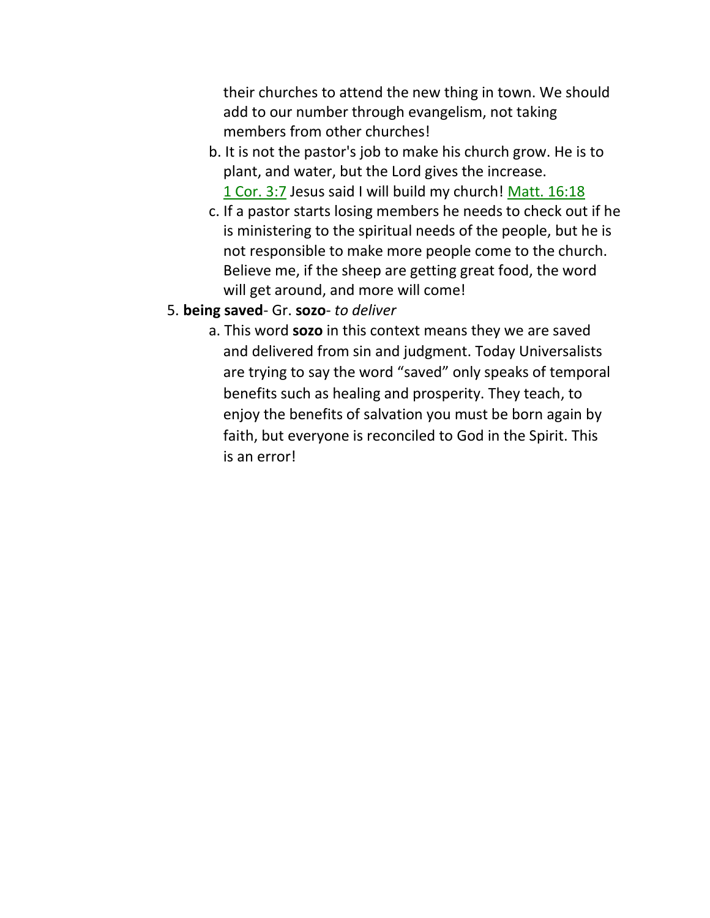their churches to attend the new thing in town. We should add to our number through evangelism, not taking members from other churches!

   b. It is not the pastor's job to make his church grow. He is to plant, and water, but the Lord gives the increase. 1 Cor. 3:7 Jesus said I will build my church! Matt. 16:18
   c. If a pastor starts losing members he needs to check out if he is ministering to the spiritual needs of the people, but he is not responsible to make more people come to the church. Believe me, if the sheep are getting great food, the word will get around, and more will come!

5. **being saved**- Gr. **sozo**- *to deliver*
   a. This word **sozo** in this context means they we are saved and delivered from sin and judgment. Today Universalists are trying to say the word "saved" only speaks of temporal benefits such as healing and prosperity. They teach, to enjoy the benefits of salvation you must be born again by faith, but everyone is reconciled to God in the Spirit. This is an error!